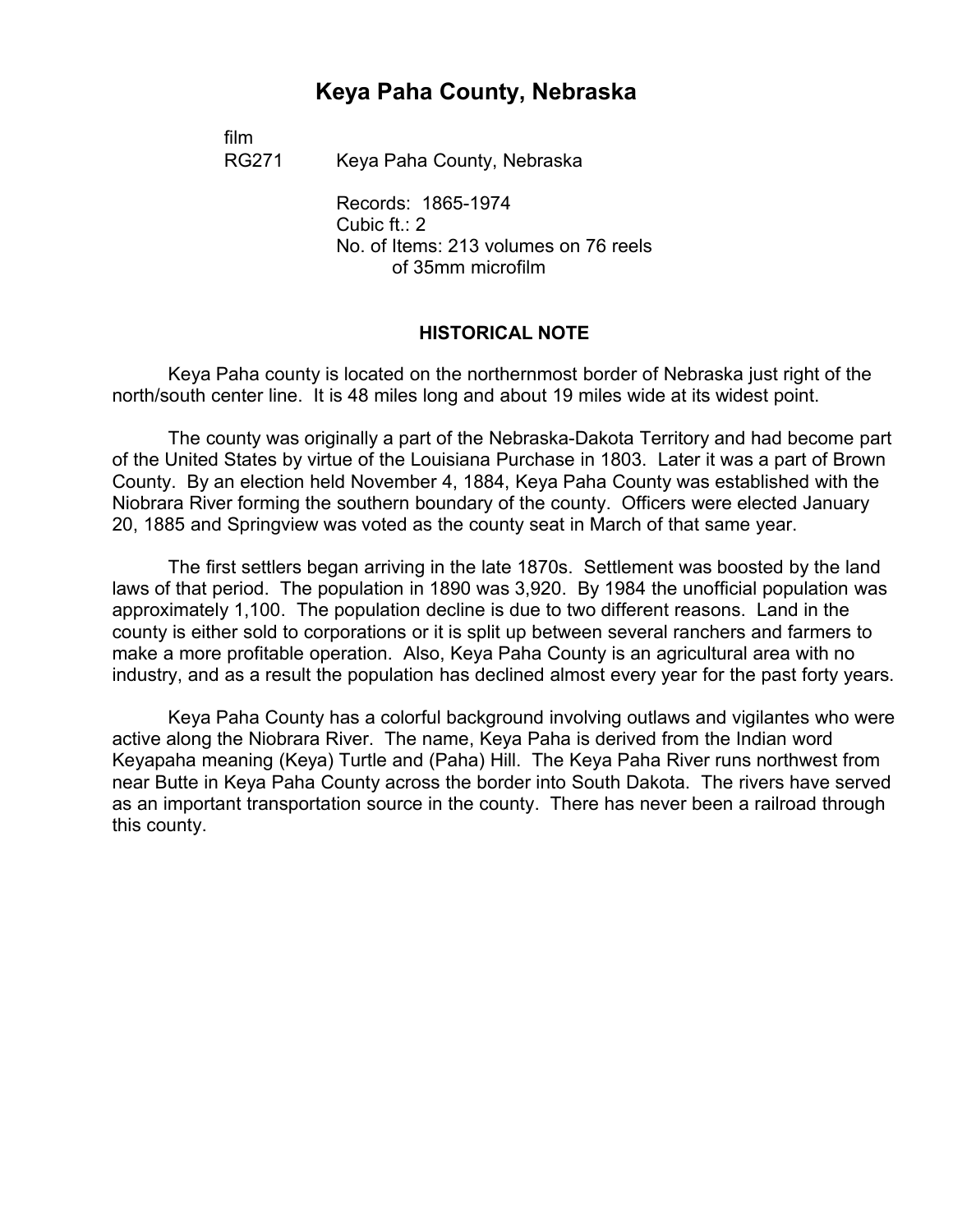# Keya Paha County, Nebraska

film
RG271 Keya Paha County, Nebraska

Records: 1865-1974
Cubic ft.: 2
No. of Items: 213 volumes on 76 reels of 35mm microfilm

## HISTORICAL NOTE

Keya Paha county is located on the northernmost border of Nebraska just right of the north/south center line. It is 48 miles long and about 19 miles wide at its widest point.

The county was originally a part of the Nebraska-Dakota Territory and had become part of the United States by virtue of the Louisiana Purchase in 1803. Later it was a part of Brown County. By an election held November 4, 1884, Keya Paha County was established with the Niobrara River forming the southern boundary of the county. Officers were elected January 20, 1885 and Springview was voted as the county seat in March of that same year.

The first settlers began arriving in the late 1870s. Settlement was boosted by the land laws of that period. The population in 1890 was 3,920. By 1984 the unofficial population was approximately 1,100. The population decline is due to two different reasons. Land in the county is either sold to corporations or it is split up between several ranchers and farmers to make a more profitable operation. Also, Keya Paha County is an agricultural area with no industry, and as a result the population has declined almost every year for the past forty years.

Keya Paha County has a colorful background involving outlaws and vigilantes who were active along the Niobrara River. The name, Keya Paha is derived from the Indian word Keyapaha meaning (Keya) Turtle and (Paha) Hill. The Keya Paha River runs northwest from near Butte in Keya Paha County across the border into South Dakota. The rivers have served as an important transportation source in the county. There has never been a railroad through this county.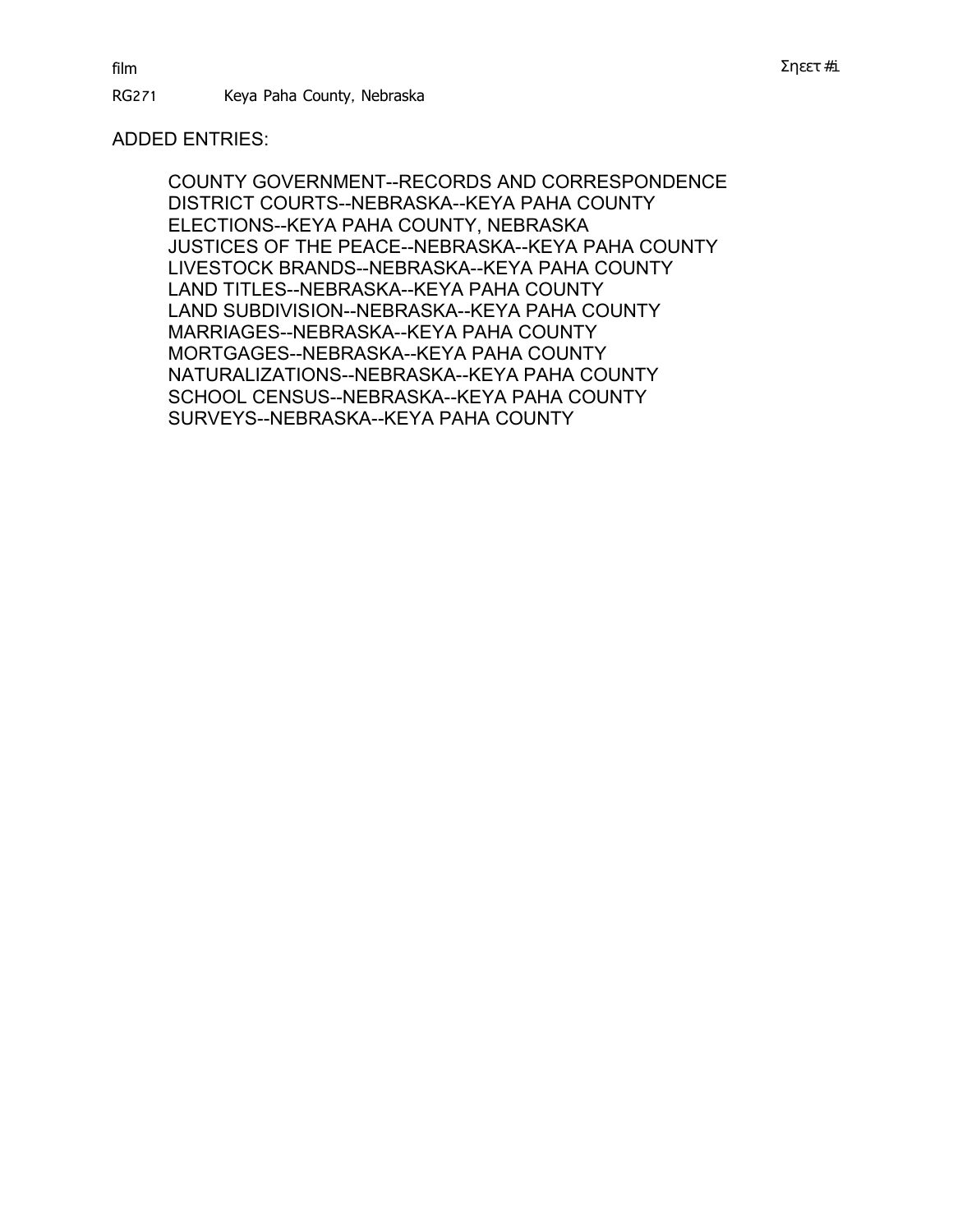film

RG271 Keya Paha County, Nebraska

ADDED ENTRIES:

COUNTY GOVERNMENT--RECORDS AND CORRESPONDENCE
DISTRICT COURTS--NEBRASKA--KEYA PAHA COUNTY
ELECTIONS--KEYA PAHA COUNTY, NEBRASKA
JUSTICES OF THE PEACE--NEBRASKA--KEYA PAHA COUNTY
LIVESTOCK BRANDS--NEBRASKA--KEYA PAHA COUNTY
LAND TITLES--NEBRASKA--KEYA PAHA COUNTY
LAND SUBDIVISION--NEBRASKA--KEYA PAHA COUNTY
MARRIAGES--NEBRASKA--KEYA PAHA COUNTY
MORTGAGES--NEBRASKA--KEYA PAHA COUNTY
NATURALIZATIONS--NEBRASKA--KEYA PAHA COUNTY
SCHOOL CENSUS--NEBRASKA--KEYA PAHA COUNTY
SURVEYS--NEBRASKA--KEYA PAHA COUNTY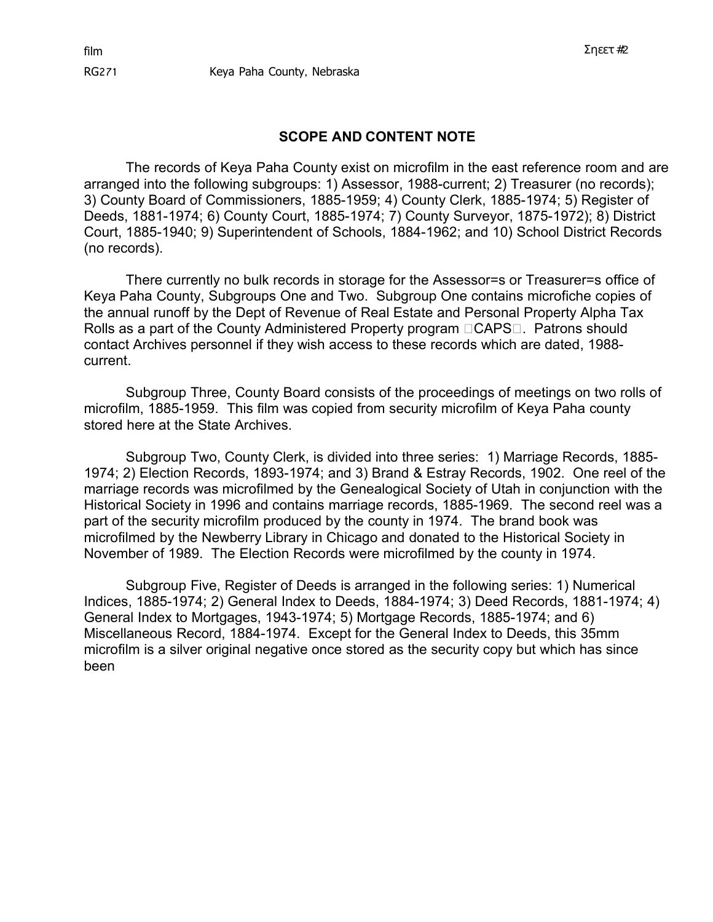## SCOPE AND CONTENT NOTE

The records of Keya Paha County exist on microfilm in the east reference room and are arranged into the following subgroups: 1) Assessor, 1988-current; 2) Treasurer (no records); 3) County Board of Commissioners, 1885-1959; 4) County Clerk, 1885-1974; 5) Register of Deeds, 1881-1974; 6) County Court, 1885-1974; 7) County Surveyor, 1875-1972); 8) District Court, 1885-1940; 9) Superintendent of Schools, 1884-1962; and 10) School District Records (no records).

There currently no bulk records in storage for the Assessor=s or Treasurer=s office of Keya Paha County, Subgroups One and Two. Subgroup One contains microfiche copies of the annual runoff by the Dept of Revenue of Real Estate and Personal Property Alpha Tax Rolls as a part of the County Administered Property program CAPS. Patrons should contact Archives personnel if they wish access to these records which are dated, 1988-current.

Subgroup Three, County Board consists of the proceedings of meetings on two rolls of microfilm, 1885-1959. This film was copied from security microfilm of Keya Paha county stored here at the State Archives.

Subgroup Two, County Clerk, is divided into three series: 1) Marriage Records, 1885-1974; 2) Election Records, 1893-1974; and 3) Brand & Estray Records, 1902. One reel of the marriage records was microfilmed by the Genealogical Society of Utah in conjunction with the Historical Society in 1996 and contains marriage records, 1885-1969. The second reel was a part of the security microfilm produced by the county in 1974. The brand book was microfilmed by the Newberry Library in Chicago and donated to the Historical Society in November of 1989. The Election Records were microfilmed by the county in 1974.

Subgroup Five, Register of Deeds is arranged in the following series: 1) Numerical Indices, 1885-1974; 2) General Index to Deeds, 1884-1974; 3) Deed Records, 1881-1974; 4) General Index to Mortgages, 1943-1974; 5) Mortgage Records, 1885-1974; and 6) Miscellaneous Record, 1884-1974. Except for the General Index to Deeds, this 35mm microfilm is a silver original negative once stored as the security copy but which has since been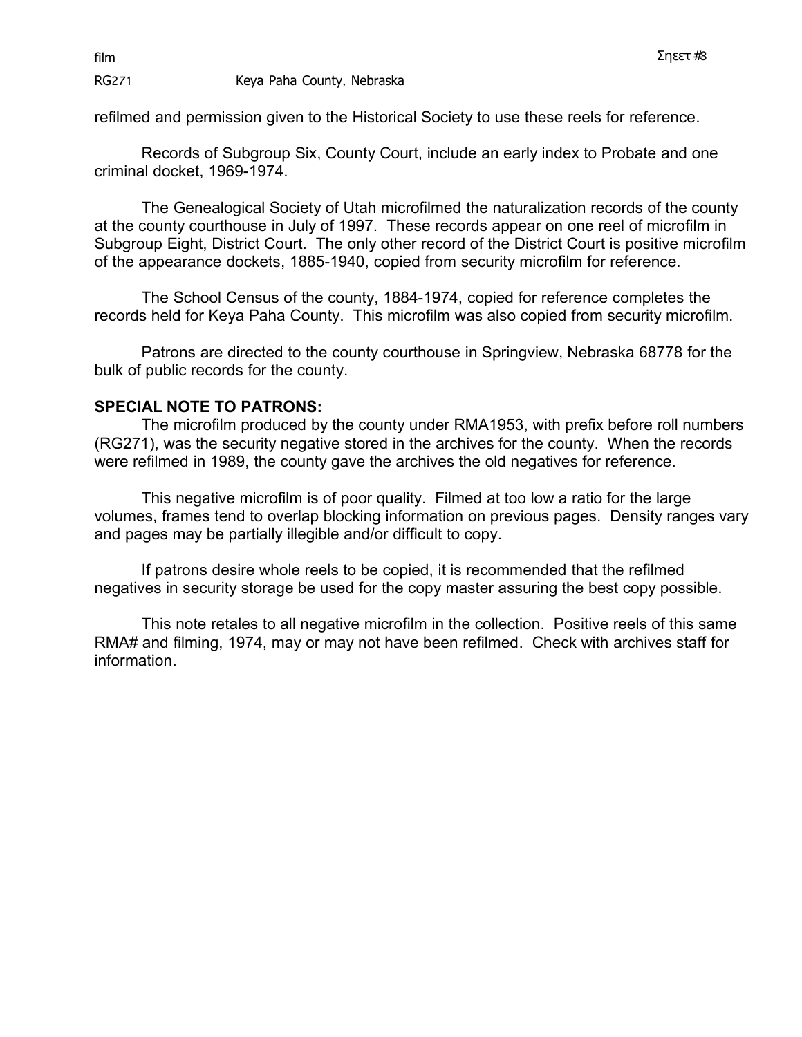refilmed and permission given to the Historical Society to use these reels for reference.

Records of Subgroup Six, County Court, include an early index to Probate and one criminal docket, 1969-1974.

The Genealogical Society of Utah microfilmed the naturalization records of the county at the county courthouse in July of 1997. These records appear on one reel of microfilm in Subgroup Eight, District Court. The only other record of the District Court is positive microfilm of the appearance dockets, 1885-1940, copied from security microfilm for reference.

The School Census of the county, 1884-1974, copied for reference completes the records held for Keya Paha County. This microfilm was also copied from security microfilm.

Patrons are directed to the county courthouse in Springview, Nebraska 68778 for the bulk of public records for the county.

**SPECIAL NOTE TO PATRONS:**

The microfilm produced by the county under RMA1953, with prefix before roll numbers (RG271), was the security negative stored in the archives for the county. When the records were refilmed in 1989, the county gave the archives the old negatives for reference.

This negative microfilm is of poor quality. Filmed at too low a ratio for the large volumes, frames tend to overlap blocking information on previous pages. Density ranges vary and pages may be partially illegible and/or difficult to copy.

If patrons desire whole reels to be copied, it is recommended that the refilmed negatives in security storage be used for the copy master assuring the best copy possible.

This note retales to all negative microfilm in the collection. Positive reels of this same RMA# and filming, 1974, may or may not have been refilmed. Check with archives staff for information.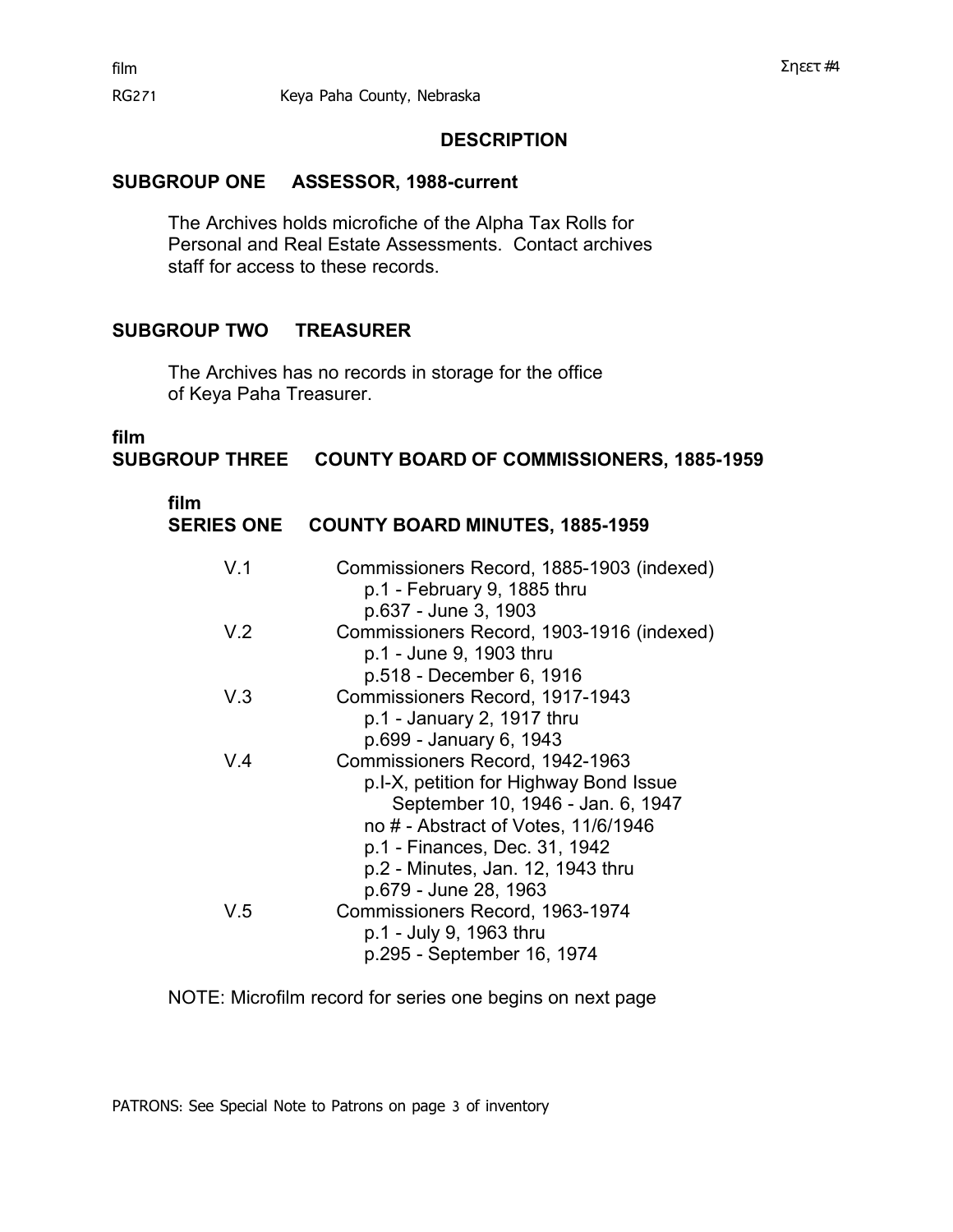# DESCRIPTION

## SUBGROUP ONE ASSESSOR, 1988-current

The Archives holds microfiche of the Alpha Tax Rolls for Personal and Real Estate Assessments. Contact archives staff for access to these records.

## SUBGROUP TWO TREASURER

The Archives has no records in storage for the office of Keya Paha Treasurer.

**film**

## SUBGROUP THREE COUNTY BOARD OF COMMISSIONERS, 1885-1959

**film**

### SERIES ONE COUNTY BOARD MINUTES, 1885-1959

V.1 Commissioners Record, 1885-1903 (indexed)
- p.1 - February 9, 1885 thru
- p.637 - June 3, 1903

V.2 Commissioners Record, 1903-1916 (indexed)
- p.1 - June 9, 1903 thru
- p.518 - December 6, 1916

V.3 Commissioners Record, 1917-1943
- p.1 - January 2, 1917 thru
- p.699 - January 6, 1943

V.4 Commissioners Record, 1942-1963
- p.I-X, petition for Highway Bond Issue September 10, 1946 - Jan. 6, 1947
- no # - Abstract of Votes, 11/6/1946
- p.1 - Finances, Dec. 31, 1942
- p.2 - Minutes, Jan. 12, 1943 thru
- p.679 - June 28, 1963

V.5 Commissioners Record, 1963-1974
- p.1 - July 9, 1963 thru
- p.295 - September 16, 1974

NOTE: Microfilm record for series one begins on next page

PATRONS: See Special Note to Patrons on page 3 of inventory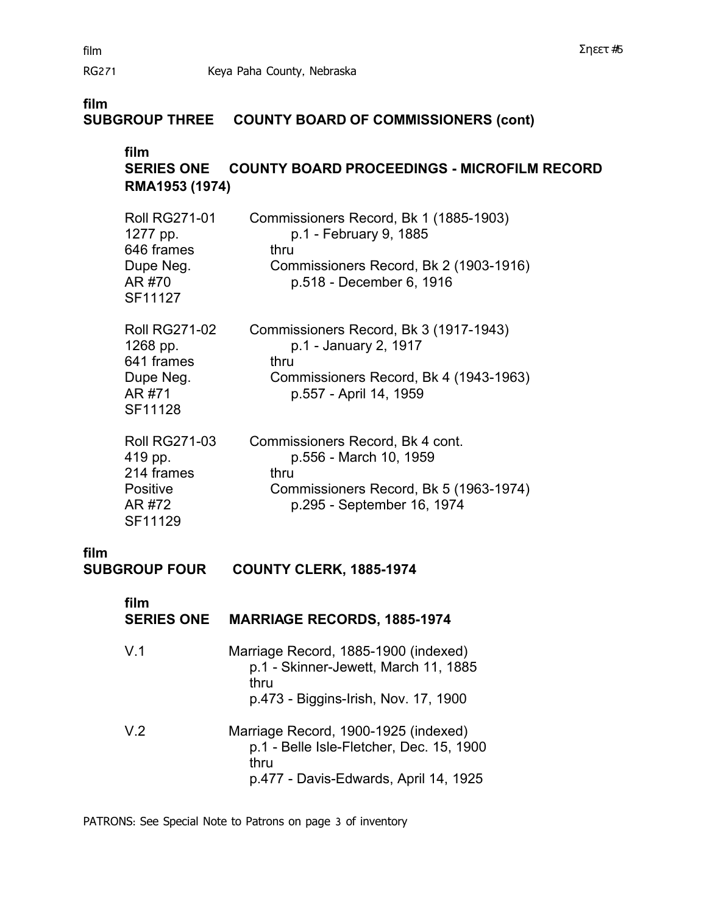**film**
## SUBGROUP THREE COUNTY BOARD OF COMMISSIONERS (cont)

**film**
### SERIES ONE COUNTY BOARD PROCEEDINGS - MICROFILM RECORD RMA1953 (1974)

| | |
|---|---|
| Roll RG271-01<br>1277 pp.<br>646 frames<br>Dupe Neg.<br>AR #70<br>SF11127 | Commissioners Record, Bk 1 (1885-1903)<br>p.1 - February 9, 1885<br>thru<br>Commissioners Record, Bk 2 (1903-1916)<br>p.518 - December 6, 1916 |
| Roll RG271-02<br>1268 pp.<br>641 frames<br>Dupe Neg.<br>AR #71<br>SF11128 | Commissioners Record, Bk 3 (1917-1943)<br>p.1 - January 2, 1917<br>thru<br>Commissioners Record, Bk 4 (1943-1963)<br>p.557 - April 14, 1959 |
| Roll RG271-03<br>419 pp.<br>214 frames<br>Positive<br>AR #72<br>SF11129 | Commissioners Record, Bk 4 cont.<br>p.556 - March 10, 1959<br>thru<br>Commissioners Record, Bk 5 (1963-1974)<br>p.295 - September 16, 1974 |

**film**
## SUBGROUP FOUR COUNTY CLERK, 1885-1974

**film**
### SERIES ONE MARRIAGE RECORDS, 1885-1974

| | |
|---|---|
| V.1 | Marriage Record, 1885-1900 (indexed)<br>p.1 - Skinner-Jewett, March 11, 1885<br>thru<br>p.473 - Biggins-Irish, Nov. 17, 1900 |
| V.2 | Marriage Record, 1900-1925 (indexed)<br>p.1 - Belle Isle-Fletcher, Dec. 15, 1900<br>thru<br>p.477 - Davis-Edwards, April 14, 1925 |

PATRONS: See Special Note to Patrons on page 3 of inventory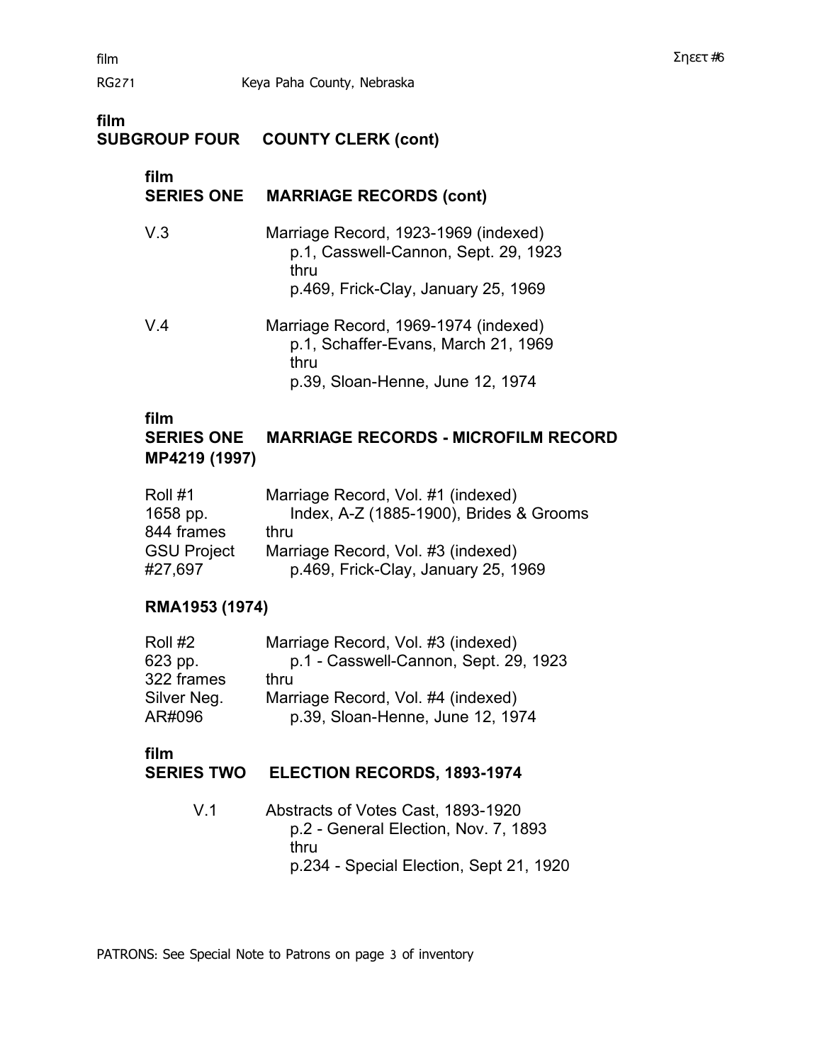**film**
**SUBGROUP FOUR COUNTY CLERK (cont)**

**film**
**SERIES ONE MARRIAGE RECORDS (cont)**

V.3 Marriage Record, 1923-1969 (indexed)
p.1, Casswell-Cannon, Sept. 29, 1923
thru
p.469, Frick-Clay, January 25, 1969

V.4 Marriage Record, 1969-1974 (indexed)
p.1, Schaffer-Evans, March 21, 1969
thru
p.39, Sloan-Henne, June 12, 1974

**film**
**SERIES ONE MARRIAGE RECORDS - MICROFILM RECORD**
**MP4219 (1997)**

| | |
|---|---|
| Roll #1 | Marriage Record, Vol. #1 (indexed) |
| 1658 pp. | Index, A-Z (1885-1900), Brides & Grooms |
| 844 frames | thru |
| GSU Project | Marriage Record, Vol. #3 (indexed) |
| #27,697 | p.469, Frick-Clay, January 25, 1969 |

**RMA1953 (1974)**

| | |
|---|---|
| Roll #2 | Marriage Record, Vol. #3 (indexed) |
| 623 pp. | p.1 - Casswell-Cannon, Sept. 29, 1923 |
| 322 frames | thru |
| Silver Neg. | Marriage Record, Vol. #4 (indexed) |
| AR#096 | p.39, Sloan-Henne, June 12, 1974 |

**film**
**SERIES TWO ELECTION RECORDS, 1893-1974**

V.1 Abstracts of Votes Cast, 1893-1920
p.2 - General Election, Nov. 7, 1893
thru
p.234 - Special Election, Sept 21, 1920

PATRONS: See Special Note to Patrons on page 3 of inventory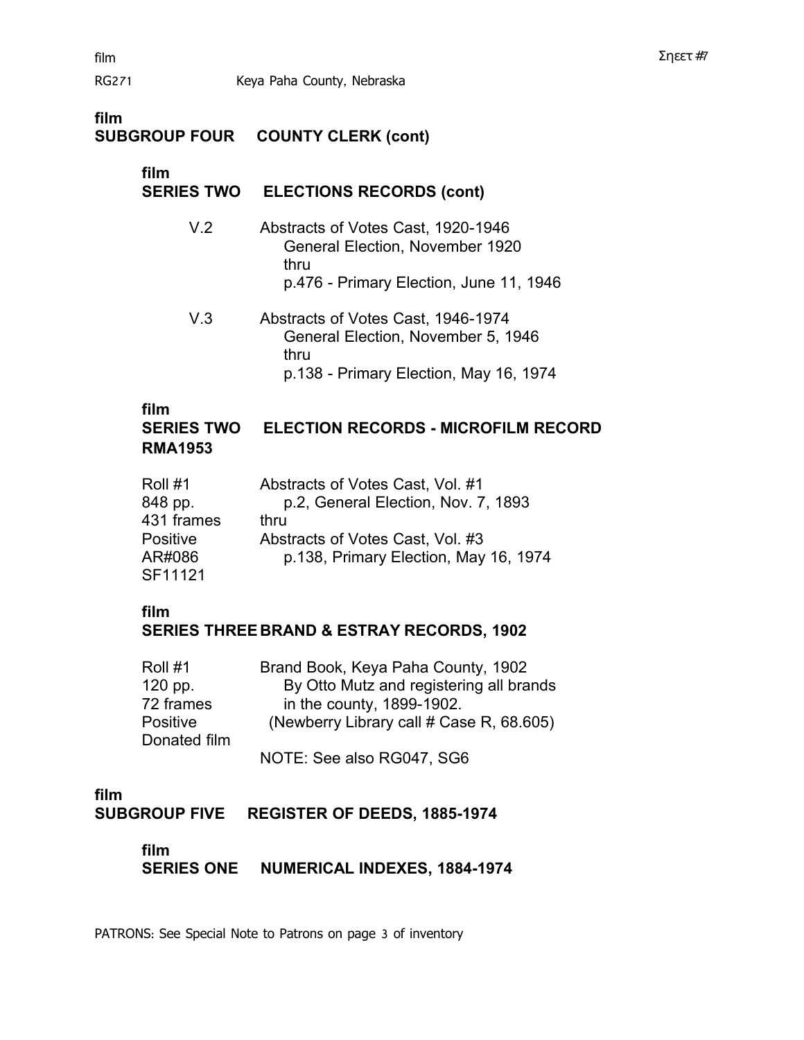**film**
**SUBGROUP FOUR COUNTY CLERK (cont)**

**film**
**SERIES TWO ELECTIONS RECORDS (cont)**

V.2 Abstracts of Votes Cast, 1920-1946
General Election, November 1920
thru
p.476 - Primary Election, June 11, 1946

V.3 Abstracts of Votes Cast, 1946-1974
General Election, November 5, 1946
thru
p.138 - Primary Election, May 16, 1974

**film**
**SERIES TWO ELECTION RECORDS - MICROFILM RECORD**
**RMA1953**

| | |
|---|---|
| Roll #1<br>848 pp.<br>431 frames<br>Positive<br>AR#086<br>SF11121 | Abstracts of Votes Cast, Vol. #1<br>p.2, General Election, Nov. 7, 1893<br>thru<br>Abstracts of Votes Cast, Vol. #3<br>p.138, Primary Election, May 16, 1974 |

**film**
**SERIES THREE BRAND & ESTRAY RECORDS, 1902**

| | |
|---|---|
| Roll #1<br>120 pp.<br>72 frames<br>Positive<br>Donated film | Brand Book, Keya Paha County, 1902<br>By Otto Mutz and registering all brands<br>in the county, 1899-1902.<br>(Newberry Library call # Case R, 68.605)<br><br>NOTE: See also RG047, SG6 |

**film**
**SUBGROUP FIVE REGISTER OF DEEDS, 1885-1974**

**film**
**SERIES ONE NUMERICAL INDEXES, 1884-1974**

PATRONS: See Special Note to Patrons on page 3 of inventory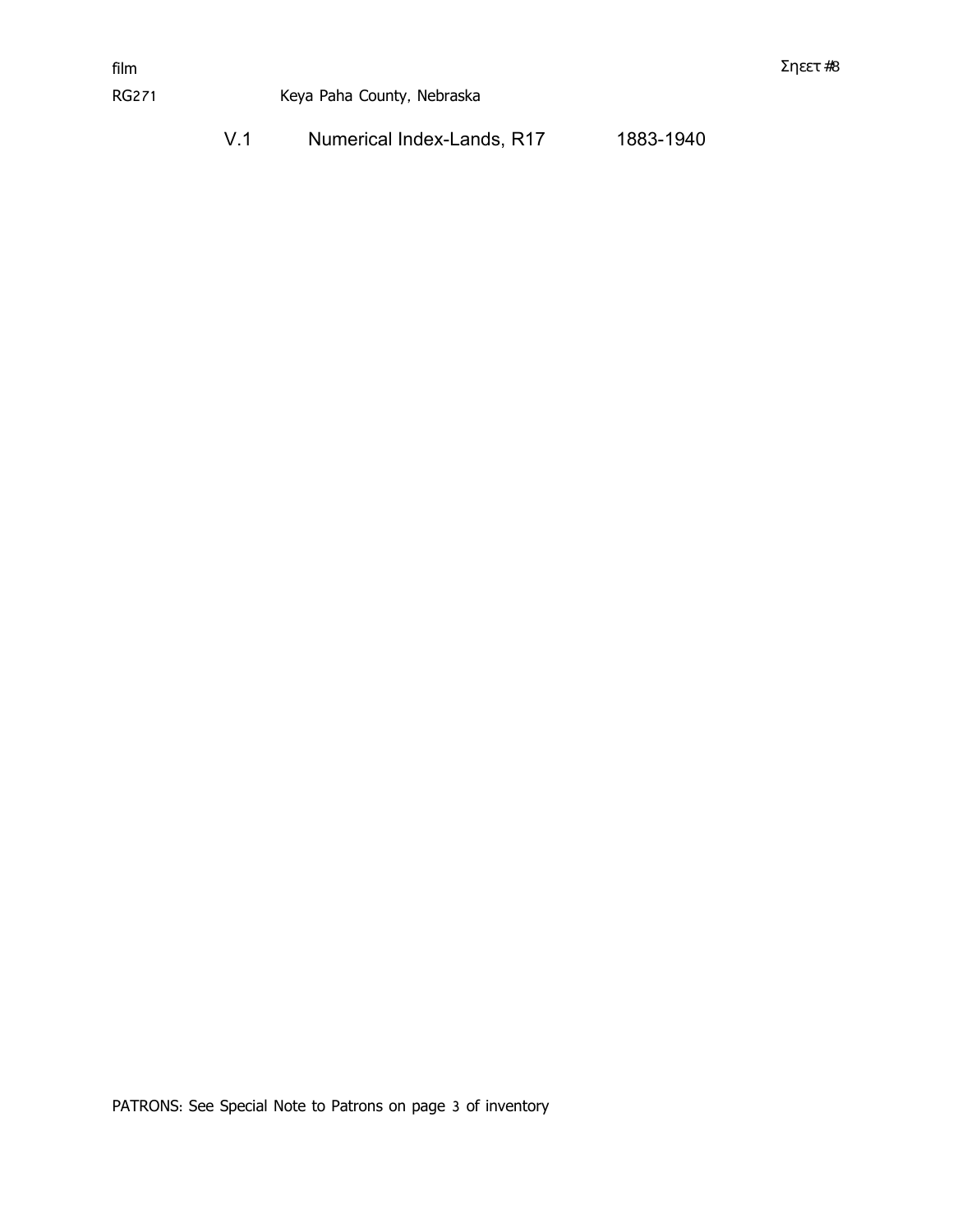film

RG271 Keya Paha County, Nebraska

Σηεετ #8

V.1 Numerical Index-Lands, R17 1883-1940

PATRONS: See Special Note to Patrons on page 3 of inventory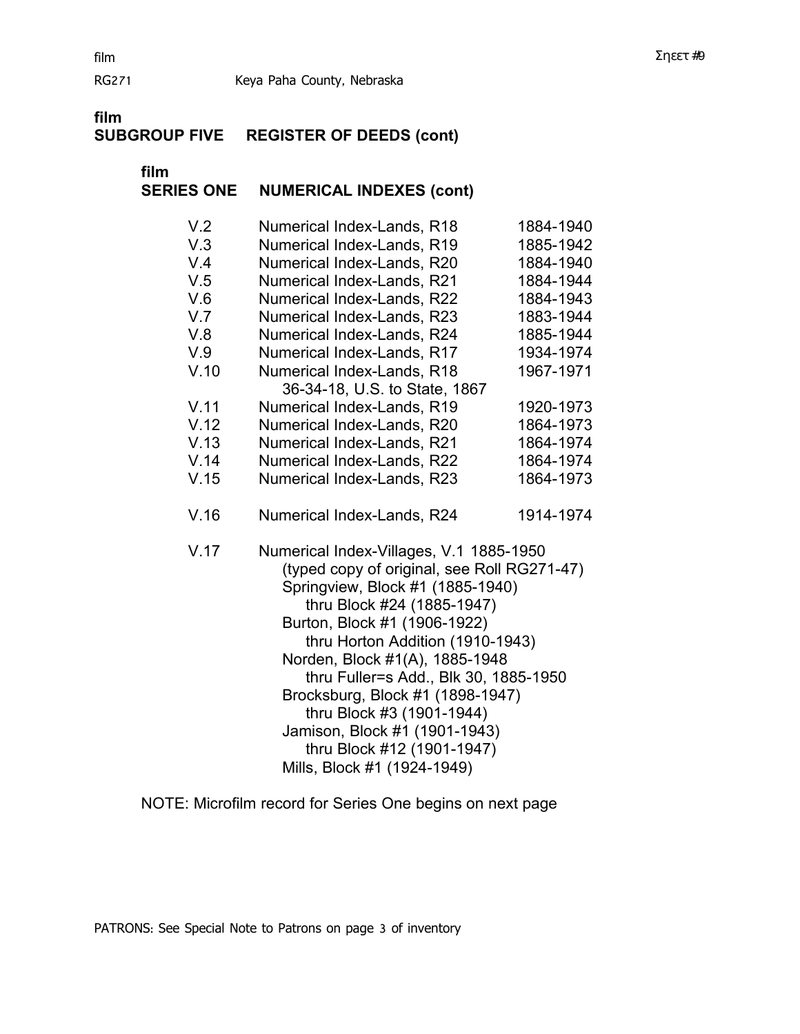film

RG271 Keya Paha County, Nebraska

**film**
## SUBGROUP FIVE REGISTER OF DEEDS (cont)

**film**
### SERIES ONE NUMERICAL INDEXES (cont)

| | | |
|---|---|---|
| V.2 | Numerical Index-Lands, R18 | 1884-1940 |
| V.3 | Numerical Index-Lands, R19 | 1885-1942 |
| V.4 | Numerical Index-Lands, R20 | 1884-1940 |
| V.5 | Numerical Index-Lands, R21 | 1884-1944 |
| V.6 | Numerical Index-Lands, R22 | 1884-1943 |
| V.7 | Numerical Index-Lands, R23 | 1883-1944 |
| V.8 | Numerical Index-Lands, R24 | 1885-1944 |
| V.9 | Numerical Index-Lands, R17 | 1934-1974 |
| V.10 | Numerical Index-Lands, R18<br>36-34-18, U.S. to State, 1867 | 1967-1971 |
| V.11 | Numerical Index-Lands, R19 | 1920-1973 |
| V.12 | Numerical Index-Lands, R20 | 1864-1973 |
| V.13 | Numerical Index-Lands, R21 | 1864-1974 |
| V.14 | Numerical Index-Lands, R22 | 1864-1974 |
| V.15 | Numerical Index-Lands, R23 | 1864-1973 |
| V.16 | Numerical Index-Lands, R24 | 1914-1974 |

V.17 Numerical Index-Villages, V.1 1885-1950
 (typed copy of original, see Roll RG271-47)
 Springview, Block #1 (1885-1940)
 thru Block #24 (1885-1947)
 Burton, Block #1 (1906-1922)
 thru Horton Addition (1910-1943)
 Norden, Block #1(A), 1885-1948
 thru Fuller=s Add., Blk 30, 1885-1950
 Brocksburg, Block #1 (1898-1947)
 thru Block #3 (1901-1944)
 Jamison, Block #1 (1901-1943)
 thru Block #12 (1901-1947)
 Mills, Block #1 (1924-1949)

NOTE: Microfilm record for Series One begins on next page

PATRONS: See Special Note to Patrons on page 3 of inventory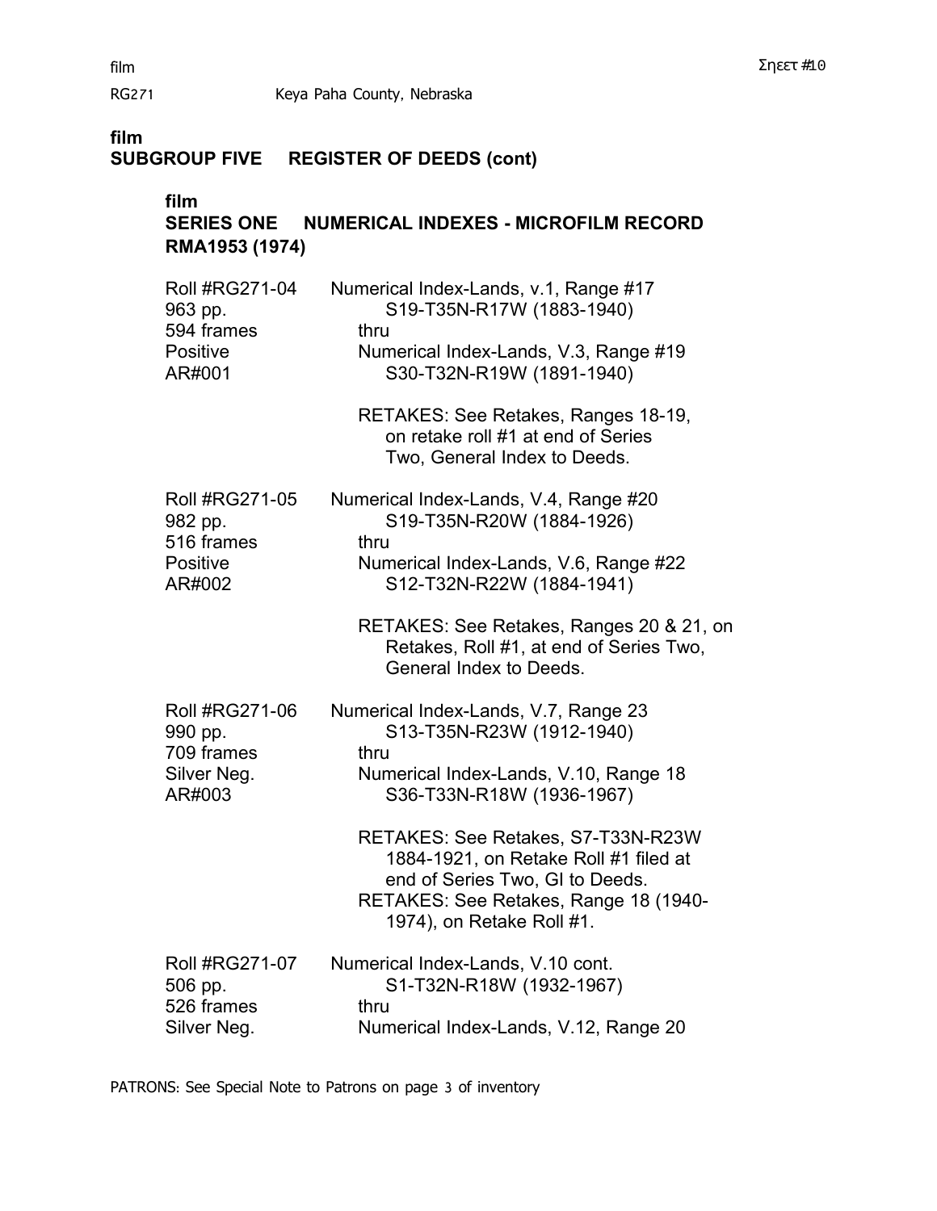## film
## SUBGROUP FIVE REGISTER OF DEEDS (cont)

### film
### SERIES ONE NUMERICAL INDEXES - MICROFILM RECORD RMA1953 (1974)

| | |
|---|---|
| Roll #RG271-04<br>963 pp.<br>594 frames<br>Positive<br>AR#001 | Numerical Index-Lands, v.1, Range #17<br>S19-T35N-R17W (1883-1940)<br>thru<br>Numerical Index-Lands, V.3, Range #19<br>S30-T32N-R19W (1891-1940)<br><br>RETAKES: See Retakes, Ranges 18-19, on retake roll #1 at end of Series Two, General Index to Deeds. |
| Roll #RG271-05<br>982 pp.<br>516 frames<br>Positive<br>AR#002 | Numerical Index-Lands, V.4, Range #20<br>S19-T35N-R20W (1884-1926)<br>thru<br>Numerical Index-Lands, V.6, Range #22<br>S12-T32N-R22W (1884-1941)<br><br>RETAKES: See Retakes, Ranges 20 & 21, on Retakes, Roll #1, at end of Series Two, General Index to Deeds. |
| Roll #RG271-06<br>990 pp.<br>709 frames<br>Silver Neg.<br>AR#003 | Numerical Index-Lands, V.7, Range 23<br>S13-T35N-R23W (1912-1940)<br>thru<br>Numerical Index-Lands, V.10, Range 18<br>S36-T33N-R18W (1936-1967)<br><br>RETAKES: See Retakes, S7-T33N-R23W 1884-1921, on Retake Roll #1 filed at end of Series Two, GI to Deeds.<br>RETAKES: See Retakes, Range 18 (1940-1974), on Retake Roll #1. |
| Roll #RG271-07<br>506 pp.<br>526 frames<br>Silver Neg. | Numerical Index-Lands, V.10 cont.<br>S1-T32N-R18W (1932-1967)<br>thru<br>Numerical Index-Lands, V.12, Range 20 |

PATRONS: See Special Note to Patrons on page 3 of inventory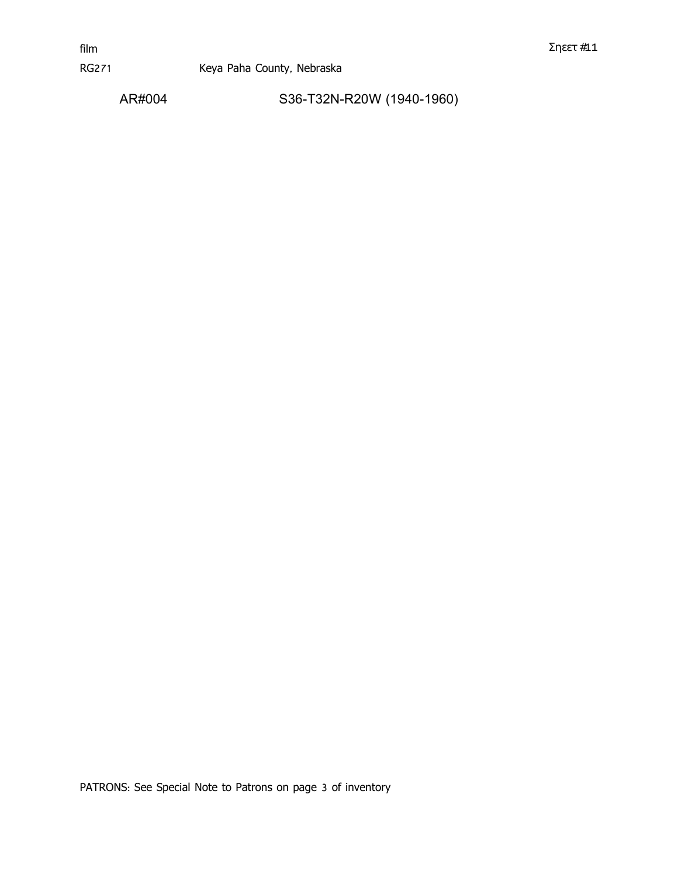film

RG271 Keya Paha County, Nebraska

AR#004 S36-T32N-R20W (1940-1960)

PATRONS: See Special Note to Patrons on page 3 of inventory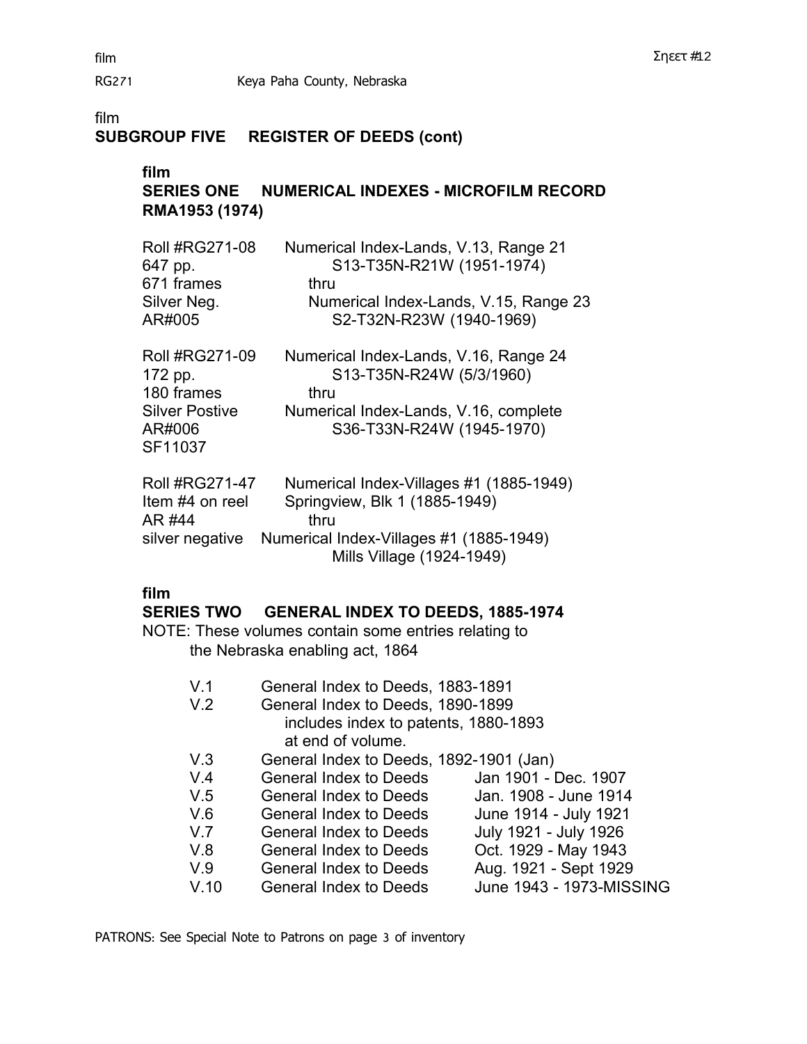film

SUBGROUP FIVE REGISTER OF DEEDS (cont)

film

**SERIES ONE NUMERICAL INDEXES - MICROFILM RECORD RMA1953 (1974)**

| | |
|---|---|
| Roll #RG271-08 | Numerical Index-Lands, V.13, Range 21 |
| 647 pp. | S13-T35N-R21W (1951-1974) |
| 671 frames | thru |
| Silver Neg. | Numerical Index-Lands, V.15, Range 23 |
| AR#005 | S2-T32N-R23W (1940-1969) |

| | |
|---|---|
| Roll #RG271-09 | Numerical Index-Lands, V.16, Range 24 |
| 172 pp. | S13-T35N-R24W (5/3/1960) |
| 180 frames | thru |
| Silver Postive | Numerical Index-Lands, V.16, complete |
| AR#006 | S36-T33N-R24W (1945-1970) |
| SF11037 | |

| | |
|---|---|
| Roll #RG271-47 | Numerical Index-Villages #1 (1885-1949) |
| Item #4 on reel | Springview, Blk 1 (1885-1949) |
| AR #44 | thru |
| silver negative | Numerical Index-Villages #1 (1885-1949) |
| | Mills Village (1924-1949) |

film

**SERIES TWO GENERAL INDEX TO DEEDS, 1885-1974**

NOTE: These volumes contain some entries relating to the Nebraska enabling act, 1864

| | | |
|---|---|---|
| V.1 | General Index to Deeds, 1883-1891 | |
| V.2 | General Index to Deeds, 1890-1899 includes index to patents, 1880-1893 at end of volume. | |
| V.3 | General Index to Deeds, 1892-1901 (Jan) | |
| V.4 | General Index to Deeds | Jan 1901 - Dec. 1907 |
| V.5 | General Index to Deeds | Jan. 1908 - June 1914 |
| V.6 | General Index to Deeds | June 1914 - July 1921 |
| V.7 | General Index to Deeds | July 1921 - July 1926 |
| V.8 | General Index to Deeds | Oct. 1929 - May 1943 |
| V.9 | General Index to Deeds | Aug. 1921 - Sept 1929 |
| V.10 | General Index to Deeds | June 1943 - 1973-MISSING |

PATRONS: See Special Note to Patrons on page 3 of inventory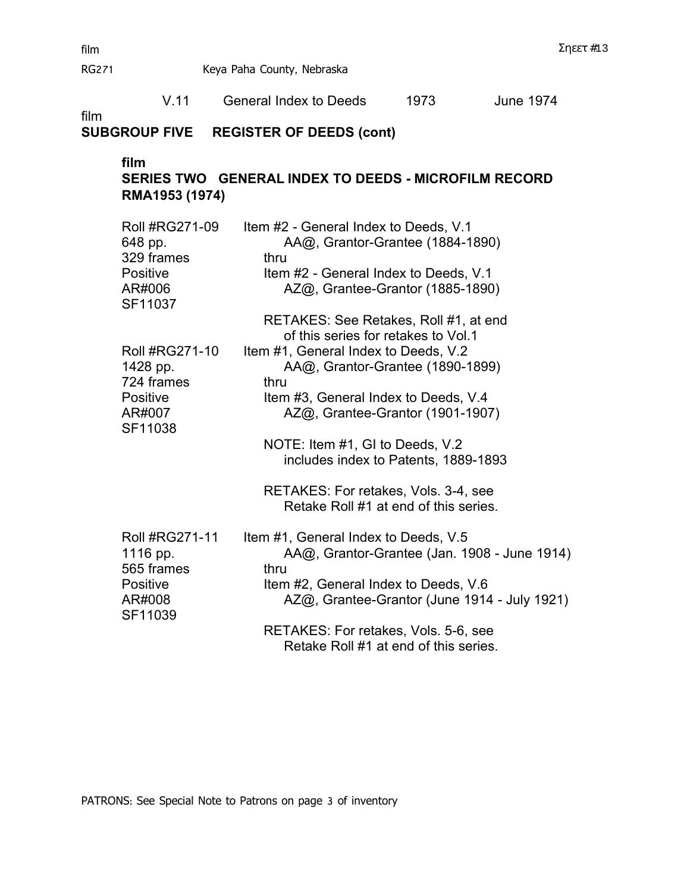V.11 General Index to Deeds 1973 June 1974

film

## SUBGROUP FIVE REGISTER OF DEEDS (cont)

film

### SERIES TWO GENERAL INDEX TO DEEDS - MICROFILM RECORD RMA1953 (1974)

Roll #RG271-09
648 pp.
329 frames
Positive
AR#006
SF11037

Item #2 - General Index to Deeds, V.1
AA@, Grantor-Grantee (1884-1890)
thru
Item #2 - General Index to Deeds, V.1
AZ@, Grantee-Grantor (1885-1890)

RETAKES: See Retakes, Roll #1, at end of this series for retakes to Vol.1

Roll #RG271-10
1428 pp.
724 frames
Positive
AR#007
SF11038

Item #1, General Index to Deeds, V.2
AA@, Grantor-Grantee (1890-1899)
thru
Item #3, General Index to Deeds, V.4
AZ@, Grantee-Grantor (1901-1907)

NOTE: Item #1, GI to Deeds, V.2 includes index to Patents, 1889-1893

RETAKES: For retakes, Vols. 3-4, see Retake Roll #1 at end of this series.

Roll #RG271-11
1116 pp.
565 frames
Positive
AR#008
SF11039

Item #1, General Index to Deeds, V.5
AA@, Grantor-Grantee (Jan. 1908 - June 1914)
thru
Item #2, General Index to Deeds, V.6
AZ@, Grantee-Grantor (June 1914 - July 1921)

RETAKES: For retakes, Vols. 5-6, see Retake Roll #1 at end of this series.

PATRONS: See Special Note to Patrons on page 3 of inventory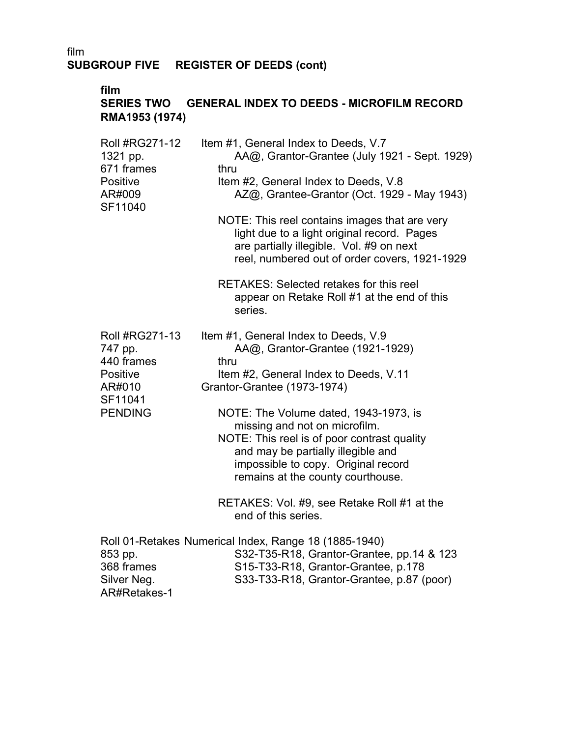film

**SUBGROUP FIVE REGISTER OF DEEDS (cont)**

film

**SERIES TWO GENERAL INDEX TO DEEDS - MICROFILM RECORD RMA1953 (1974)**

| | |
|---|---|
| Roll #RG271-12<br>1321 pp.<br>671 frames<br>Positive<br>AR#009<br>SF11040 | Item #1, General Index to Deeds, V.7<br>AA@, Grantor-Grantee (July 1921 - Sept. 1929)<br>thru<br>Item #2, General Index to Deeds, V.8<br>AZ@, Grantee-Grantor (Oct. 1929 - May 1943)<br><br>NOTE: This reel contains images that are very light due to a light original record. Pages are partially illegible. Vol. #9 on next reel, numbered out of order covers, 1921-1929<br><br>RETAKES: Selected retakes for this reel appear on Retake Roll #1 at the end of this series. |
| Roll #RG271-13<br>747 pp.<br>440 frames<br>Positive<br>AR#010<br>SF11041<br>PENDING | Item #1, General Index to Deeds, V.9<br>AA@, Grantor-Grantee (1921-1929)<br>thru<br>Item #2, General Index to Deeds, V.11<br>Grantor-Grantee (1973-1974)<br><br>NOTE: The Volume dated, 1943-1973, is missing and not on microfilm.<br>NOTE: This reel is of poor contrast quality and may be partially illegible and impossible to copy. Original record remains at the county courthouse.<br><br>RETAKES: Vol. #9, see Retake Roll #1 at the end of this series. |
| Roll 01-Retakes<br>853 pp.<br>368 frames<br>Silver Neg.<br>AR#Retakes-1 | Numerical Index, Range 18 (1885-1940)<br>S32-T35-R18, Grantor-Grantee, pp.14 & 123<br>S15-T33-R18, Grantor-Grantee, p.178<br>S33-T33-R18, Grantor-Grantee, p.87 (poor) |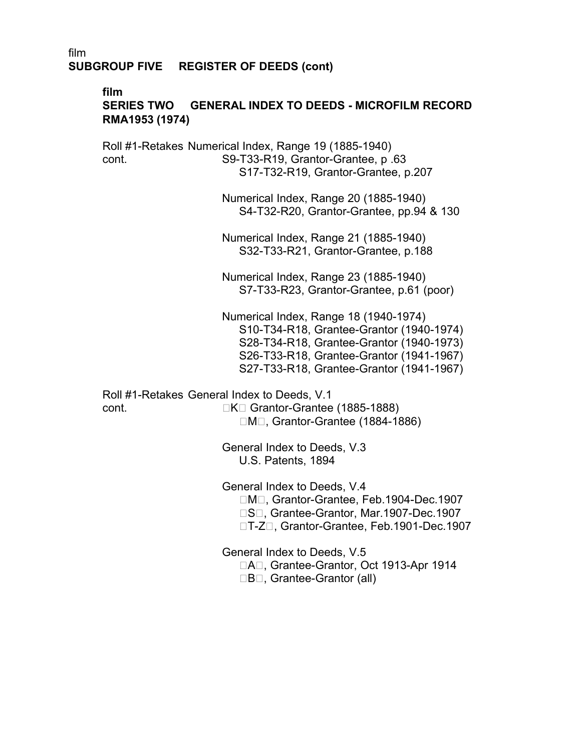film
**SUBGROUP FIVE REGISTER OF DEEDS (cont)**

film
**SERIES TWO GENERAL INDEX TO DEEDS - MICROFILM RECORD RMA1953 (1974)**

Roll #1-Retakes cont.
Numerical Index, Range 19 (1885-1940)
- S9-T33-R19, Grantor-Grantee, p .63
- S17-T32-R19, Grantor-Grantee, p.207

Numerical Index, Range 20 (1885-1940)
- S4-T32-R20, Grantor-Grantee, pp.94 & 130

Numerical Index, Range 21 (1885-1940)
- S32-T33-R21, Grantor-Grantee, p.188

Numerical Index, Range 23 (1885-1940)
- S7-T33-R23, Grantor-Grantee, p.61 (poor)

Numerical Index, Range 18 (1940-1974)
- S10-T34-R18, Grantee-Grantor (1940-1974)
- S28-T34-R18, Grantee-Grantor (1940-1973)
- S26-T33-R18, Grantee-Grantor (1941-1967)
- S27-T33-R18, Grantee-Grantor (1941-1967)

Roll #1-Retakes cont.
General Index to Deeds, V.1
- K Grantor-Grantee (1885-1888)
- M, Grantor-Grantee (1884-1886)

General Index to Deeds, V.3
- U.S. Patents, 1894

General Index to Deeds, V.4
- M, Grantor-Grantee, Feb.1904-Dec.1907
- S, Grantee-Grantor, Mar.1907-Dec.1907
- T-Z, Grantor-Grantee, Feb.1901-Dec.1907

General Index to Deeds, V.5
- A, Grantee-Grantor, Oct 1913-Apr 1914
- B, Grantee-Grantor (all)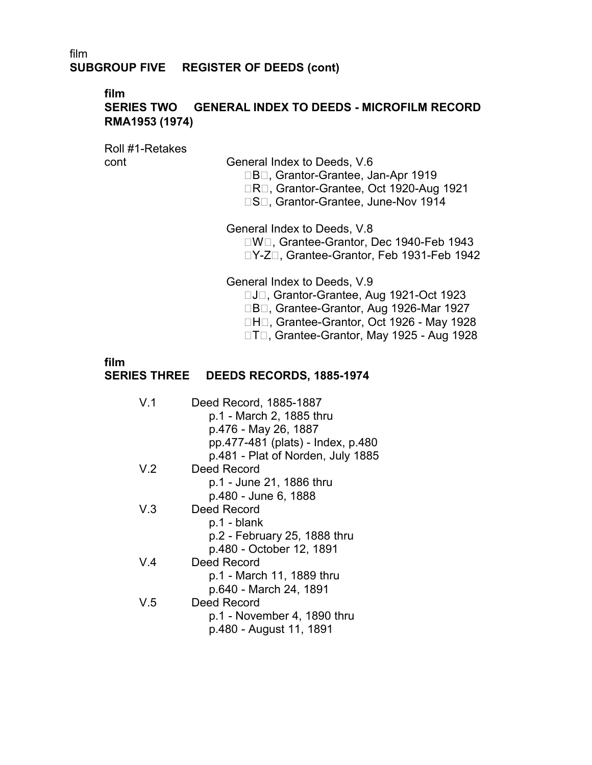film
**SUBGROUP FIVE REGISTER OF DEEDS (cont)**

film
**SERIES TWO GENERAL INDEX TO DEEDS - MICROFILM RECORD RMA1953 (1974)**

Roll #1-Retakes cont

General Index to Deeds, V.6
- B, Grantor-Grantee, Jan-Apr 1919
- R, Grantor-Grantee, Oct 1920-Aug 1921
- S, Grantor-Grantee, June-Nov 1914

General Index to Deeds, V.8
- W, Grantee-Grantor, Dec 1940-Feb 1943
- Y-Z, Grantee-Grantor, Feb 1931-Feb 1942

General Index to Deeds, V.9
- J, Grantor-Grantee, Aug 1921-Oct 1923
- B, Grantee-Grantor, Aug 1926-Mar 1927
- H, Grantee-Grantor, Oct 1926 - May 1928
- T, Grantee-Grantor, May 1925 - Aug 1928

film
**SERIES THREE DEEDS RECORDS, 1885-1974**

V.1 Deed Record, 1885-1887
- p.1 - March 2, 1885 thru
- p.476 - May 26, 1887
- pp.477-481 (plats) - Index, p.480
- p.481 - Plat of Norden, July 1885

V.2 Deed Record
- p.1 - June 21, 1886 thru
- p.480 - June 6, 1888

V.3 Deed Record
- p.1 - blank
- p.2 - February 25, 1888 thru
- p.480 - October 12, 1891

V.4 Deed Record
- p.1 - March 11, 1889 thru
- p.640 - March 24, 1891

V.5 Deed Record
- p.1 - November 4, 1890 thru
- p.480 - August 11, 1891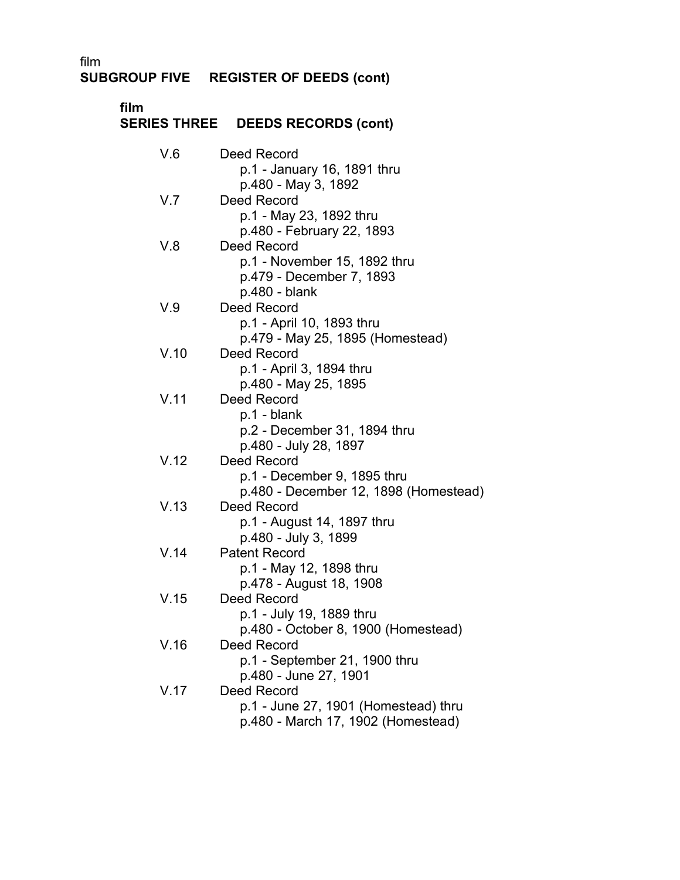film
**SUBGROUP FIVE REGISTER OF DEEDS (cont)**

film
**SERIES THREE DEEDS RECORDS (cont)**

V.6 Deed Record
p.1 - January 16, 1891 thru
p.480 - May 3, 1892

V.7 Deed Record
p.1 - May 23, 1892 thru
p.480 - February 22, 1893

V.8 Deed Record
p.1 - November 15, 1892 thru
p.479 - December 7, 1893
p.480 - blank

V.9 Deed Record
p.1 - April 10, 1893 thru
p.479 - May 25, 1895 (Homestead)

V.10 Deed Record
p.1 - April 3, 1894 thru
p.480 - May 25, 1895

V.11 Deed Record
p.1 - blank
p.2 - December 31, 1894 thru
p.480 - July 28, 1897

V.12 Deed Record
p.1 - December 9, 1895 thru
p.480 - December 12, 1898 (Homestead)

V.13 Deed Record
p.1 - August 14, 1897 thru
p.480 - July 3, 1899

V.14 Patent Record
p.1 - May 12, 1898 thru
p.478 - August 18, 1908

V.15 Deed Record
p.1 - July 19, 1889 thru
p.480 - October 8, 1900 (Homestead)

V.16 Deed Record
p.1 - September 21, 1900 thru
p.480 - June 27, 1901

V.17 Deed Record
p.1 - June 27, 1901 (Homestead) thru
p.480 - March 17, 1902 (Homestead)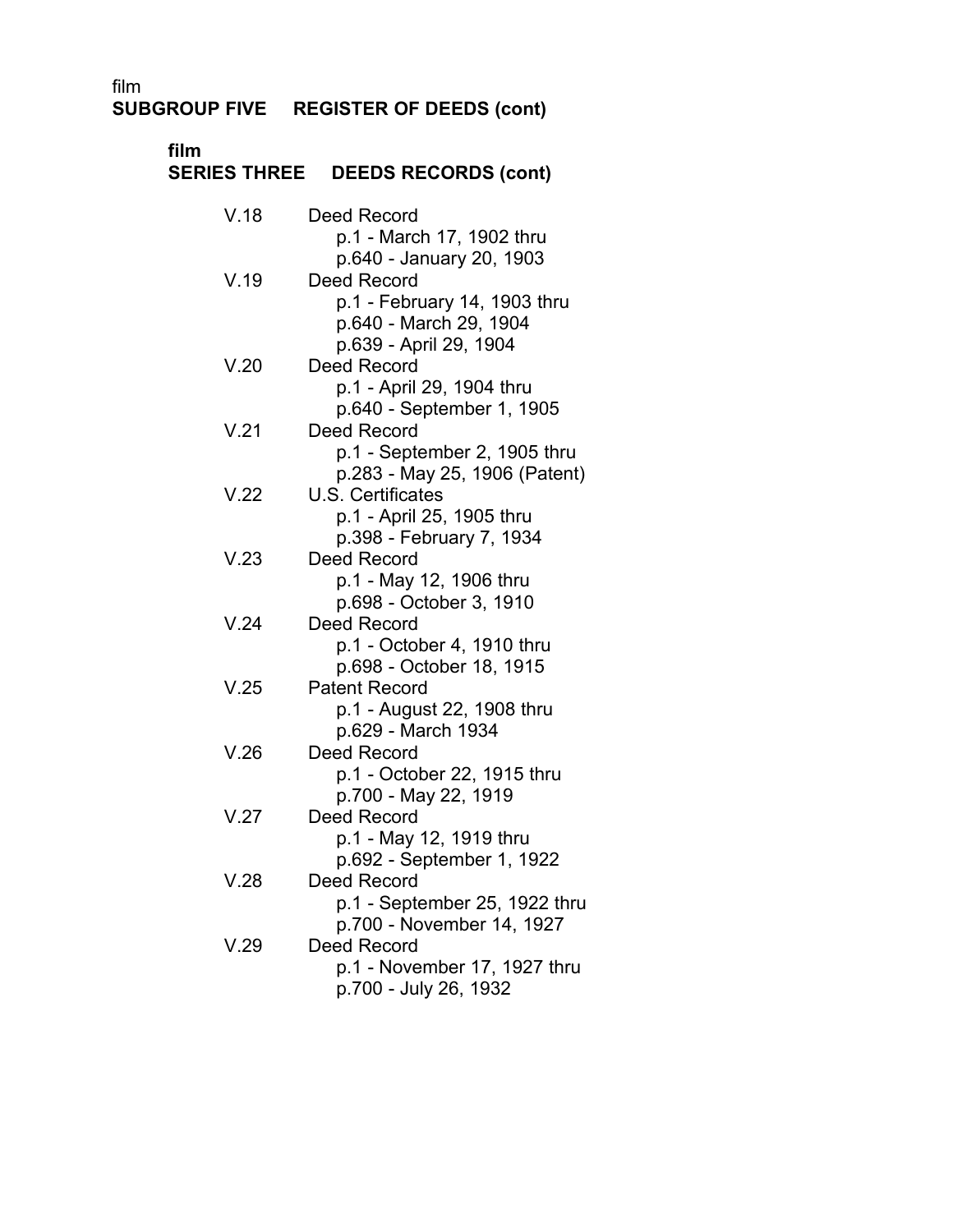film
**SUBGROUP FIVE  REGISTER OF DEEDS (cont)**

film
**SERIES THREE  DEEDS RECORDS (cont)**

V.18 Deed Record
  p.1 - March 17, 1902 thru
  p.640 - January 20, 1903

V.19 Deed Record
  p.1 - February 14, 1903 thru
  p.640 - March 29, 1904
  p.639 - April 29, 1904

V.20 Deed Record
  p.1 - April 29, 1904 thru
  p.640 - September 1, 1905

V.21 Deed Record
  p.1 - September 2, 1905 thru
  p.283 - May 25, 1906 (Patent)

V.22 U.S. Certificates
  p.1 - April 25, 1905 thru
  p.398 - February 7, 1934

V.23 Deed Record
  p.1 - May 12, 1906 thru
  p.698 - October 3, 1910

V.24 Deed Record
  p.1 - October 4, 1910 thru
  p.698 - October 18, 1915

V.25 Patent Record
  p.1 - August 22, 1908 thru
  p.629 - March 1934

V.26 Deed Record
  p.1 - October 22, 1915 thru
  p.700 - May 22, 1919

V.27 Deed Record
  p.1 - May 12, 1919 thru
  p.692 - September 1, 1922

V.28 Deed Record
  p.1 - September 25, 1922 thru
  p.700 - November 14, 1927

V.29 Deed Record
  p.1 - November 17, 1927 thru
  p.700 - July 26, 1932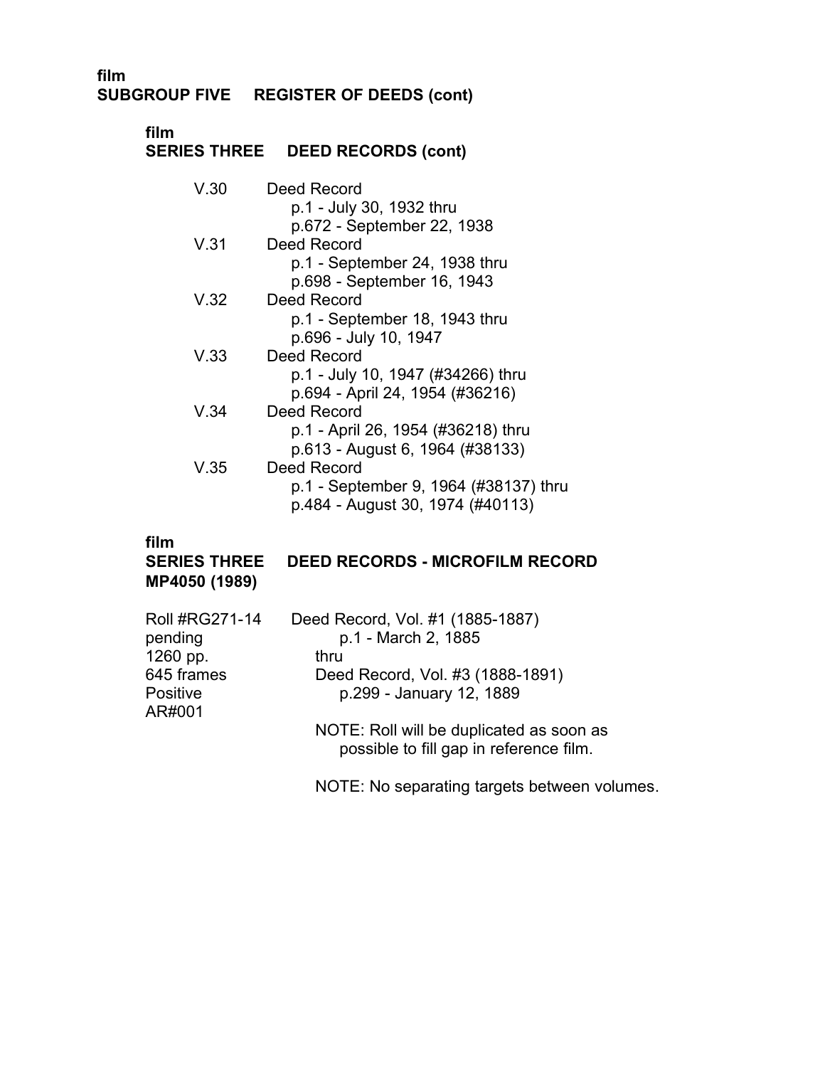film
**SUBGROUP FIVE REGISTER OF DEEDS (cont)**

film
**SERIES THREE DEED RECORDS (cont)**

V.30 Deed Record
p.1 - July 30, 1932 thru
p.672 - September 22, 1938

V.31 Deed Record
p.1 - September 24, 1938 thru
p.698 - September 16, 1943

V.32 Deed Record
p.1 - September 18, 1943 thru
p.696 - July 10, 1947

V.33 Deed Record
p.1 - July 10, 1947 (#34266) thru
p.694 - April 24, 1954 (#36216)

V.34 Deed Record
p.1 - April 26, 1954 (#36218) thru
p.613 - August 6, 1964 (#38133)

V.35 Deed Record
p.1 - September 9, 1964 (#38137) thru
p.484 - August 30, 1974 (#40113)

film
**SERIES THREE DEED RECORDS - MICROFILM RECORD**
**MP4050 (1989)**

Roll #RG271-14
pending
1260 pp.
645 frames
Positive
AR#001

Deed Record, Vol. #1 (1885-1887)
p.1 - March 2, 1885
thru
Deed Record, Vol. #3 (1888-1891)
p.299 - January 12, 1889

NOTE: Roll will be duplicated as soon as possible to fill gap in reference film.

NOTE: No separating targets between volumes.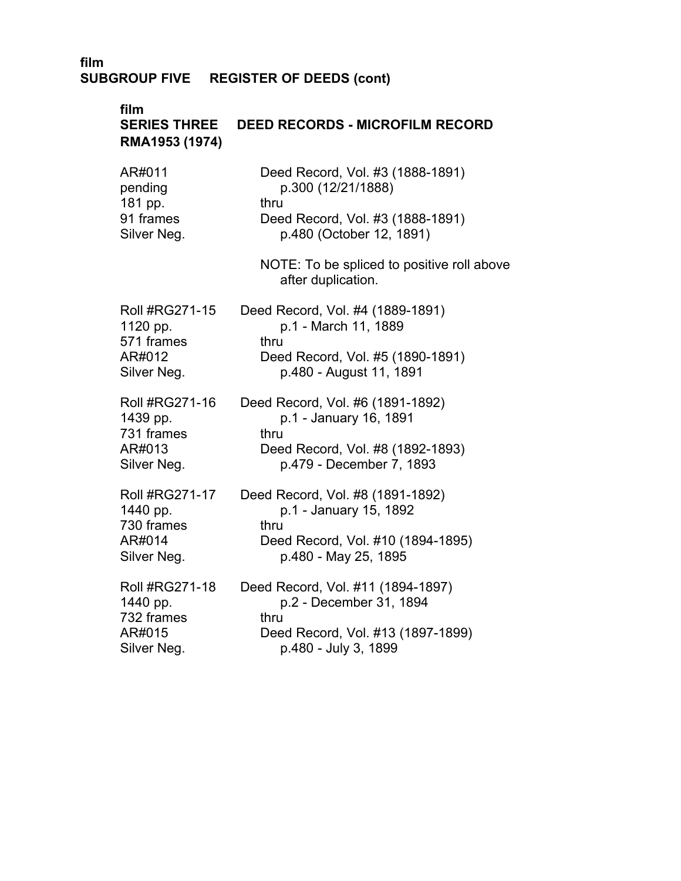film
**SUBGROUP FIVE REGISTER OF DEEDS (cont)**

film
**SERIES THREE DEED RECORDS - MICROFILM RECORD**
**RMA1953 (1974)**

| | |
|---|---|
| AR#011<br>pending<br>181 pp.<br>91 frames<br>Silver Neg. | Deed Record, Vol. #3 (1888-1891)<br>p.300 (12/21/1888)<br>thru<br>Deed Record, Vol. #3 (1888-1891)<br>p.480 (October 12, 1891)<br><br>NOTE: To be spliced to positive roll above after duplication. |
| Roll #RG271-15<br>1120 pp.<br>571 frames<br>AR#012<br>Silver Neg. | Deed Record, Vol. #4 (1889-1891)<br>p.1 - March 11, 1889<br>thru<br>Deed Record, Vol. #5 (1890-1891)<br>p.480 - August 11, 1891 |
| Roll #RG271-16<br>1439 pp.<br>731 frames<br>AR#013<br>Silver Neg. | Deed Record, Vol. #6 (1891-1892)<br>p.1 - January 16, 1891<br>thru<br>Deed Record, Vol. #8 (1892-1893)<br>p.479 - December 7, 1893 |
| Roll #RG271-17<br>1440 pp.<br>730 frames<br>AR#014<br>Silver Neg. | Deed Record, Vol. #8 (1891-1892)<br>p.1 - January 15, 1892<br>thru<br>Deed Record, Vol. #10 (1894-1895)<br>p.480 - May 25, 1895 |
| Roll #RG271-18<br>1440 pp.<br>732 frames<br>AR#015<br>Silver Neg. | Deed Record, Vol. #11 (1894-1897)<br>p.2 - December 31, 1894<br>thru<br>Deed Record, Vol. #13 (1897-1899)<br>p.480 - July 3, 1899 |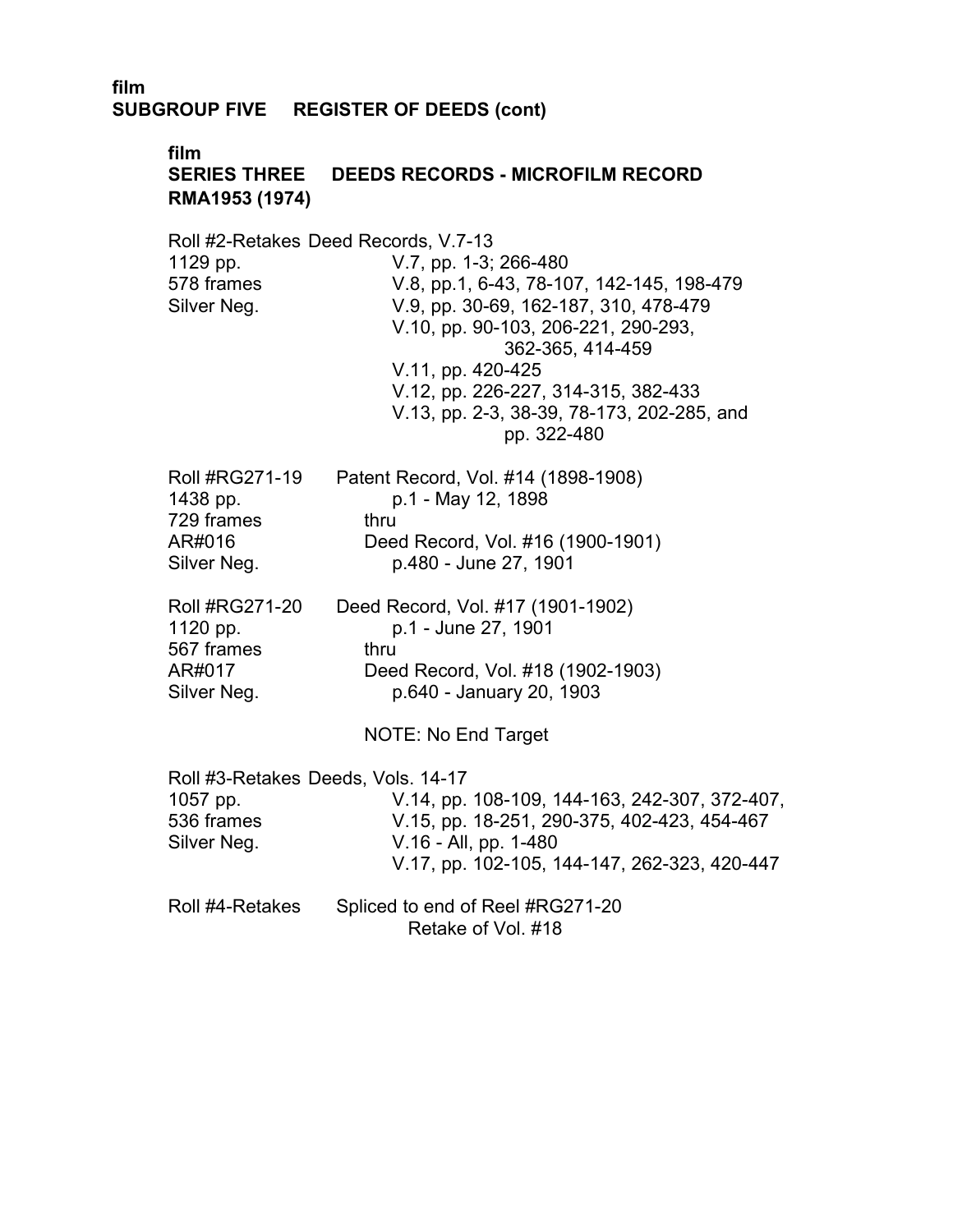**film**
**SUBGROUP FIVE REGISTER OF DEEDS (cont)**

**film**
**SERIES THREE DEEDS RECORDS - MICROFILM RECORD**
**RMA1953 (1974)**

| | |
|---|---|
| Roll #2-Retakes Deed Records, V.7-13 | |
| 1129 pp. | V.7, pp. 1-3; 266-480 |
| 578 frames | V.8, pp.1, 6-43, 78-107, 142-145, 198-479 |
| Silver Neg. | V.9, pp. 30-69, 162-187, 310, 478-479 |
| | V.10, pp. 90-103, 206-221, 290-293, 362-365, 414-459 |
| | V.11, pp. 420-425 |
| | V.12, pp. 226-227, 314-315, 382-433 |
| | V.13, pp. 2-3, 38-39, 78-173, 202-285, and pp. 322-480 |

| | |
|---|---|
| Roll #RG271-19 | Patent Record, Vol. #14 (1898-1908) |
| 1438 pp. | p.1 - May 12, 1898 |
| 729 frames | thru |
| AR#016 | Deed Record, Vol. #16 (1900-1901) |
| Silver Neg. | p.480 - June 27, 1901 |

| | |
|---|---|
| Roll #RG271-20 | Deed Record, Vol. #17 (1901-1902) |
| 1120 pp. | p.1 - June 27, 1901 |
| 567 frames | thru |
| AR#017 | Deed Record, Vol. #18 (1902-1903) |
| Silver Neg. | p.640 - January 20, 1903 |
| | NOTE: No End Target |

| | |
|---|---|
| Roll #3-Retakes Deeds, Vols. 14-17 | |
| 1057 pp. | V.14, pp. 108-109, 144-163, 242-307, 372-407, |
| 536 frames | V.15, pp. 18-251, 290-375, 402-423, 454-467 |
| Silver Neg. | V.16 - All, pp. 1-480 |
| | V.17, pp. 102-105, 144-147, 262-323, 420-447 |

| | |
|---|---|
| Roll #4-Retakes | Spliced to end of Reel #RG271-20 Retake of Vol. #18 |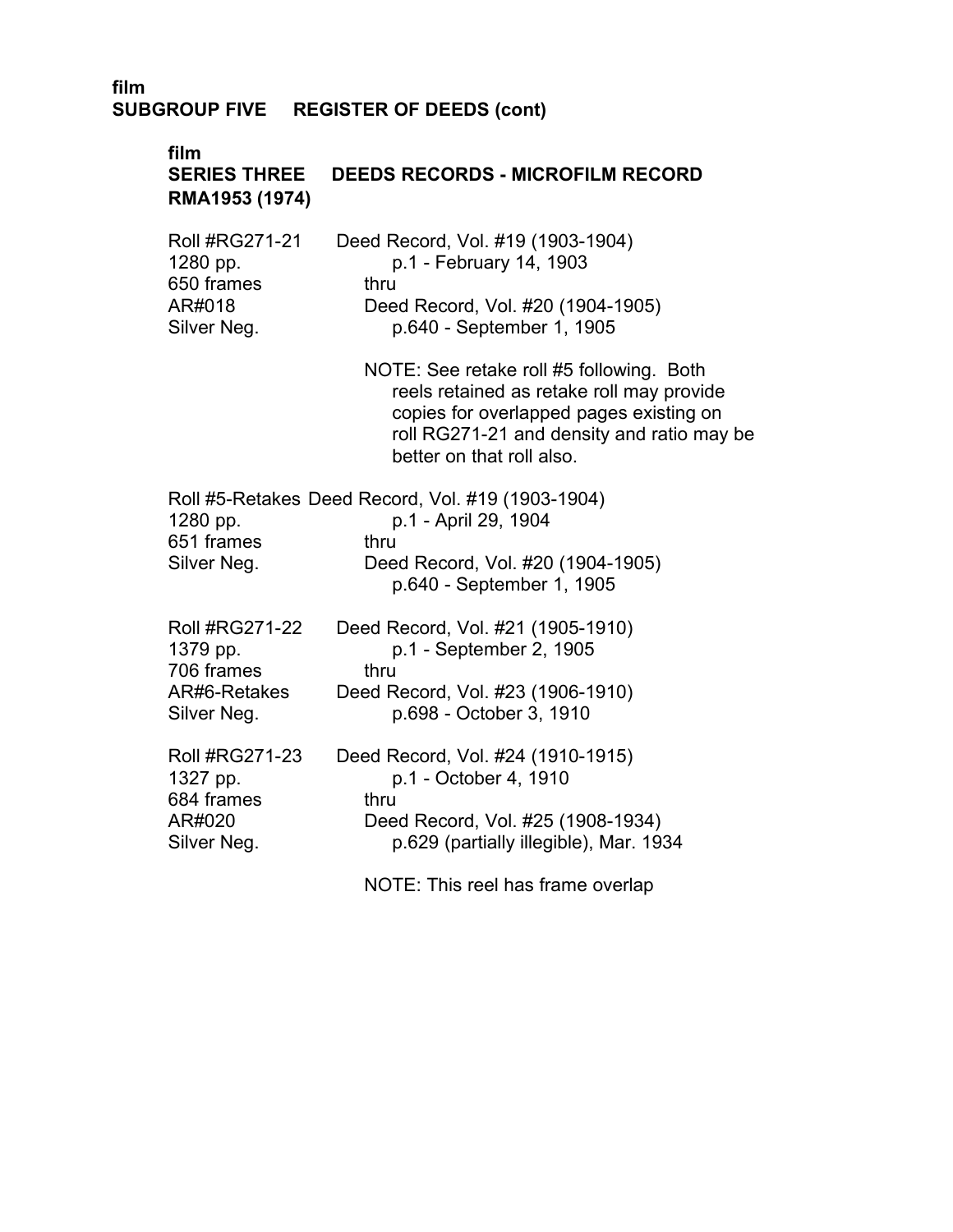**film**
**SUBGROUP FIVE REGISTER OF DEEDS (cont)**

**film**
**SERIES THREE DEEDS RECORDS - MICROFILM RECORD**
**RMA1953 (1974)**

Roll #RG271-21
1280 pp.
650 frames
AR#018
Silver Neg.

Deed Record, Vol. #19 (1903-1904)
p.1 - February 14, 1903
thru
Deed Record, Vol. #20 (1904-1905)
p.640 - September 1, 1905

NOTE: See retake roll #5 following. Both reels retained as retake roll may provide copies for overlapped pages existing on roll RG271-21 and density and ratio may be better on that roll also.

Roll #5-Retakes
1280 pp.
651 frames
Silver Neg.

Deed Record, Vol. #19 (1903-1904)
p.1 - April 29, 1904
thru
Deed Record, Vol. #20 (1904-1905)
p.640 - September 1, 1905

Roll #RG271-22
1379 pp.
706 frames
AR#6-Retakes
Silver Neg.

Deed Record, Vol. #21 (1905-1910)
p.1 - September 2, 1905
thru
Deed Record, Vol. #23 (1906-1910)
p.698 - October 3, 1910

Roll #RG271-23
1327 pp.
684 frames
AR#020
Silver Neg.

Deed Record, Vol. #24 (1910-1915)
p.1 - October 4, 1910
thru
Deed Record, Vol. #25 (1908-1934)
p.629 (partially illegible), Mar. 1934

NOTE: This reel has frame overlap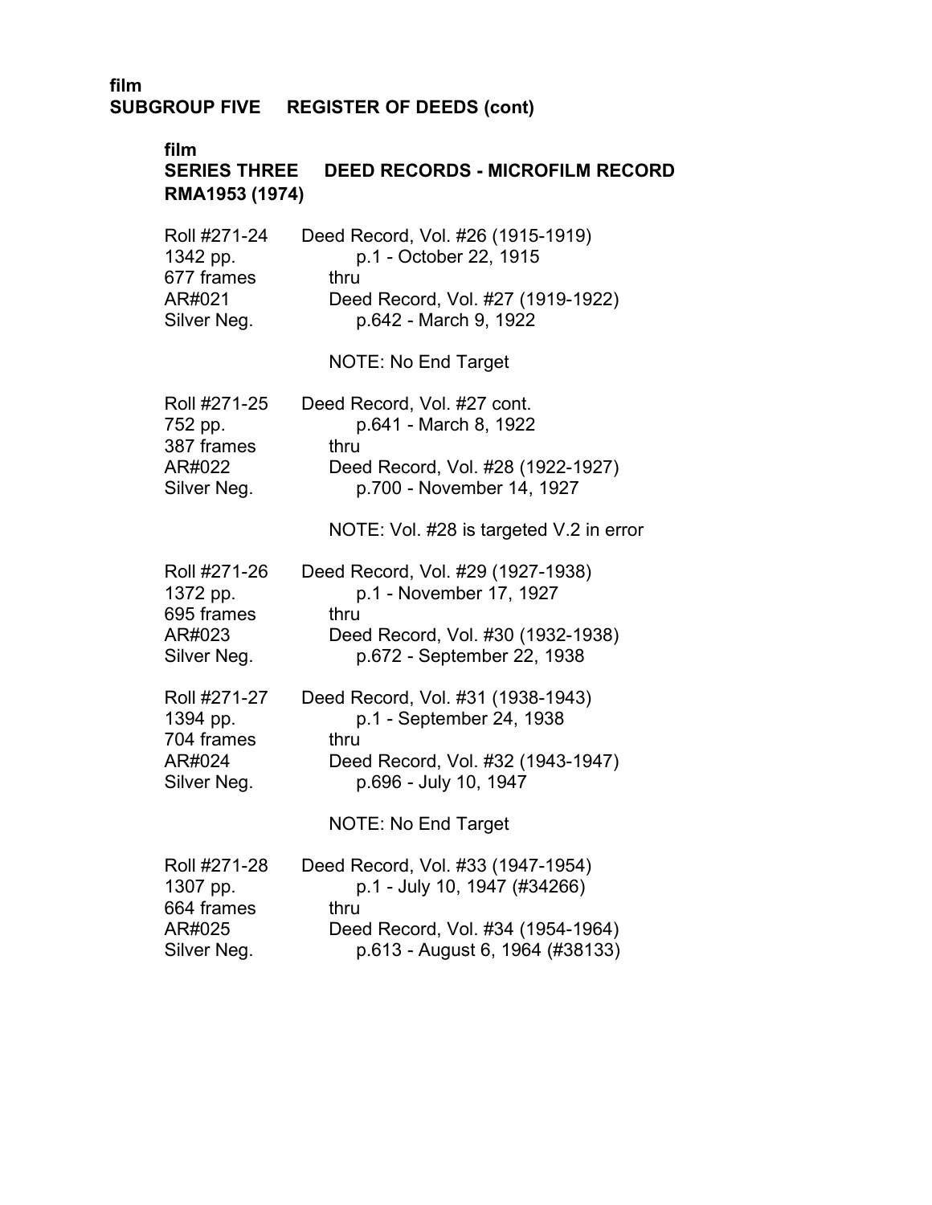film
**SUBGROUP FIVE REGISTER OF DEEDS (cont)**

film
**SERIES THREE DEED RECORDS - MICROFILM RECORD**
**RMA1953 (1974)**

| | |
|---|---|
| Roll #271-24 | Deed Record, Vol. #26 (1915-1919) |
| 1342 pp. | p.1 - October 22, 1915 |
| 677 frames | thru |
| AR#021 | Deed Record, Vol. #27 (1919-1922) |
| Silver Neg. | p.642 - March 9, 1922 |
| | NOTE: No End Target |
| Roll #271-25 | Deed Record, Vol. #27 cont. |
| 752 pp. | p.641 - March 8, 1922 |
| 387 frames | thru |
| AR#022 | Deed Record, Vol. #28 (1922-1927) |
| Silver Neg. | p.700 - November 14, 1927 |
| | NOTE: Vol. #28 is targeted V.2 in error |
| Roll #271-26 | Deed Record, Vol. #29 (1927-1938) |
| 1372 pp. | p.1 - November 17, 1927 |
| 695 frames | thru |
| AR#023 | Deed Record, Vol. #30 (1932-1938) |
| Silver Neg. | p.672 - September 22, 1938 |
| Roll #271-27 | Deed Record, Vol. #31 (1938-1943) |
| 1394 pp. | p.1 - September 24, 1938 |
| 704 frames | thru |
| AR#024 | Deed Record, Vol. #32 (1943-1947) |
| Silver Neg. | p.696 - July 10, 1947 |
| | NOTE: No End Target |
| Roll #271-28 | Deed Record, Vol. #33 (1947-1954) |
| 1307 pp. | p.1 - July 10, 1947 (#34266) |
| 664 frames | thru |
| AR#025 | Deed Record, Vol. #34 (1954-1964) |
| Silver Neg. | p.613 - August 6, 1964 (#38133) |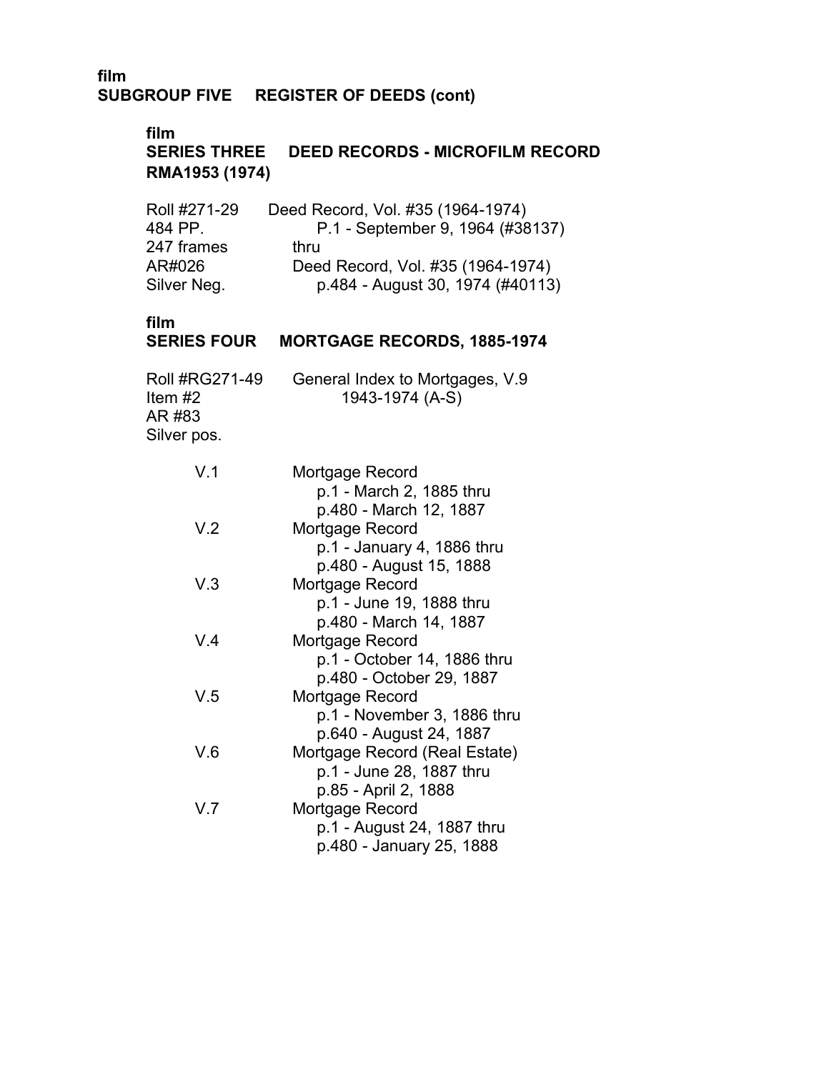film
**SUBGROUP FIVE REGISTER OF DEEDS (cont)**

film
**SERIES THREE DEED RECORDS - MICROFILM RECORD RMA1953 (1974)**

| | |
|---|---|
| Roll #271-29 | Deed Record, Vol. #35 (1964-1974) |
| 484 PP. | P.1 - September 9, 1964 (#38137) |
| 247 frames | thru |
| AR#026 | Deed Record, Vol. #35 (1964-1974) |
| Silver Neg. | p.484 - August 30, 1974 (#40113) |

film
**SERIES FOUR MORTGAGE RECORDS, 1885-1974**

| | |
|---|---|
| Roll #RG271-49 | General Index to Mortgages, V.9 |
| Item #2 | 1943-1974 (A-S) |
| AR #83 | |
| Silver pos. | |

| | |
|---|---|
| V.1 | Mortgage Record<br>p.1 - March 2, 1885 thru<br>p.480 - March 12, 1887 |
| V.2 | Mortgage Record<br>p.1 - January 4, 1886 thru<br>p.480 - August 15, 1888 |
| V.3 | Mortgage Record<br>p.1 - June 19, 1888 thru<br>p.480 - March 14, 1887 |
| V.4 | Mortgage Record<br>p.1 - October 14, 1886 thru<br>p.480 - October 29, 1887 |
| V.5 | Mortgage Record<br>p.1 - November 3, 1886 thru<br>p.640 - August 24, 1887 |
| V.6 | Mortgage Record (Real Estate)<br>p.1 - June 28, 1887 thru<br>p.85 - April 2, 1888 |
| V.7 | Mortgage Record<br>p.1 - August 24, 1887 thru<br>p.480 - January 25, 1888 |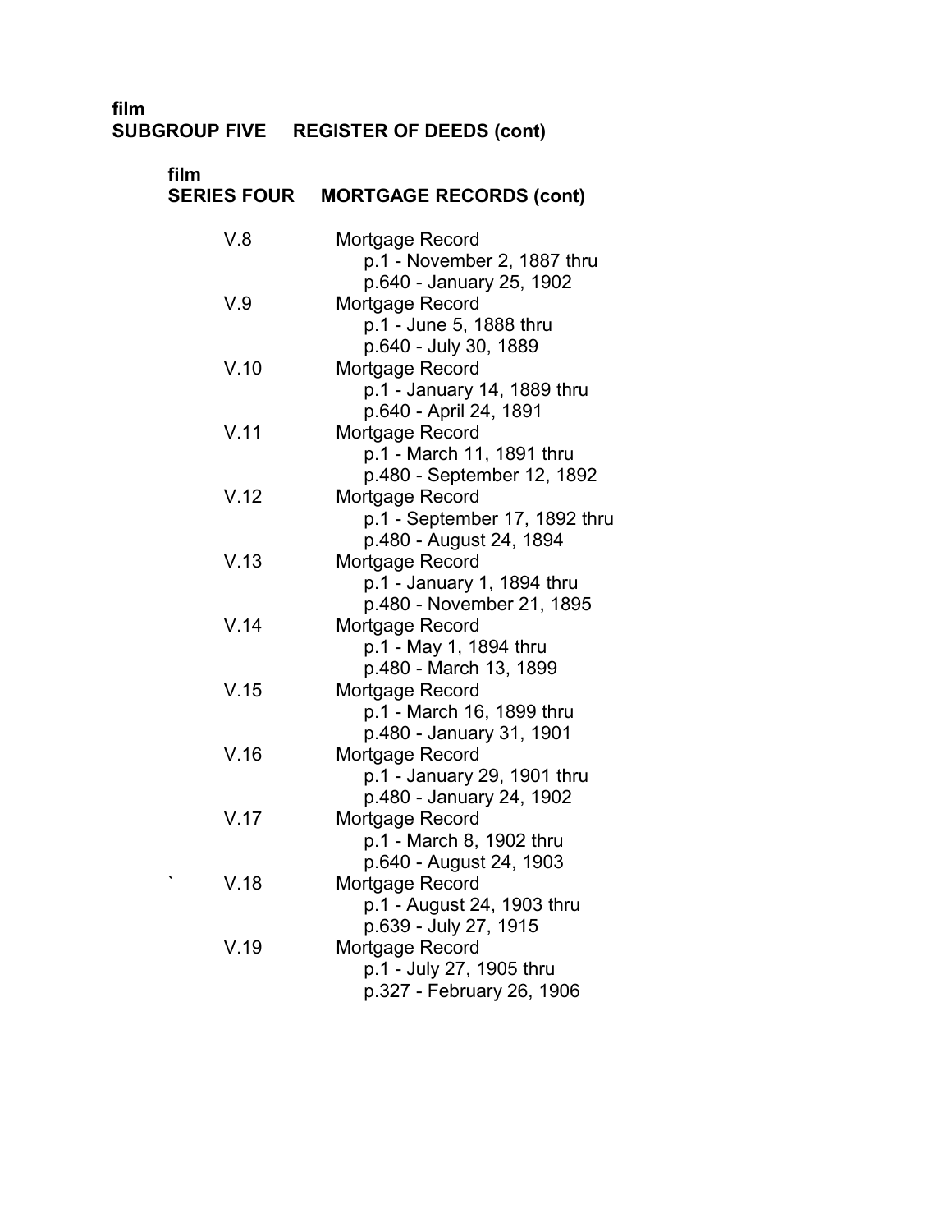film
**SUBGROUP FIVE REGISTER OF DEEDS (cont)**

film
**SERIES FOUR MORTGAGE RECORDS (cont)**

V.8 Mortgage Record
p.1 - November 2, 1887 thru
p.640 - January 25, 1902

V.9 Mortgage Record
p.1 - June 5, 1888 thru
p.640 - July 30, 1889

V.10 Mortgage Record
p.1 - January 14, 1889 thru
p.640 - April 24, 1891

V.11 Mortgage Record
p.1 - March 11, 1891 thru
p.480 - September 12, 1892

V.12 Mortgage Record
p.1 - September 17, 1892 thru
p.480 - August 24, 1894

V.13 Mortgage Record
p.1 - January 1, 1894 thru
p.480 - November 21, 1895

V.14 Mortgage Record
p.1 - May 1, 1894 thru
p.480 - March 13, 1899

V.15 Mortgage Record
p.1 - March 16, 1899 thru
p.480 - January 31, 1901

V.16 Mortgage Record
p.1 - January 29, 1901 thru
p.480 - January 24, 1902

V.17 Mortgage Record
p.1 - March 8, 1902 thru
p.640 - August 24, 1903

` V.18 Mortgage Record
p.1 - August 24, 1903 thru
p.639 - July 27, 1915

V.19 Mortgage Record
p.1 - July 27, 1905 thru
p.327 - February 26, 1906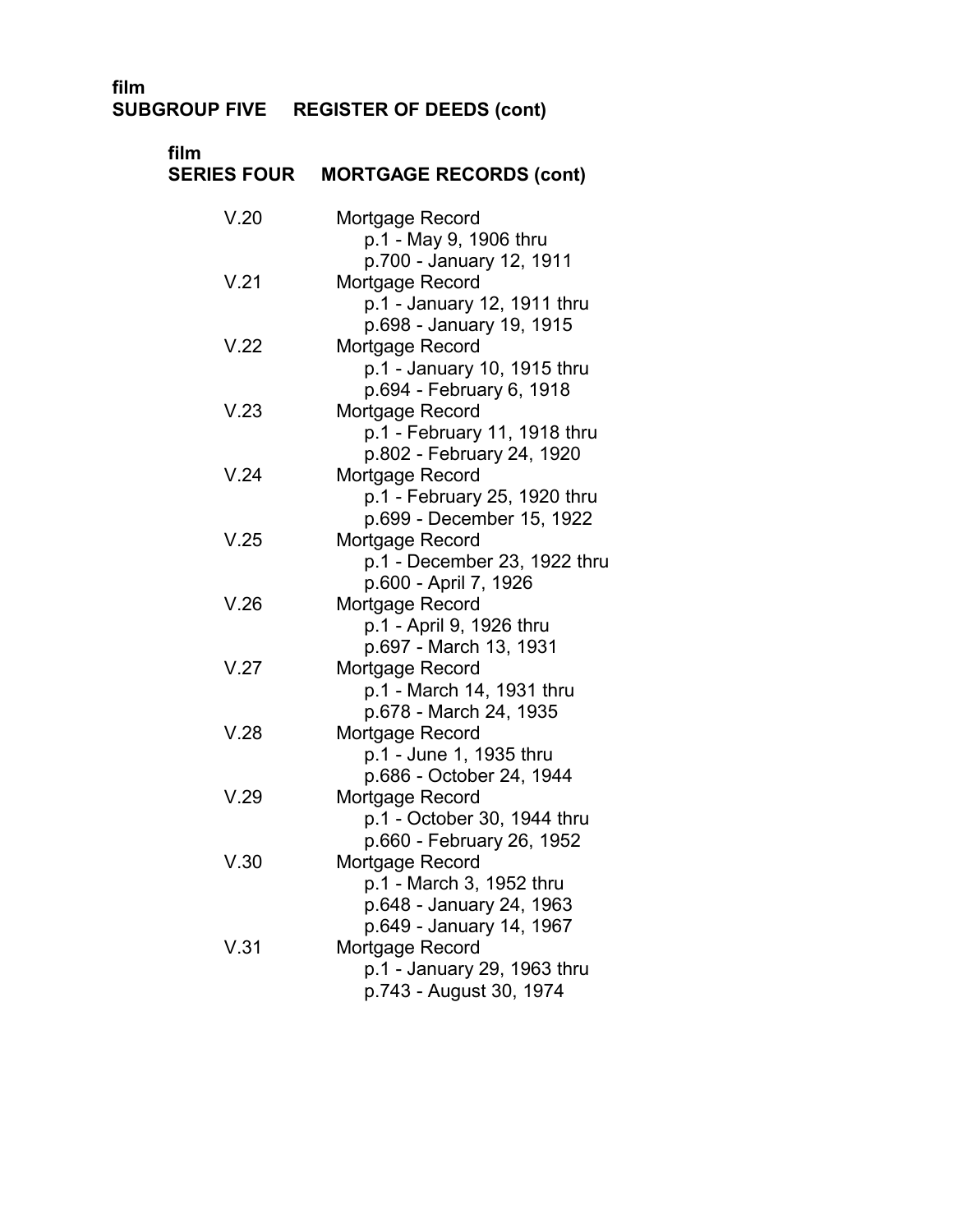film
**SUBGROUP FIVE    REGISTER OF DEEDS (cont)**

film
**SERIES FOUR    MORTGAGE RECORDS (cont)**

V.20    Mortgage Record
    p.1 - May 9, 1906 thru
    p.700 - January 12, 1911

V.21    Mortgage Record
    p.1 - January 12, 1911 thru
    p.698 - January 19, 1915

V.22    Mortgage Record
    p.1 - January 10, 1915 thru
    p.694 - February 6, 1918

V.23    Mortgage Record
    p.1 - February 11, 1918 thru
    p.802 - February 24, 1920

V.24    Mortgage Record
    p.1 - February 25, 1920 thru
    p.699 - December 15, 1922

V.25    Mortgage Record
    p.1 - December 23, 1922 thru
    p.600 - April 7, 1926

V.26    Mortgage Record
    p.1 - April 9, 1926 thru
    p.697 - March 13, 1931

V.27    Mortgage Record
    p.1 - March 14, 1931 thru
    p.678 - March 24, 1935

V.28    Mortgage Record
    p.1 - June 1, 1935 thru
    p.686 - October 24, 1944

V.29    Mortgage Record
    p.1 - October 30, 1944 thru
    p.660 - February 26, 1952

V.30    Mortgage Record
    p.1 - March 3, 1952 thru
    p.648 - January 24, 1963
    p.649 - January 14, 1967

V.31    Mortgage Record
    p.1 - January 29, 1963 thru
    p.743 - August 30, 1974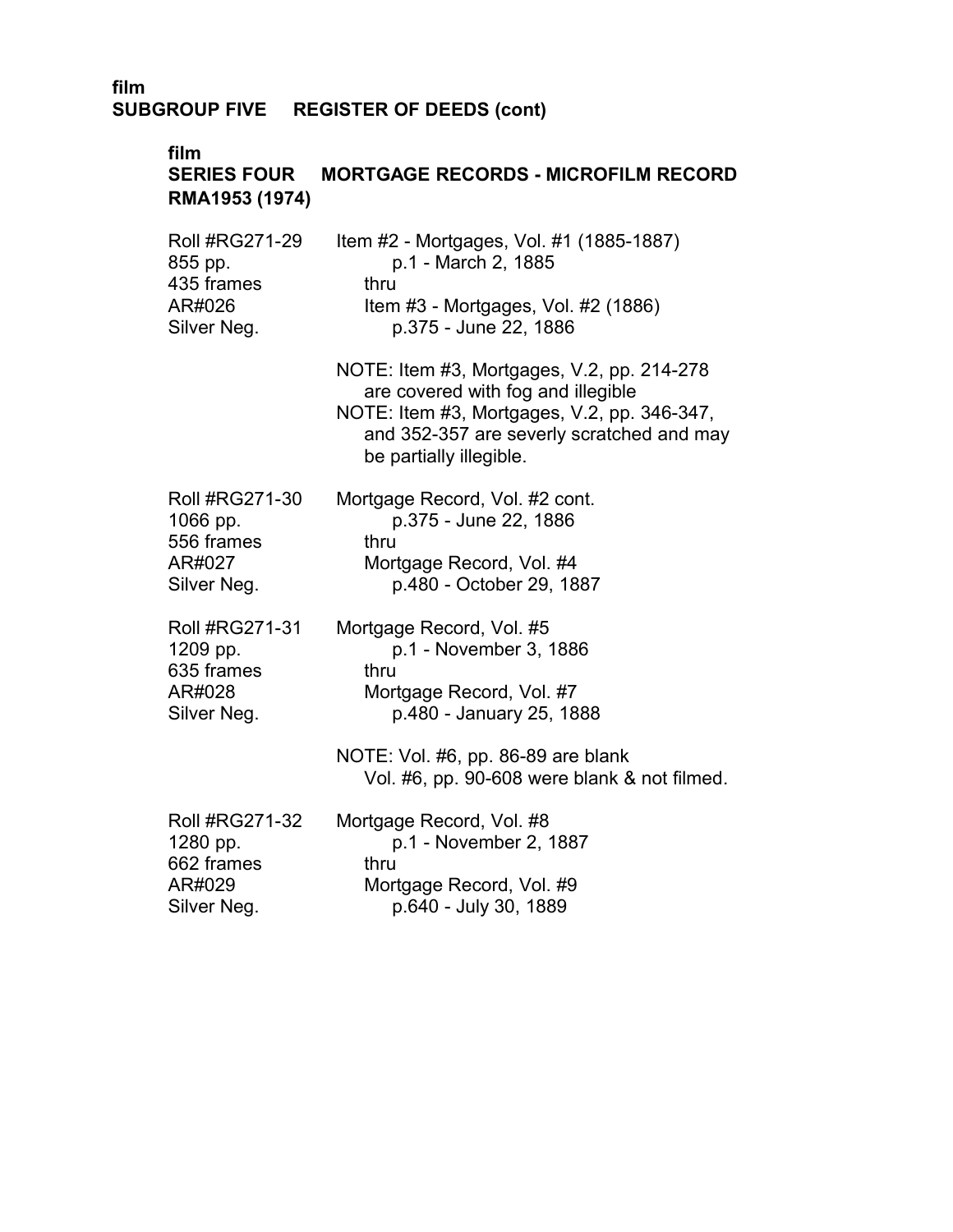**film**
**SUBGROUP FIVE REGISTER OF DEEDS (cont)**

**film**
**SERIES FOUR MORTGAGE RECORDS - MICROFILM RECORD**
**RMA1953 (1974)**

| | |
|---|---|
| Roll #RG271-29<br>855 pp.<br>435 frames<br>AR#026<br>Silver Neg. | Item #2 - Mortgages, Vol. #1 (1885-1887)<br>p.1 - March 2, 1885<br>thru<br>Item #3 - Mortgages, Vol. #2 (1886)<br>p.375 - June 22, 1886<br><br>NOTE: Item #3, Mortgages, V.2, pp. 214-278 are covered with fog and illegible<br>NOTE: Item #3, Mortgages, V.2, pp. 346-347, and 352-357 are severly scratched and may be partially illegible. |
| Roll #RG271-30<br>1066 pp.<br>556 frames<br>AR#027<br>Silver Neg. | Mortgage Record, Vol. #2 cont.<br>p.375 - June 22, 1886<br>thru<br>Mortgage Record, Vol. #4<br>p.480 - October 29, 1887 |
| Roll #RG271-31<br>1209 pp.<br>635 frames<br>AR#028<br>Silver Neg. | Mortgage Record, Vol. #5<br>p.1 - November 3, 1886<br>thru<br>Mortgage Record, Vol. #7<br>p.480 - January 25, 1888<br><br>NOTE: Vol. #6, pp. 86-89 are blank<br>Vol. #6, pp. 90-608 were blank & not filmed. |
| Roll #RG271-32<br>1280 pp.<br>662 frames<br>AR#029<br>Silver Neg. | Mortgage Record, Vol. #8<br>p.1 - November 2, 1887<br>thru<br>Mortgage Record, Vol. #9<br>p.640 - July 30, 1889 |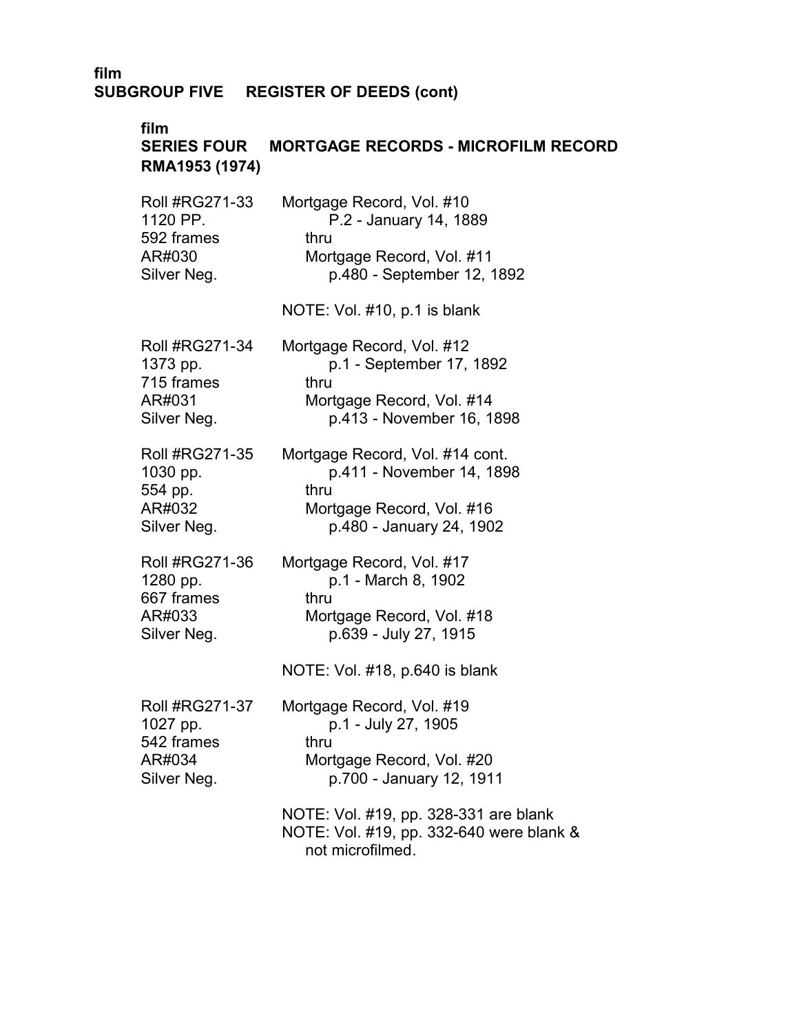film
**SUBGROUP FIVE REGISTER OF DEEDS (cont)**

film
**SERIES FOUR MORTGAGE RECORDS - MICROFILM RECORD RMA1953 (1974)**

Roll #RG271-33
1120 PP.
592 frames
AR#030
Silver Neg.

Mortgage Record, Vol. #10
P.2 - January 14, 1889
thru
Mortgage Record, Vol. #11
p.480 - September 12, 1892

NOTE: Vol. #10, p.1 is blank

Roll #RG271-34
1373 pp.
715 frames
AR#031
Silver Neg.

Mortgage Record, Vol. #12
p.1 - September 17, 1892
thru
Mortgage Record, Vol. #14
p.413 - November 16, 1898

Roll #RG271-35
1030 pp.
554 pp.
AR#032
Silver Neg.

Mortgage Record, Vol. #14 cont.
p.411 - November 14, 1898
thru
Mortgage Record, Vol. #16
p.480 - January 24, 1902

Roll #RG271-36
1280 pp.
667 frames
AR#033
Silver Neg.

Mortgage Record, Vol. #17
p.1 - March 8, 1902
thru
Mortgage Record, Vol. #18
p.639 - July 27, 1915

NOTE: Vol. #18, p.640 is blank

Roll #RG271-37
1027 pp.
542 frames
AR#034
Silver Neg.

Mortgage Record, Vol. #19
p.1 - July 27, 1905
thru
Mortgage Record, Vol. #20
p.700 - January 12, 1911

NOTE: Vol. #19, pp. 328-331 are blank
NOTE: Vol. #19, pp. 332-640 were blank & not microfilmed.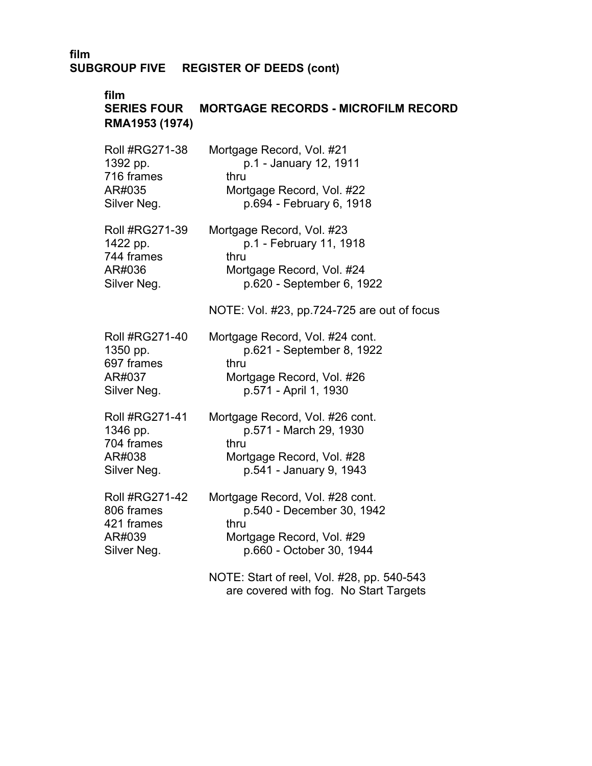**film**
**SUBGROUP FIVE REGISTER OF DEEDS (cont)**

**film**
**SERIES FOUR MORTGAGE RECORDS - MICROFILM RECORD**
**RMA1953 (1974)**

| | |
|---|---|
| Roll #RG271-38<br>1392 pp.<br>716 frames<br>AR#035<br>Silver Neg. | Mortgage Record, Vol. #21<br>p.1 - January 12, 1911<br>thru<br>Mortgage Record, Vol. #22<br>p.694 - February 6, 1918 |
| Roll #RG271-39<br>1422 pp.<br>744 frames<br>AR#036<br>Silver Neg. | Mortgage Record, Vol. #23<br>p.1 - February 11, 1918<br>thru<br>Mortgage Record, Vol. #24<br>p.620 - September 6, 1922<br><br>NOTE: Vol. #23, pp.724-725 are out of focus |
| Roll #RG271-40<br>1350 pp.<br>697 frames<br>AR#037<br>Silver Neg. | Mortgage Record, Vol. #24 cont.<br>p.621 - September 8, 1922<br>thru<br>Mortgage Record, Vol. #26<br>p.571 - April 1, 1930 |
| Roll #RG271-41<br>1346 pp.<br>704 frames<br>AR#038<br>Silver Neg. | Mortgage Record, Vol. #26 cont.<br>p.571 - March 29, 1930<br>thru<br>Mortgage Record, Vol. #28<br>p.541 - January 9, 1943 |
| Roll #RG271-42<br>806 frames<br>421 frames<br>AR#039<br>Silver Neg. | Mortgage Record, Vol. #28 cont.<br>p.540 - December 30, 1942<br>thru<br>Mortgage Record, Vol. #29<br>p.660 - October 30, 1944<br><br>NOTE: Start of reel, Vol. #28, pp. 540-543 are covered with fog. No Start Targets |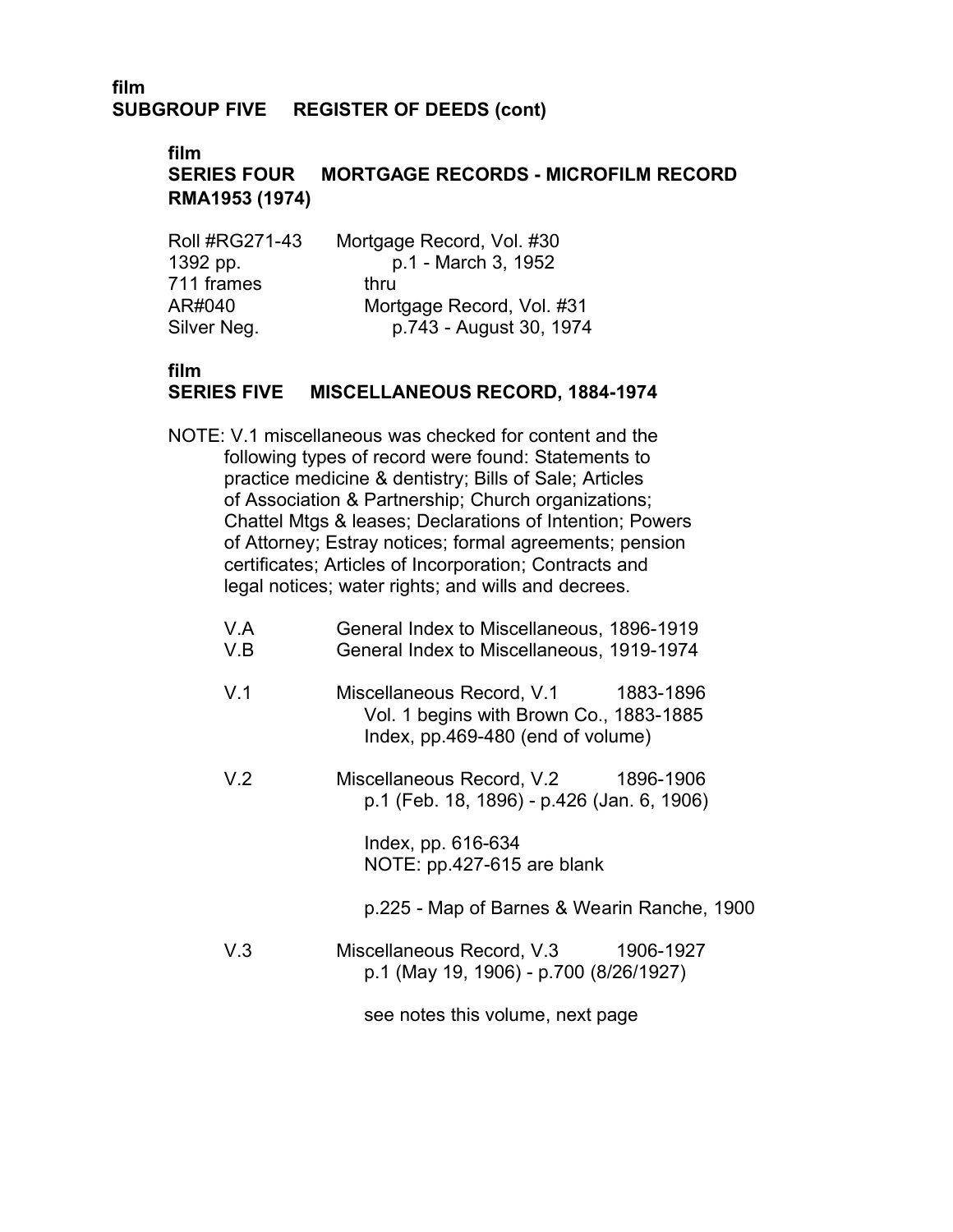film
**SUBGROUP FIVE REGISTER OF DEEDS (cont)**

film
**SERIES FOUR MORTGAGE RECORDS - MICROFILM RECORD RMA1953 (1974)**

| | |
|---|---|
| Roll #RG271-43 | Mortgage Record, Vol. #30 |
| 1392 pp. | p.1 - March 3, 1952 |
| 711 frames | thru |
| AR#040 | Mortgage Record, Vol. #31 |
| Silver Neg. | p.743 - August 30, 1974 |

film
**SERIES FIVE MISCELLANEOUS RECORD, 1884-1974**

NOTE: V.1 miscellaneous was checked for content and the following types of record were found: Statements to practice medicine & dentistry; Bills of Sale; Articles of Association & Partnership; Church organizations; Chattel Mtgs & leases; Declarations of Intention; Powers of Attorney; Estray notices; formal agreements; pension certificates; Articles of Incorporation; Contracts and legal notices; water rights; and wills and decrees.

| | | |
|---|---|---|
| V.A | General Index to Miscellaneous, 1896-1919 | |
| V.B | General Index to Miscellaneous, 1919-1974 | |
| V.1 | Miscellaneous Record, V.1<br>Vol. 1 begins with Brown Co., 1883-1885<br>Index, pp.469-480 (end of volume) | 1883-1896 |
| V.2 | Miscellaneous Record, V.2<br>p.1 (Feb. 18, 1896) - p.426 (Jan. 6, 1906)<br><br>Index, pp. 616-634<br>NOTE: pp.427-615 are blank<br><br>p.225 - Map of Barnes & Wearin Ranche, 1900 | 1896-1906 |
| V.3 | Miscellaneous Record, V.3<br>p.1 (May 19, 1906) - p.700 (8/26/1927)<br><br>see notes this volume, next page | 1906-1927 |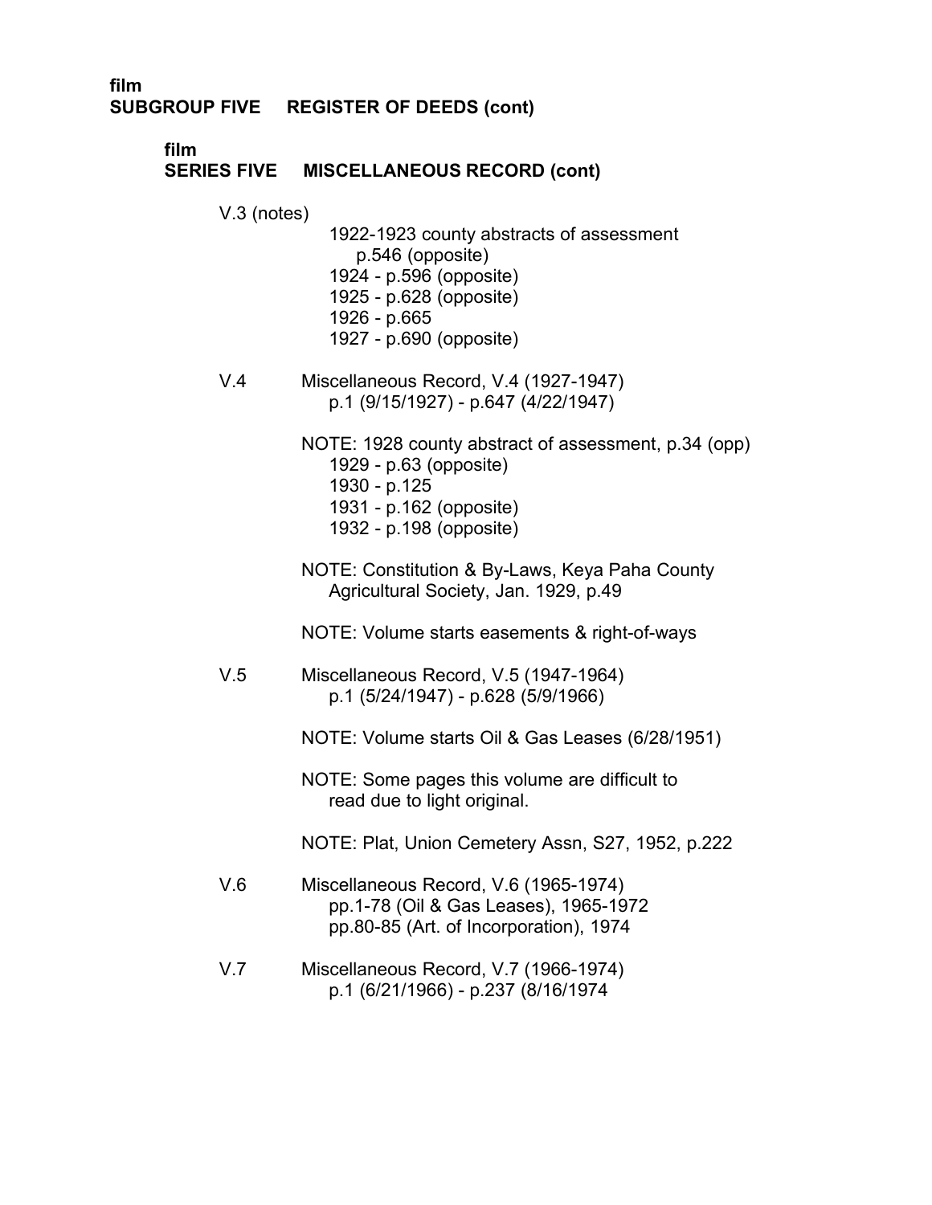film
**SUBGROUP FIVE REGISTER OF DEEDS (cont)**

film
**SERIES FIVE MISCELLANEOUS RECORD (cont)**

V.3 (notes)
1922-1923 county abstracts of assessment
p.546 (opposite)
1924 - p.596 (opposite)
1925 - p.628 (opposite)
1926 - p.665
1927 - p.690 (opposite)

V.4 Miscellaneous Record, V.4 (1927-1947)
p.1 (9/15/1927) - p.647 (4/22/1947)

NOTE: 1928 county abstract of assessment, p.34 (opp)
1929 - p.63 (opposite)
1930 - p.125
1931 - p.162 (opposite)
1932 - p.198 (opposite)

NOTE: Constitution & By-Laws, Keya Paha County Agricultural Society, Jan. 1929, p.49

NOTE: Volume starts easements & right-of-ways

V.5 Miscellaneous Record, V.5 (1947-1964)
p.1 (5/24/1947) - p.628 (5/9/1966)

NOTE: Volume starts Oil & Gas Leases (6/28/1951)

NOTE: Some pages this volume are difficult to read due to light original.

NOTE: Plat, Union Cemetery Assn, S27, 1952, p.222

V.6 Miscellaneous Record, V.6 (1965-1974)
pp.1-78 (Oil & Gas Leases), 1965-1972
pp.80-85 (Art. of Incorporation), 1974

V.7 Miscellaneous Record, V.7 (1966-1974)
p.1 (6/21/1966) - p.237 (8/16/1974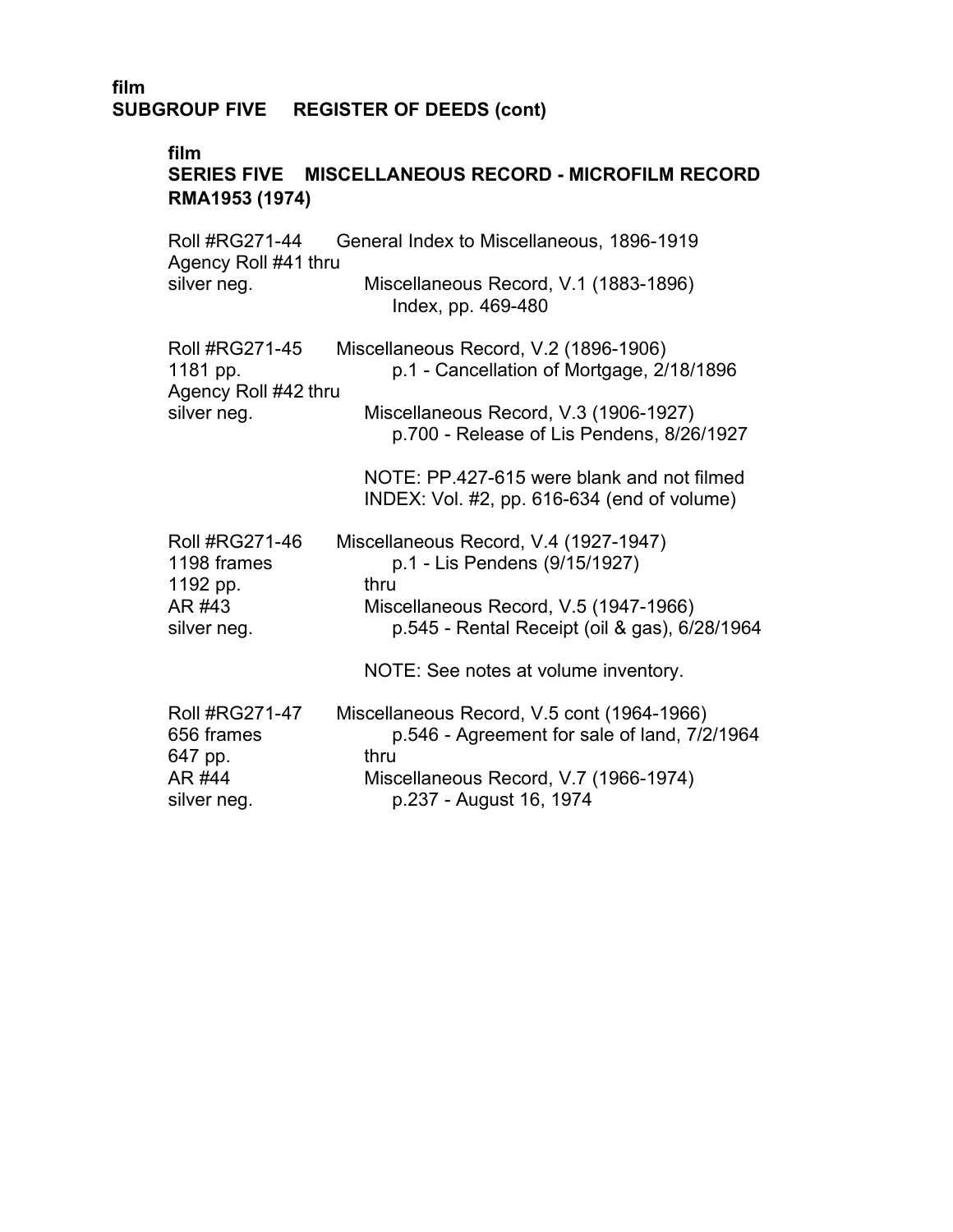**film**
**SUBGROUP FIVE REGISTER OF DEEDS (cont)**

**film**
**SERIES FIVE MISCELLANEOUS RECORD - MICROFILM RECORD RMA1953 (1974)**

| | |
|---|---|
| Roll #RG271-44<br>Agency Roll #41 thru<br>silver neg. | General Index to Miscellaneous, 1896-1919<br><br>Miscellaneous Record, V.1 (1883-1896)<br>Index, pp. 469-480 |
| Roll #RG271-45<br>1181 pp.<br>Agency Roll #42 thru<br>silver neg. | Miscellaneous Record, V.2 (1896-1906)<br>p.1 - Cancellation of Mortgage, 2/18/1896<br><br>Miscellaneous Record, V.3 (1906-1927)<br>p.700 - Release of Lis Pendens, 8/26/1927<br><br>NOTE: PP.427-615 were blank and not filmed<br>INDEX: Vol. #2, pp. 616-634 (end of volume) |
| Roll #RG271-46<br>1198 frames<br>1192 pp.<br>AR #43<br>silver neg. | Miscellaneous Record, V.4 (1927-1947)<br>p.1 - Lis Pendens (9/15/1927)<br>thru<br>Miscellaneous Record, V.5 (1947-1966)<br>p.545 - Rental Receipt (oil & gas), 6/28/1964<br><br>NOTE: See notes at volume inventory. |
| Roll #RG271-47<br>656 frames<br>647 pp.<br>AR #44<br>silver neg. | Miscellaneous Record, V.5 cont (1964-1966)<br>p.546 - Agreement for sale of land, 7/2/1964<br>thru<br>Miscellaneous Record, V.7 (1966-1974)<br>p.237 - August 16, 1974 |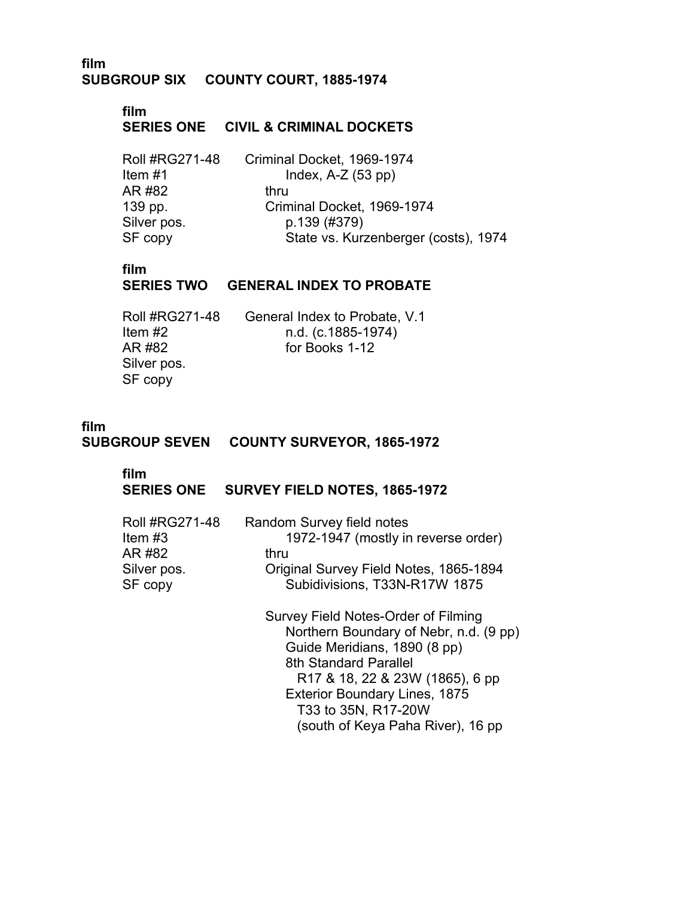film
# SUBGROUP SIX COUNTY COURT, 1885-1974

film
## SERIES ONE CIVIL & CRIMINAL DOCKETS

| | |
|---|---|
| Roll #RG271-48 | Criminal Docket, 1969-1974 |
| Item #1 | Index, A-Z (53 pp) |
| AR #82 | thru |
| 139 pp. | Criminal Docket, 1969-1974 |
| Silver pos. | p.139 (#379) |
| SF copy | State vs. Kurzenberger (costs), 1974 |

film
## SERIES TWO GENERAL INDEX TO PROBATE

| | |
|---|---|
| Roll #RG271-48 | General Index to Probate, V.1 |
| Item #2 | n.d. (c.1885-1974) |
| AR #82 | for Books 1-12 |
| Silver pos. | |
| SF copy | |

film
# SUBGROUP SEVEN COUNTY SURVEYOR, 1865-1972

film
## SERIES ONE SURVEY FIELD NOTES, 1865-1972

| | |
|---|---|
| Roll #RG271-48 | Random Survey field notes |
| Item #3 | 1972-1947 (mostly in reverse order) |
| AR #82 | thru |
| Silver pos. | Original Survey Field Notes, 1865-1894 |
| SF copy | Subidivisions, T33N-R17W 1875 |

Survey Field Notes-Order of Filming
- Northern Boundary of Nebr, n.d. (9 pp)
- Guide Meridians, 1890 (8 pp)
- 8th Standard Parallel
  - R17 & 18, 22 & 23W (1865), 6 pp
- Exterior Boundary Lines, 1875
  - T33 to 35N, R17-20W
  - (south of Keya Paha River), 16 pp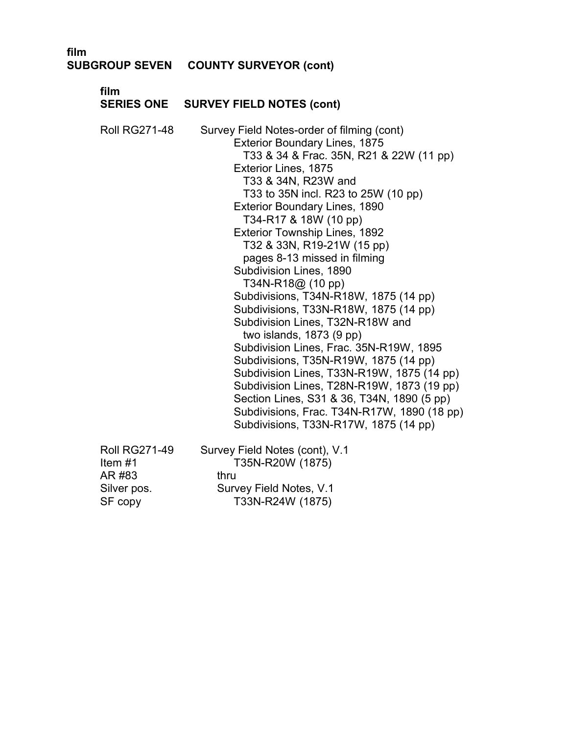**film**
**SUBGROUP SEVEN COUNTY SURVEYOR (cont)**

**film**
**SERIES ONE SURVEY FIELD NOTES (cont)**

Roll RG271-48 Survey Field Notes-order of filming (cont)

- Exterior Boundary Lines, 1875
  - T33 & 34 & Frac. 35N, R21 & 22W (11 pp)
- Exterior Lines, 1875
  - T33 & 34N, R23W and
  - T33 to 35N incl. R23 to 25W (10 pp)
- Exterior Boundary Lines, 1890
  - T34-R17 & 18W (10 pp)
- Exterior Township Lines, 1892
  - T32 & 33N, R19-21W (15 pp)
  - pages 8-13 missed in filming
- Subdivision Lines, 1890
  - T34N-R18@ (10 pp)
- Subdivisions, T34N-R18W, 1875 (14 pp)
- Subdivisions, T33N-R18W, 1875 (14 pp)
- Subdivision Lines, T32N-R18W and
  - two islands, 1873 (9 pp)
- Subdivision Lines, Frac. 35N-R19W, 1895
- Subdivisions, T35N-R19W, 1875 (14 pp)
- Subdivision Lines, T33N-R19W, 1875 (14 pp)
- Subdivision Lines, T28N-R19W, 1873 (19 pp)
- Section Lines, S31 & 36, T34N, 1890 (5 pp)
- Subdivisions, Frac. T34N-R17W, 1890 (18 pp)
- Subdivisions, T33N-R17W, 1875 (14 pp)

Roll RG271-49 Survey Field Notes (cont), V.1
Item #1 T35N-R20W (1875)
AR #83 thru
Silver pos. Survey Field Notes, V.1
SF copy T33N-R24W (1875)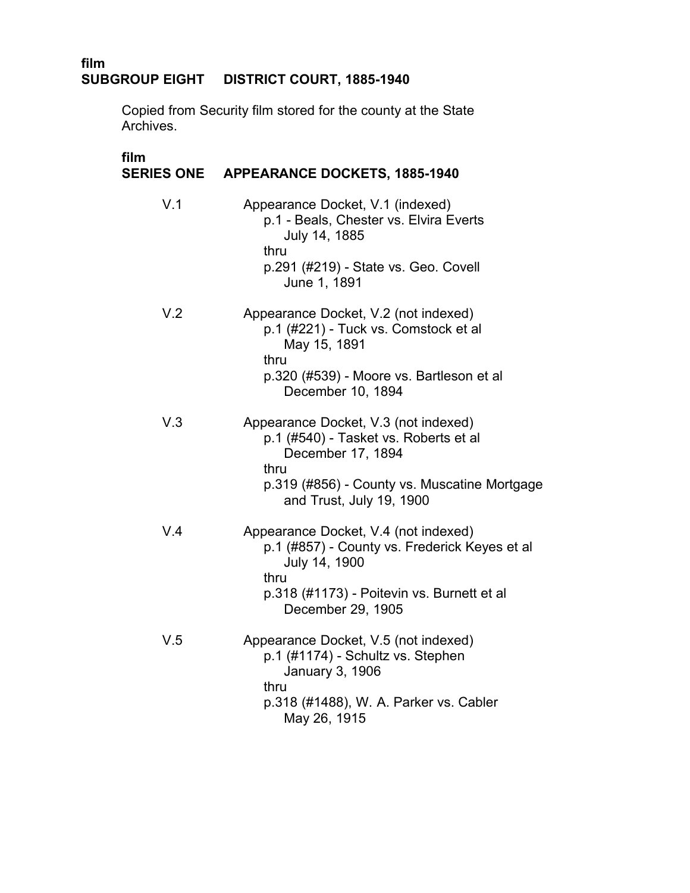film
## SUBGROUP EIGHT DISTRICT COURT, 1885-1940

Copied from Security film stored for the county at the State Archives.

film
### SERIES ONE APPEARANCE DOCKETS, 1885-1940

V.1 Appearance Docket, V.1 (indexed)
p.1 - Beals, Chester vs. Elvira Everts
July 14, 1885
thru
p.291 (#219) - State vs. Geo. Covell
June 1, 1891

V.2 Appearance Docket, V.2 (not indexed)
p.1 (#221) - Tuck vs. Comstock et al
May 15, 1891
thru
p.320 (#539) - Moore vs. Bartleson et al
December 10, 1894

V.3 Appearance Docket, V.3 (not indexed)
p.1 (#540) - Tasket vs. Roberts et al
December 17, 1894
thru
p.319 (#856) - County vs. Muscatine Mortgage and Trust, July 19, 1900

V.4 Appearance Docket, V.4 (not indexed)
p.1 (#857) - County vs. Frederick Keyes et al
July 14, 1900
thru
p.318 (#1173) - Poitevin vs. Burnett et al
December 29, 1905

V.5 Appearance Docket, V.5 (not indexed)
p.1 (#1174) - Schultz vs. Stephen
January 3, 1906
thru
p.318 (#1488), W. A. Parker vs. Cabler
May 26, 1915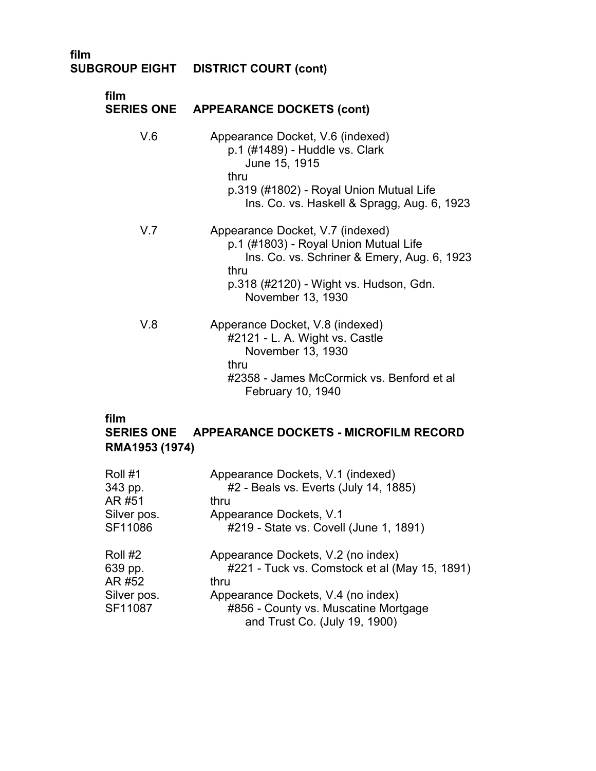film
**SUBGROUP EIGHT DISTRICT COURT (cont)**

film
**SERIES ONE APPEARANCE DOCKETS (cont)**

V.6 — Appearance Docket, V.6 (indexed)
p.1 (#1489) - Huddle vs. Clark
June 15, 1915
thru
p.319 (#1802) - Royal Union Mutual Life
Ins. Co. vs. Haskell & Spragg, Aug. 6, 1923

V.7 — Appearance Docket, V.7 (indexed)
p.1 (#1803) - Royal Union Mutual Life
Ins. Co. vs. Schriner & Emery, Aug. 6, 1923
thru
p.318 (#2120) - Wight vs. Hudson, Gdn.
November 13, 1930

V.8 — Apperance Docket, V.8 (indexed)
#2121 - L. A. Wight vs. Castle
November 13, 1930
thru
#2358 - James McCormick vs. Benford et al
February 10, 1940

film
**SERIES ONE APPEARANCE DOCKETS - MICROFILM RECORD RMA1953 (1974)**

| | |
|---|---|
| Roll #1<br>343 pp.<br>AR #51<br>Silver pos.<br>SF11086 | Appearance Dockets, V.1 (indexed)<br>#2 - Beals vs. Everts (July 14, 1885)<br>thru<br>Appearance Dockets, V.1<br>#219 - State vs. Covell (June 1, 1891) |
| Roll #2<br>639 pp.<br>AR #52<br>Silver pos.<br>SF11087 | Appearance Dockets, V.2 (no index)<br>#221 - Tuck vs. Comstock et al (May 15, 1891)<br>thru<br>Appearance Dockets, V.4 (no index)<br>#856 - County vs. Muscatine Mortgage and Trust Co. (July 19, 1900) |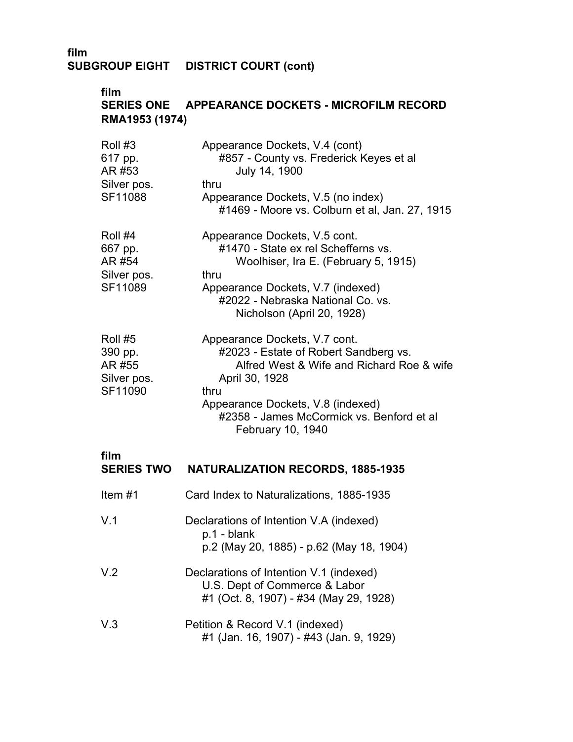film
**SUBGROUP EIGHT DISTRICT COURT (cont)**

film
**SERIES ONE APPEARANCE DOCKETS - MICROFILM RECORD RMA1953 (1974)**

| | |
|---|---|
| Roll #3<br>617 pp.<br>AR #53<br>Silver pos.<br>SF11088 | Appearance Dockets, V.4 (cont)<br>#857 - County vs. Frederick Keyes et al<br>July 14, 1900<br>thru<br>Appearance Dockets, V.5 (no index)<br>#1469 - Moore vs. Colburn et al, Jan. 27, 1915 |
| Roll #4<br>667 pp.<br>AR #54<br>Silver pos.<br>SF11089 | Appearance Dockets, V.5 cont.<br>#1470 - State ex rel Schefferns vs.<br>Woolhiser, Ira E. (February 5, 1915)<br>thru<br>Appearance Dockets, V.7 (indexed)<br>#2022 - Nebraska National Co. vs.<br>Nicholson (April 20, 1928) |
| Roll #5<br>390 pp.<br>AR #55<br>Silver pos.<br>SF11090 | Appearance Dockets, V.7 cont.<br>#2023 - Estate of Robert Sandberg vs.<br>Alfred West & Wife and Richard Roe & wife<br>April 30, 1928<br>thru<br>Appearance Dockets, V.8 (indexed)<br>#2358 - James McCormick vs. Benford et al<br>February 10, 1940 |

film
**SERIES TWO NATURALIZATION RECORDS, 1885-1935**

| | |
|---|---|
| Item #1 | Card Index to Naturalizations, 1885-1935 |
| V.1 | Declarations of Intention V.A (indexed)<br>p.1 - blank<br>p.2 (May 20, 1885) - p.62 (May 18, 1904) |
| V.2 | Declarations of Intention V.1 (indexed)<br>U.S. Dept of Commerce & Labor<br>#1 (Oct. 8, 1907) - #34 (May 29, 1928) |
| V.3 | Petition & Record V.1 (indexed)<br>#1 (Jan. 16, 1907) - #43 (Jan. 9, 1929) |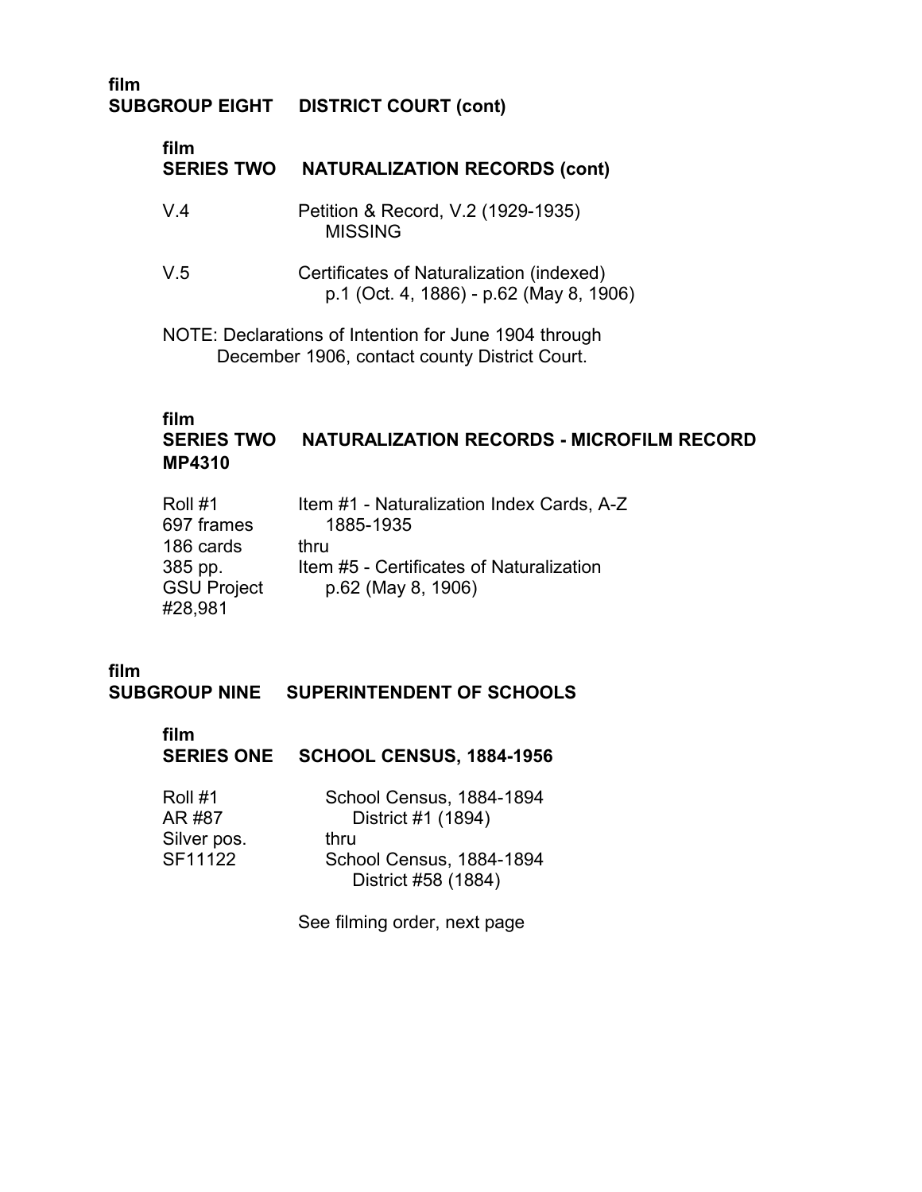film
**SUBGROUP EIGHT DISTRICT COURT (cont)**

film
**SERIES TWO NATURALIZATION RECORDS (cont)**

V.4 Petition & Record, V.2 (1929-1935)
MISSING

V.5 Certificates of Naturalization (indexed)
p.1 (Oct. 4, 1886) - p.62 (May 8, 1906)

NOTE: Declarations of Intention for June 1904 through December 1906, contact county District Court.

film
**SERIES TWO NATURALIZATION RECORDS - MICROFILM RECORD**
**MP4310**

| | |
|---|---|
| Roll #1 | Item #1 - Naturalization Index Cards, A-Z |
| 697 frames | 1885-1935 |
| 186 cards | thru |
| 385 pp. | Item #5 - Certificates of Naturalization |
| GSU Project | p.62 (May 8, 1906) |
| #28,981 | |

film
**SUBGROUP NINE SUPERINTENDENT OF SCHOOLS**

film
**SERIES ONE SCHOOL CENSUS, 1884-1956**

| | |
|---|---|
| Roll #1 | School Census, 1884-1894 |
| AR #87 | District #1 (1894) |
| Silver pos. | thru |
| SF11122 | School Census, 1884-1894 |
| | District #58 (1884) |

See filming order, next page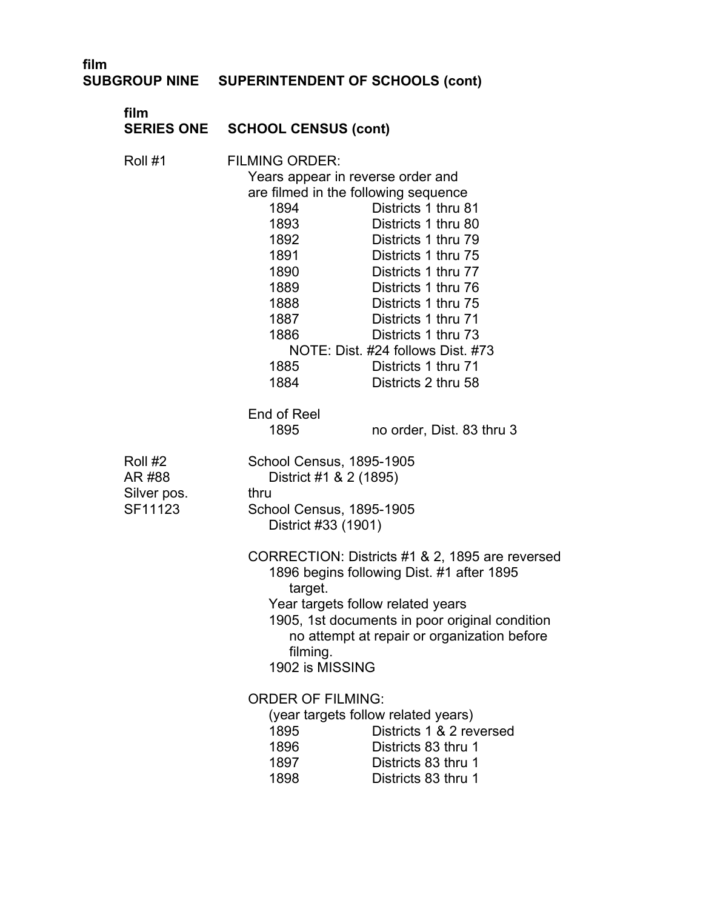film
**SUBGROUP NINE SUPERINTENDENT OF SCHOOLS (cont)**

film
**SERIES ONE SCHOOL CENSUS (cont)**

Roll #1

FILMING ORDER:
Years appear in reverse order and are filmed in the following sequence

| | |
|---|---|
| 1894 | Districts 1 thru 81 |
| 1893 | Districts 1 thru 80 |
| 1892 | Districts 1 thru 79 |
| 1891 | Districts 1 thru 75 |
| 1890 | Districts 1 thru 77 |
| 1889 | Districts 1 thru 76 |
| 1888 | Districts 1 thru 75 |
| 1887 | Districts 1 thru 71 |
| 1886 | Districts 1 thru 73 |

NOTE: Dist. #24 follows Dist. #73

| | |
|---|---|
| 1885 | Districts 1 thru 71 |
| 1884 | Districts 2 thru 58 |

End of Reel

| | |
|---|---|
| 1895 | no order, Dist. 83 thru 3 |

Roll #2
AR #88
Silver pos.
SF11123

School Census, 1895-1905
District #1 & 2 (1895)
thru
School Census, 1895-1905
District #33 (1901)

CORRECTION: Districts #1 & 2, 1895 are reversed
1896 begins following Dist. #1 after 1895 target.
Year targets follow related years
1905, 1st documents in poor original condition no attempt at repair or organization before filming.
1902 is MISSING

ORDER OF FILMING:
(year targets follow related years)

| | |
|---|---|
| 1895 | Districts 1 & 2 reversed |
| 1896 | Districts 83 thru 1 |
| 1897 | Districts 83 thru 1 |
| 1898 | Districts 83 thru 1 |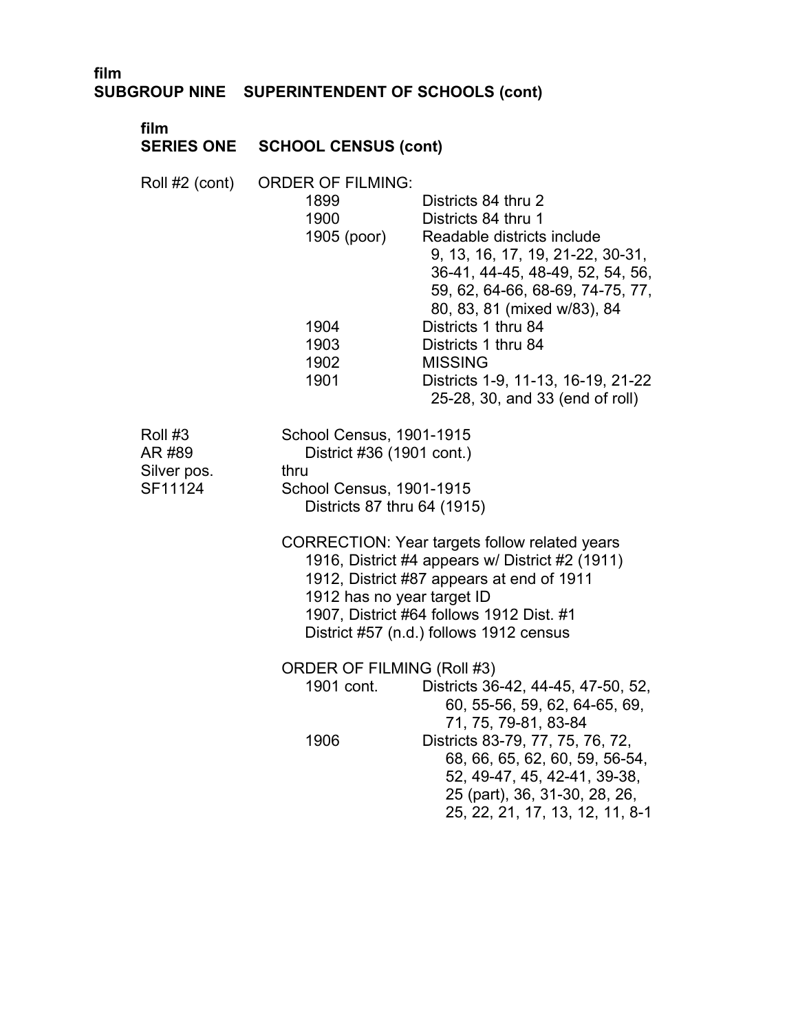film
**SUBGROUP NINE SUPERINTENDENT OF SCHOOLS (cont)**

film
**SERIES ONE SCHOOL CENSUS (cont)**

Roll #2 (cont) ORDER OF FILMING:

| | |
|---|---|
| 1899 | Districts 84 thru 2 |
| 1900 | Districts 84 thru 1 |
| 1905 (poor) | Readable districts include 9, 13, 16, 17, 19, 21-22, 30-31, 36-41, 44-45, 48-49, 52, 54, 56, 59, 62, 64-66, 68-69, 74-75, 77, 80, 83, 81 (mixed w/83), 84 |
| 1904 | Districts 1 thru 84 |
| 1903 | Districts 1 thru 84 |
| 1902 | MISSING |
| 1901 | Districts 1-9, 11-13, 16-19, 21-22 25-28, 30, and 33 (end of roll) |

Roll #3
AR #89
Silver pos.
SF11124

School Census, 1901-1915
District #36 (1901 cont.)
thru
School Census, 1901-1915
Districts 87 thru 64 (1915)

CORRECTION: Year targets follow related years
1916, District #4 appears w/ District #2 (1911)
1912, District #87 appears at end of 1911
1912 has no year target ID
1907, District #64 follows 1912 Dist. #1
District #57 (n.d.) follows 1912 census

ORDER OF FILMING (Roll #3)

| | |
|---|---|
| 1901 cont. | Districts 36-42, 44-45, 47-50, 52, 60, 55-56, 59, 62, 64-65, 69, 71, 75, 79-81, 83-84 |
| 1906 | Districts 83-79, 77, 75, 76, 72, 68, 66, 65, 62, 60, 59, 56-54, 52, 49-47, 45, 42-41, 39-38, 25 (part), 36, 31-30, 28, 26, 25, 22, 21, 17, 13, 12, 11, 8-1 |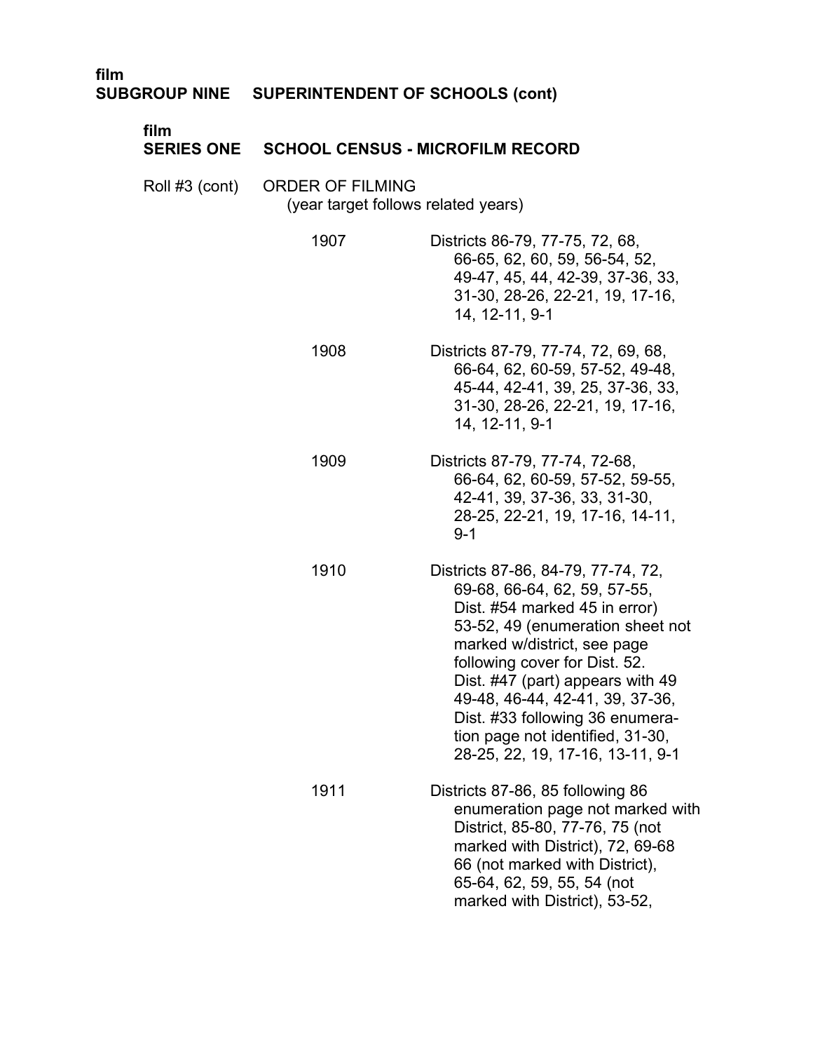film
**SUBGROUP NINE SUPERINTENDENT OF SCHOOLS (cont)**

film
**SERIES ONE SCHOOL CENSUS - MICROFILM RECORD**

Roll #3 (cont) ORDER OF FILMING
(year target follows related years)

1907 Districts 86-79, 77-75, 72, 68, 66-65, 62, 60, 59, 56-54, 52, 49-47, 45, 44, 42-39, 37-36, 33, 31-30, 28-26, 22-21, 19, 17-16, 14, 12-11, 9-1

1908 Districts 87-79, 77-74, 72, 69, 68, 66-64, 62, 60-59, 57-52, 49-48, 45-44, 42-41, 39, 25, 37-36, 33, 31-30, 28-26, 22-21, 19, 17-16, 14, 12-11, 9-1

1909 Districts 87-79, 77-74, 72-68, 66-64, 62, 60-59, 57-52, 59-55, 42-41, 39, 37-36, 33, 31-30, 28-25, 22-21, 19, 17-16, 14-11, 9-1

1910 Districts 87-86, 84-79, 77-74, 72, 69-68, 66-64, 62, 59, 57-55, Dist. #54 marked 45 in error) 53-52, 49 (enumeration sheet not marked w/district, see page following cover for Dist. 52. Dist. #47 (part) appears with 49 49-48, 46-44, 42-41, 39, 37-36, Dist. #33 following 36 enumeration page not identified, 31-30, 28-25, 22, 19, 17-16, 13-11, 9-1

1911 Districts 87-86, 85 following 86 enumeration page not marked with District, 85-80, 77-76, 75 (not marked with District), 72, 69-68 66 (not marked with District), 65-64, 62, 59, 55, 54 (not marked with District), 53-52,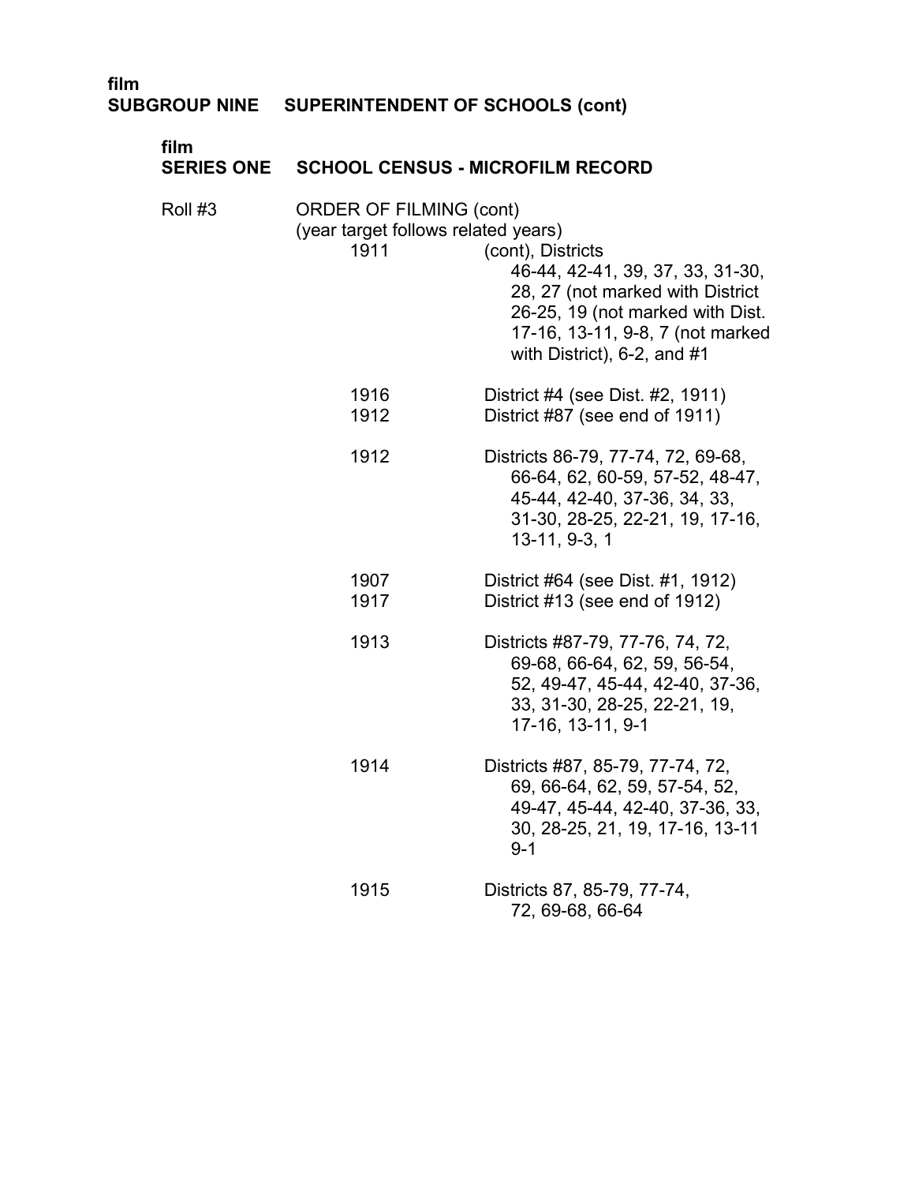film
**SUBGROUP NINE SUPERINTENDENT OF SCHOOLS (cont)**

film
**SERIES ONE SCHOOL CENSUS - MICROFILM RECORD**

Roll #3 ORDER OF FILMING (cont)
(year target follows related years)

| | |
|---|---|
| 1911 | (cont), Districts 46-44, 42-41, 39, 37, 33, 31-30, 28, 27 (not marked with District 26-25, 19 (not marked with Dist. 17-16, 13-11, 9-8, 7 (not marked with District), 6-2, and #1 |
| 1916 | District #4 (see Dist. #2, 1911) |
| 1912 | District #87 (see end of 1911) |
| 1912 | Districts 86-79, 77-74, 72, 69-68, 66-64, 62, 60-59, 57-52, 48-47, 45-44, 42-40, 37-36, 34, 33, 31-30, 28-25, 22-21, 19, 17-16, 13-11, 9-3, 1 |
| 1907 | District #64 (see Dist. #1, 1912) |
| 1917 | District #13 (see end of 1912) |
| 1913 | Districts #87-79, 77-76, 74, 72, 69-68, 66-64, 62, 59, 56-54, 52, 49-47, 45-44, 42-40, 37-36, 33, 31-30, 28-25, 22-21, 19, 17-16, 13-11, 9-1 |
| 1914 | Districts #87, 85-79, 77-74, 72, 69, 66-64, 62, 59, 57-54, 52, 49-47, 45-44, 42-40, 37-36, 33, 30, 28-25, 21, 19, 17-16, 13-11 9-1 |
| 1915 | Districts 87, 85-79, 77-74, 72, 69-68, 66-64 |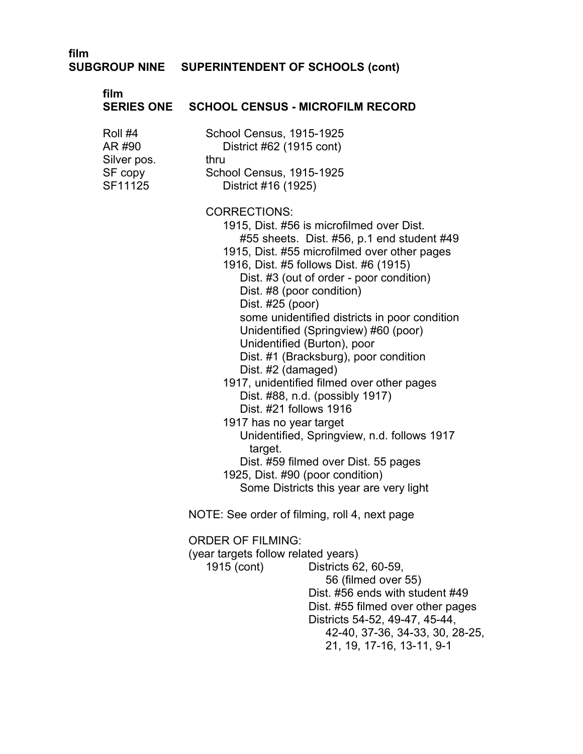film
**SUBGROUP NINE SUPERINTENDENT OF SCHOOLS (cont)**

film
**SERIES ONE SCHOOL CENSUS - MICROFILM RECORD**

Roll #4
AR #90
Silver pos.
SF copy
SF11125

School Census, 1915-1925
District #62 (1915 cont)
thru
School Census, 1915-1925
District #16 (1925)

CORRECTIONS:
- 1915, Dist. #56 is microfilmed over Dist. #55 sheets. Dist. #56, p.1 end student #49
- 1915, Dist. #55 microfilmed over other pages
- 1916, Dist. #5 follows Dist. #6 (1915)
  - Dist. #3 (out of order - poor condition)
  - Dist. #8 (poor condition)
  - Dist. #25 (poor)
  - some unidentified districts in poor condition
  - Unidentified (Springview) #60 (poor)
  - Unidentified (Burton), poor
  - Dist. #1 (Bracksburg), poor condition
  - Dist. #2 (damaged)
- 1917, unidentified filmed over other pages
  - Dist. #88, n.d. (possibly 1917)
  - Dist. #21 follows 1916
- 1917 has no year target
  - Unidentified, Springview, n.d. follows 1917 target.
  - Dist. #59 filmed over Dist. 55 pages
- 1925, Dist. #90 (poor condition)
  - Some Districts this year are very light

NOTE: See order of filming, roll 4, next page

ORDER OF FILMING:
(year targets follow related years)

1915 (cont) Districts 62, 60-59, 56 (filmed over 55)
Dist. #56 ends with student #49
Dist. #55 filmed over other pages
Districts 54-52, 49-47, 45-44, 42-40, 37-36, 34-33, 30, 28-25, 21, 19, 17-16, 13-11, 9-1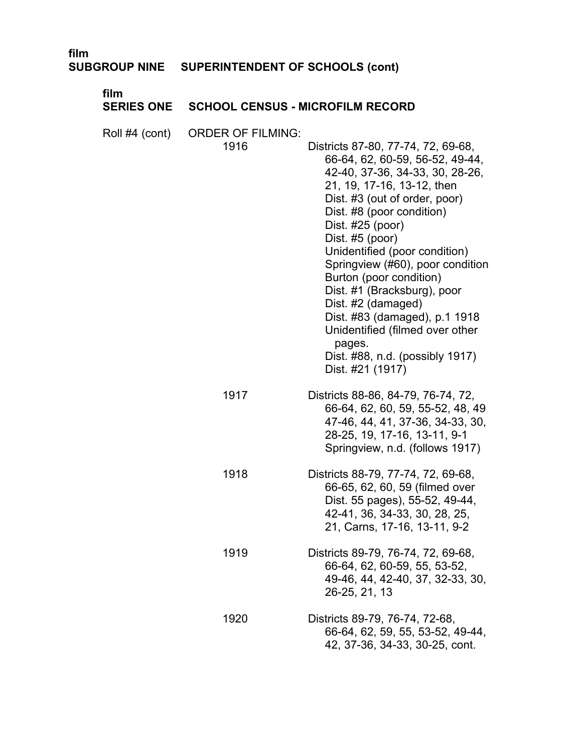film
**SUBGROUP NINE SUPERINTENDENT OF SCHOOLS (cont)**

film
**SERIES ONE SCHOOL CENSUS - MICROFILM RECORD**

Roll #4 (cont) ORDER OF FILMING:

| | |
|---|---|
| 1916 | Districts 87-80, 77-74, 72, 69-68, 66-64, 62, 60-59, 56-52, 49-44, 42-40, 37-36, 34-33, 30, 28-26, 21, 19, 17-16, 13-12, then<br>Dist. #3 (out of order, poor)<br>Dist. #8 (poor condition)<br>Dist. #25 (poor)<br>Dist. #5 (poor)<br>Unidentified (poor condition)<br>Springview (#60), poor condition<br>Burton (poor condition)<br>Dist. #1 (Bracksburg), poor<br>Dist. #2 (damaged)<br>Dist. #83 (damaged), p.1 1918<br>Unidentified (filmed over other pages.<br>Dist. #88, n.d. (possibly 1917)<br>Dist. #21 (1917) |
| 1917 | Districts 88-86, 84-79, 76-74, 72, 66-64, 62, 60, 59, 55-52, 48, 49 47-46, 44, 41, 37-36, 34-33, 30, 28-25, 19, 17-16, 13-11, 9-1<br>Springview, n.d. (follows 1917) |
| 1918 | Districts 88-79, 77-74, 72, 69-68, 66-65, 62, 60, 59 (filmed over Dist. 55 pages), 55-52, 49-44, 42-41, 36, 34-33, 30, 28, 25, 21, Carns, 17-16, 13-11, 9-2 |
| 1919 | Districts 89-79, 76-74, 72, 69-68, 66-64, 62, 60-59, 55, 53-52, 49-46, 44, 42-40, 37, 32-33, 30, 26-25, 21, 13 |
| 1920 | Districts 89-79, 76-74, 72-68, 66-64, 62, 59, 55, 53-52, 49-44, 42, 37-36, 34-33, 30-25, cont. |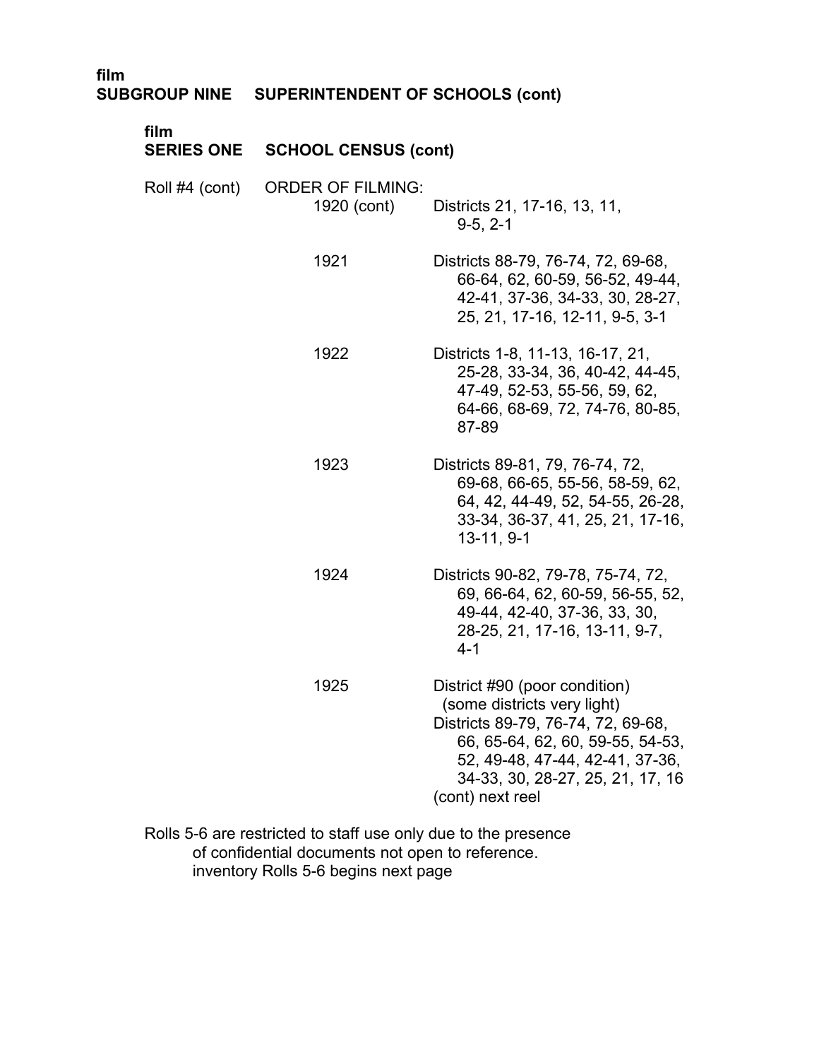film
**SUBGROUP NINE SUPERINTENDENT OF SCHOOLS (cont)**

film
**SERIES ONE SCHOOL CENSUS (cont)**

Roll #4 (cont) ORDER OF FILMING:

| | | |
|---|---|---|
| | 1920 (cont) | Districts 21, 17-16, 13, 11, 9-5, 2-1 |
| | 1921 | Districts 88-79, 76-74, 72, 69-68, 66-64, 62, 60-59, 56-52, 49-44, 42-41, 37-36, 34-33, 30, 28-27, 25, 21, 17-16, 12-11, 9-5, 3-1 |
| | 1922 | Districts 1-8, 11-13, 16-17, 21, 25-28, 33-34, 36, 40-42, 44-45, 47-49, 52-53, 55-56, 59, 62, 64-66, 68-69, 72, 74-76, 80-85, 87-89 |
| | 1923 | Districts 89-81, 79, 76-74, 72, 69-68, 66-65, 55-56, 58-59, 62, 64, 42, 44-49, 52, 54-55, 26-28, 33-34, 36-37, 41, 25, 21, 17-16, 13-11, 9-1 |
| | 1924 | Districts 90-82, 79-78, 75-74, 72, 69, 66-64, 62, 60-59, 56-55, 52, 49-44, 42-40, 37-36, 33, 30, 28-25, 21, 17-16, 13-11, 9-7, 4-1 |
| | 1925 | District #90 (poor condition) (some districts very light) Districts 89-79, 76-74, 72, 69-68, 66, 65-64, 62, 60, 59-55, 54-53, 52, 49-48, 47-44, 42-41, 37-36, 34-33, 30, 28-27, 25, 21, 17, 16 (cont) next reel |

Rolls 5-6 are restricted to staff use only due to the presence of confidential documents not open to reference.
inventory Rolls 5-6 begins next page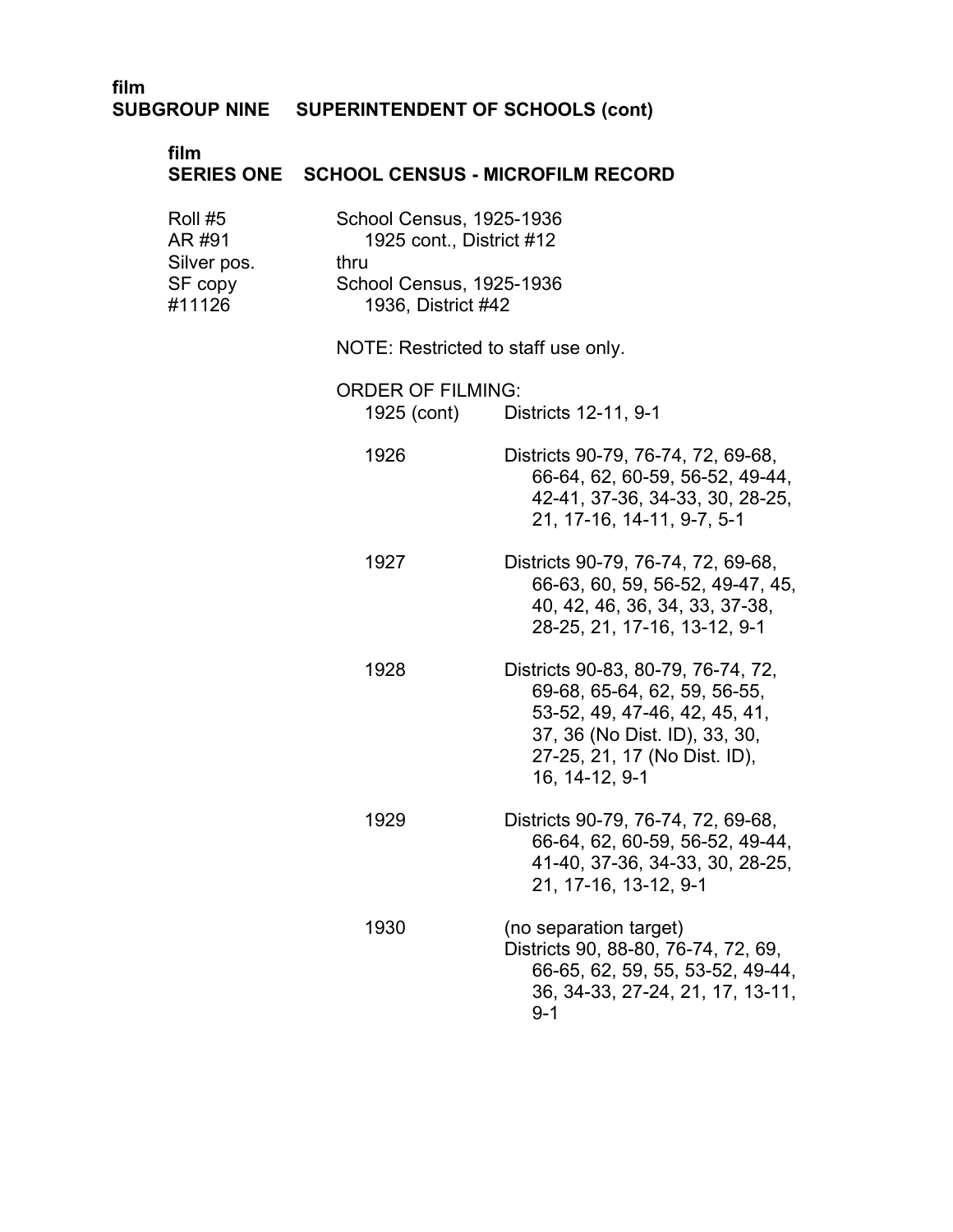film
**SUBGROUP NINE SUPERINTENDENT OF SCHOOLS (cont)**

film
**SERIES ONE SCHOOL CENSUS - MICROFILM RECORD**

Roll #5
AR #91
Silver pos.
SF copy
#11126

School Census, 1925-1936
1925 cont., District #12
thru
School Census, 1925-1936
1936, District #42

NOTE: Restricted to staff use only.

ORDER OF FILMING:

| | |
|---|---|
| 1925 (cont) | Districts 12-11, 9-1 |
| 1926 | Districts 90-79, 76-74, 72, 69-68, 66-64, 62, 60-59, 56-52, 49-44, 42-41, 37-36, 34-33, 30, 28-25, 21, 17-16, 14-11, 9-7, 5-1 |
| 1927 | Districts 90-79, 76-74, 72, 69-68, 66-63, 60, 59, 56-52, 49-47, 45, 40, 42, 46, 36, 34, 33, 37-38, 28-25, 21, 17-16, 13-12, 9-1 |
| 1928 | Districts 90-83, 80-79, 76-74, 72, 69-68, 65-64, 62, 59, 56-55, 53-52, 49, 47-46, 42, 45, 41, 37, 36 (No Dist. ID), 33, 30, 27-25, 21, 17 (No Dist. ID), 16, 14-12, 9-1 |
| 1929 | Districts 90-79, 76-74, 72, 69-68, 66-64, 62, 60-59, 56-52, 49-44, 41-40, 37-36, 34-33, 30, 28-25, 21, 17-16, 13-12, 9-1 |
| 1930 | (no separation target) Districts 90, 88-80, 76-74, 72, 69, 66-65, 62, 59, 55, 53-52, 49-44, 36, 34-33, 27-24, 21, 17, 13-11, 9-1 |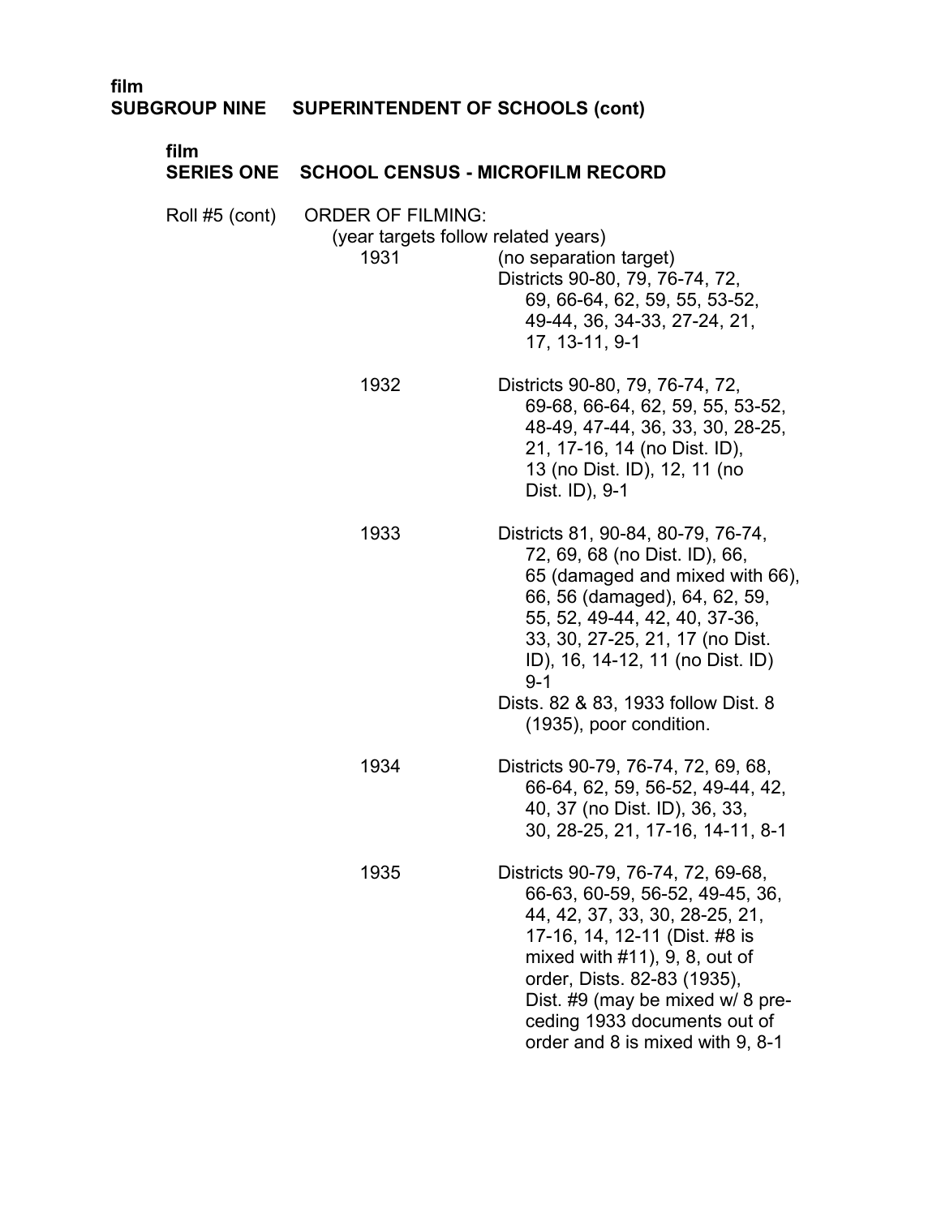film
**SUBGROUP NINE SUPERINTENDENT OF SCHOOLS (cont)**

film
**SERIES ONE SCHOOL CENSUS - MICROFILM RECORD**

Roll #5 (cont) ORDER OF FILMING:
(year targets follow related years)

1931 (no separation target)
Districts 90-80, 79, 76-74, 72, 69, 66-64, 62, 59, 55, 53-52, 49-44, 36, 34-33, 27-24, 21, 17, 13-11, 9-1

1932 Districts 90-80, 79, 76-74, 72, 69-68, 66-64, 62, 59, 55, 53-52, 48-49, 47-44, 36, 33, 30, 28-25, 21, 17-16, 14 (no Dist. ID), 13 (no Dist. ID), 12, 11 (no Dist. ID), 9-1

1933 Districts 81, 90-84, 80-79, 76-74, 72, 69, 68 (no Dist. ID), 66, 65 (damaged and mixed with 66), 66, 56 (damaged), 64, 62, 59, 55, 52, 49-44, 42, 40, 37-36, 33, 30, 27-25, 21, 17 (no Dist. ID), 16, 14-12, 11 (no Dist. ID) 9-1
Dists. 82 & 83, 1933 follow Dist. 8 (1935), poor condition.

1934 Districts 90-79, 76-74, 72, 69, 68, 66-64, 62, 59, 56-52, 49-44, 42, 40, 37 (no Dist. ID), 36, 33, 30, 28-25, 21, 17-16, 14-11, 8-1

1935 Districts 90-79, 76-74, 72, 69-68, 66-63, 60-59, 56-52, 49-45, 36, 44, 42, 37, 33, 30, 28-25, 21, 17-16, 14, 12-11 (Dist. #8 is mixed with #11), 9, 8, out of order, Dists. 82-83 (1935), Dist. #9 (may be mixed w/ 8 preceding 1933 documents out of order and 8 is mixed with 9, 8-1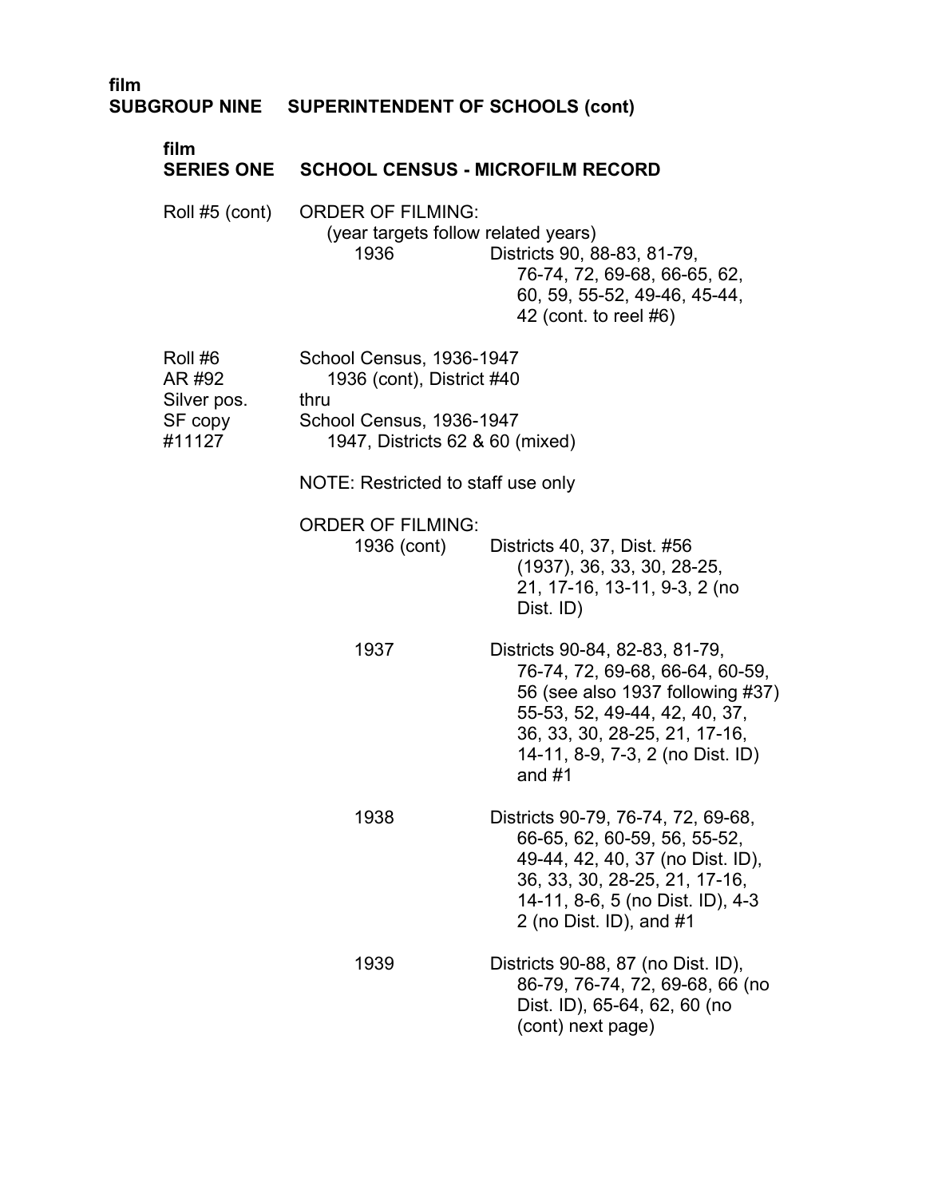film
**SUBGROUP NINE SUPERINTENDENT OF SCHOOLS (cont)**

film
**SERIES ONE SCHOOL CENSUS - MICROFILM RECORD**

Roll #5 (cont)

ORDER OF FILMING:
(year targets follow related years)

1936 — Districts 90, 88-83, 81-79, 76-74, 72, 69-68, 66-65, 62, 60, 59, 55-52, 49-46, 45-44, 42 (cont. to reel #6)

Roll #6
AR #92
Silver pos.
SF copy
#11127

School Census, 1936-1947
1936 (cont), District #40
thru
School Census, 1936-1947
1947, Districts 62 & 60 (mixed)

NOTE: Restricted to staff use only

ORDER OF FILMING:

1936 (cont) — Districts 40, 37, Dist. #56 (1937), 36, 33, 30, 28-25, 21, 17-16, 13-11, 9-3, 2 (no Dist. ID)

1937 — Districts 90-84, 82-83, 81-79, 76-74, 72, 69-68, 66-64, 60-59, 56 (see also 1937 following #37) 55-53, 52, 49-44, 42, 40, 37, 36, 33, 30, 28-25, 21, 17-16, 14-11, 8-9, 7-3, 2 (no Dist. ID) and #1

1938 — Districts 90-79, 76-74, 72, 69-68, 66-65, 62, 60-59, 56, 55-52, 49-44, 42, 40, 37 (no Dist. ID), 36, 33, 30, 28-25, 21, 17-16, 14-11, 8-6, 5 (no Dist. ID), 4-3 2 (no Dist. ID), and #1

1939 — Districts 90-88, 87 (no Dist. ID), 86-79, 76-74, 72, 69-68, 66 (no Dist. ID), 65-64, 62, 60 (no (cont) next page)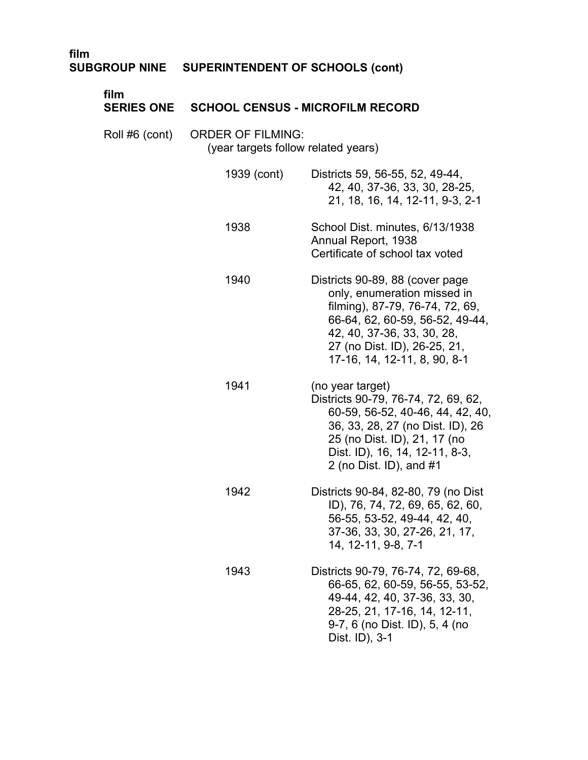film
**SUBGROUP NINE SUPERINTENDENT OF SCHOOLS (cont)**

film
**SERIES ONE SCHOOL CENSUS - MICROFILM RECORD**

Roll #6 (cont) ORDER OF FILMING:
(year targets follow related years)

| | |
|---|---|
| 1939 (cont) | Districts 59, 56-55, 52, 49-44, 42, 40, 37-36, 33, 30, 28-25, 21, 18, 16, 14, 12-11, 9-3, 2-1 |
| 1938 | School Dist. minutes, 6/13/1938<br>Annual Report, 1938<br>Certificate of school tax voted |
| 1940 | Districts 90-89, 88 (cover page only, enumeration missed in filming), 87-79, 76-74, 72, 69, 66-64, 62, 60-59, 56-52, 49-44, 42, 40, 37-36, 33, 30, 28, 27 (no Dist. ID), 26-25, 21, 17-16, 14, 12-11, 8, 90, 8-1 |
| 1941 | (no year target)<br>Districts 90-79, 76-74, 72, 69, 62, 60-59, 56-52, 40-46, 44, 42, 40, 36, 33, 28, 27 (no Dist. ID), 26 25 (no Dist. ID), 21, 17 (no Dist. ID), 16, 14, 12-11, 8-3, 2 (no Dist. ID), and #1 |
| 1942 | Districts 90-84, 82-80, 79 (no Dist ID), 76, 74, 72, 69, 65, 62, 60, 56-55, 53-52, 49-44, 42, 40, 37-36, 33, 30, 27-26, 21, 17, 14, 12-11, 9-8, 7-1 |
| 1943 | Districts 90-79, 76-74, 72, 69-68, 66-65, 62, 60-59, 56-55, 53-52, 49-44, 42, 40, 37-36, 33, 30, 28-25, 21, 17-16, 14, 12-11, 9-7, 6 (no Dist. ID), 5, 4 (no Dist. ID), 3-1 |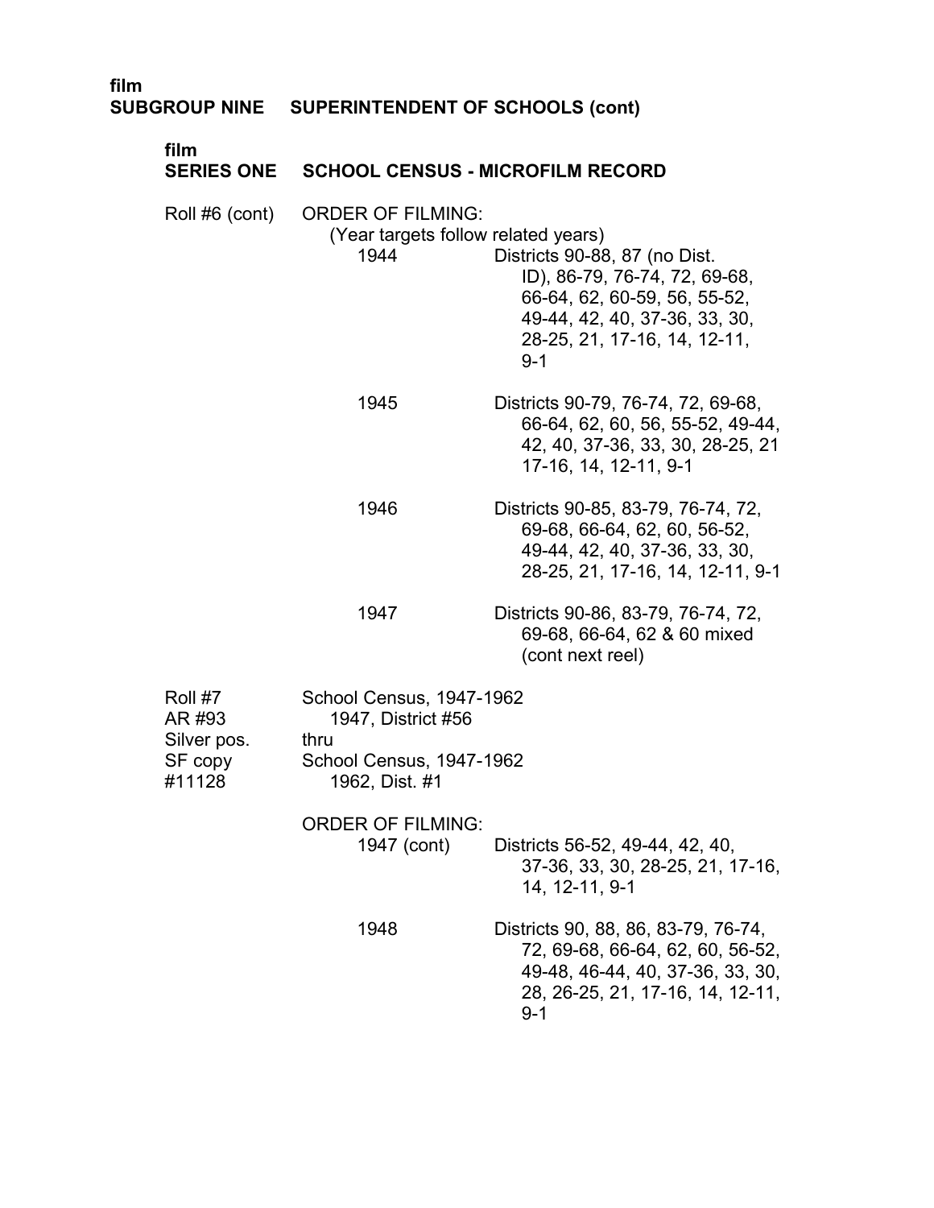film
**SUBGROUP NINE SUPERINTENDENT OF SCHOOLS (cont)**

film
**SERIES ONE SCHOOL CENSUS - MICROFILM RECORD**

Roll #6 (cont)

ORDER OF FILMING:
(Year targets follow related years)

1944 — Districts 90-88, 87 (no Dist. ID), 86-79, 76-74, 72, 69-68, 66-64, 62, 60-59, 56, 55-52, 49-44, 42, 40, 37-36, 33, 30, 28-25, 21, 17-16, 14, 12-11, 9-1

1945 — Districts 90-79, 76-74, 72, 69-68, 66-64, 62, 60, 56, 55-52, 49-44, 42, 40, 37-36, 33, 30, 28-25, 21 17-16, 14, 12-11, 9-1

1946 — Districts 90-85, 83-79, 76-74, 72, 69-68, 66-64, 62, 60, 56-52, 49-44, 42, 40, 37-36, 33, 30, 28-25, 21, 17-16, 14, 12-11, 9-1

1947 — Districts 90-86, 83-79, 76-74, 72, 69-68, 66-64, 62 & 60 mixed (cont next reel)

Roll #7
AR #93
Silver pos.
SF copy
#11128

School Census, 1947-1962
1947, District #56
thru
School Census, 1947-1962
1962, Dist. #1

ORDER OF FILMING:

1947 (cont) — Districts 56-52, 49-44, 42, 40, 37-36, 33, 30, 28-25, 21, 17-16, 14, 12-11, 9-1

1948 — Districts 90, 88, 86, 83-79, 76-74, 72, 69-68, 66-64, 62, 60, 56-52, 49-48, 46-44, 40, 37-36, 33, 30, 28, 26-25, 21, 17-16, 14, 12-11, 9-1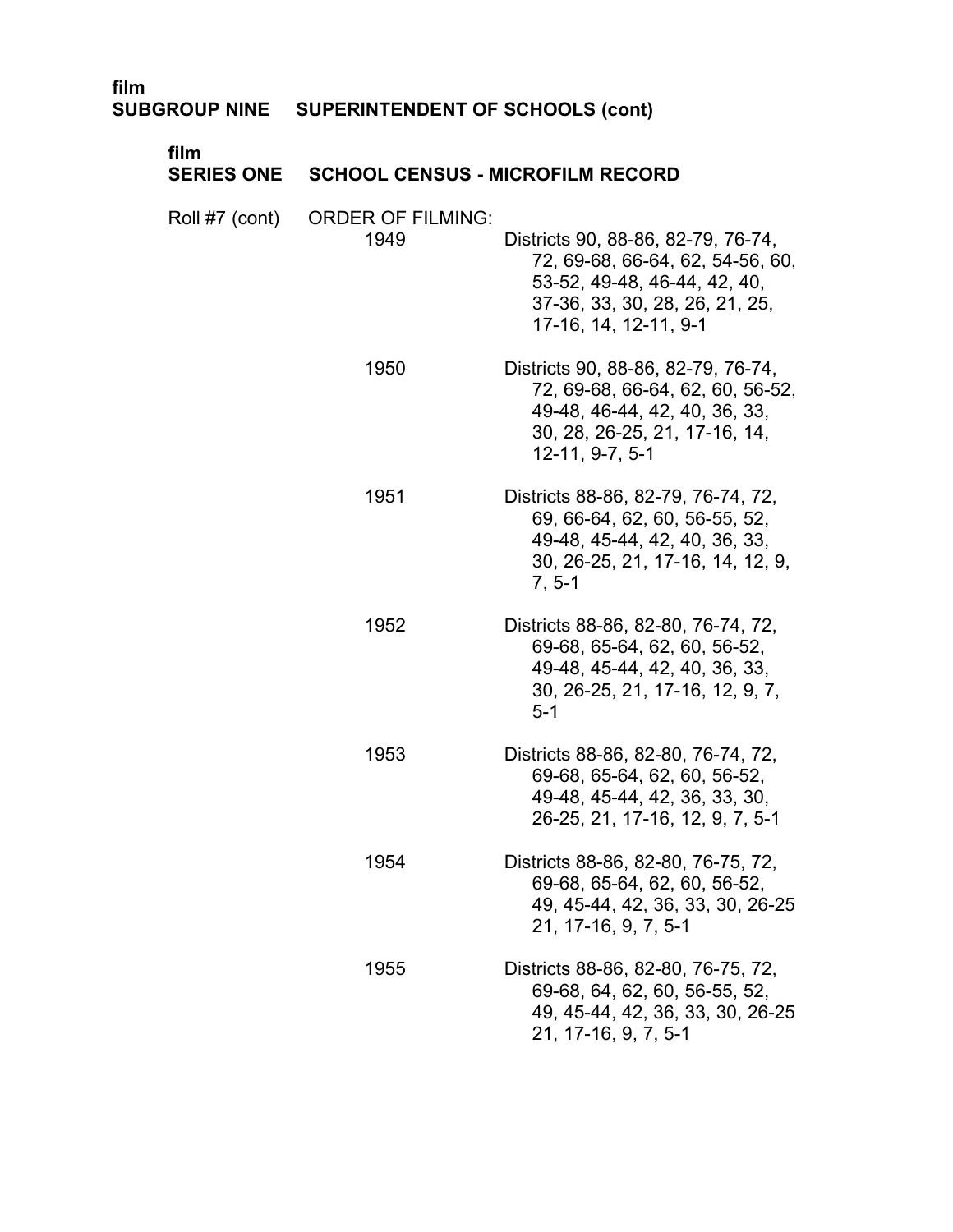film
**SUBGROUP NINE SUPERINTENDENT OF SCHOOLS (cont)**

film
**SERIES ONE SCHOOL CENSUS - MICROFILM RECORD**

Roll #7 (cont) ORDER OF FILMING:

1949 — Districts 90, 88-86, 82-79, 76-74, 72, 69-68, 66-64, 62, 54-56, 60, 53-52, 49-48, 46-44, 42, 40, 37-36, 33, 30, 28, 26, 21, 25, 17-16, 14, 12-11, 9-1

1950 — Districts 90, 88-86, 82-79, 76-74, 72, 69-68, 66-64, 62, 60, 56-52, 49-48, 46-44, 42, 40, 36, 33, 30, 28, 26-25, 21, 17-16, 14, 12-11, 9-7, 5-1

1951 — Districts 88-86, 82-79, 76-74, 72, 69, 66-64, 62, 60, 56-55, 52, 49-48, 45-44, 42, 40, 36, 33, 30, 26-25, 21, 17-16, 14, 12, 9, 7, 5-1

1952 — Districts 88-86, 82-80, 76-74, 72, 69-68, 65-64, 62, 60, 56-52, 49-48, 45-44, 42, 40, 36, 33, 30, 26-25, 21, 17-16, 12, 9, 7, 5-1

1953 — Districts 88-86, 82-80, 76-74, 72, 69-68, 65-64, 62, 60, 56-52, 49-48, 45-44, 42, 36, 33, 30, 26-25, 21, 17-16, 12, 9, 7, 5-1

1954 — Districts 88-86, 82-80, 76-75, 72, 69-68, 65-64, 62, 60, 56-52, 49, 45-44, 42, 36, 33, 30, 26-25 21, 17-16, 9, 7, 5-1

1955 — Districts 88-86, 82-80, 76-75, 72, 69-68, 64, 62, 60, 56-55, 52, 49, 45-44, 42, 36, 33, 30, 26-25 21, 17-16, 9, 7, 5-1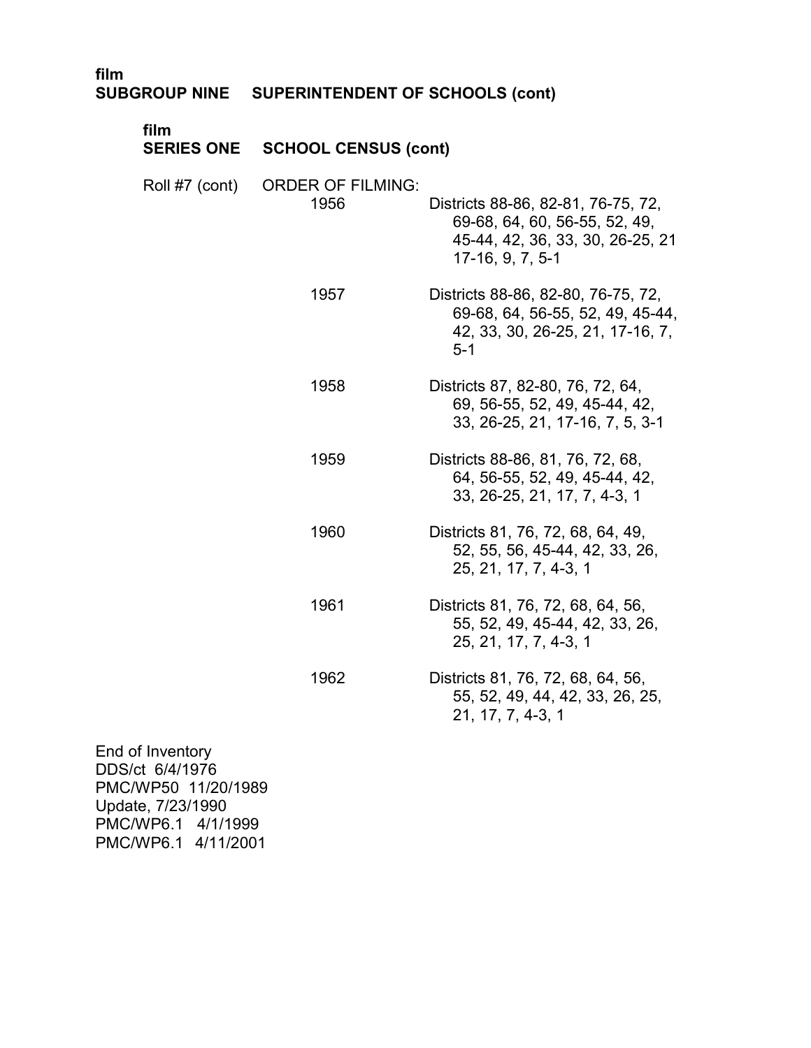film
**SUBGROUP NINE SUPERINTENDENT OF SCHOOLS (cont)**

film
**SERIES ONE SCHOOL CENSUS (cont)**

Roll #7 (cont) ORDER OF FILMING:

| | |
|---|---|
| 1956 | Districts 88-86, 82-81, 76-75, 72, 69-68, 64, 60, 56-55, 52, 49, 45-44, 42, 36, 33, 30, 26-25, 21 17-16, 9, 7, 5-1 |
| 1957 | Districts 88-86, 82-80, 76-75, 72, 69-68, 64, 56-55, 52, 49, 45-44, 42, 33, 30, 26-25, 21, 17-16, 7, 5-1 |
| 1958 | Districts 87, 82-80, 76, 72, 64, 69, 56-55, 52, 49, 45-44, 42, 33, 26-25, 21, 17-16, 7, 5, 3-1 |
| 1959 | Districts 88-86, 81, 76, 72, 68, 64, 56-55, 52, 49, 45-44, 42, 33, 26-25, 21, 17, 7, 4-3, 1 |
| 1960 | Districts 81, 76, 72, 68, 64, 49, 52, 55, 56, 45-44, 42, 33, 26, 25, 21, 17, 7, 4-3, 1 |
| 1961 | Districts 81, 76, 72, 68, 64, 56, 55, 52, 49, 45-44, 42, 33, 26, 25, 21, 17, 7, 4-3, 1 |
| 1962 | Districts 81, 76, 72, 68, 64, 56, 55, 52, 49, 44, 42, 33, 26, 25, 21, 17, 7, 4-3, 1 |

End of Inventory
DDS/ct 6/4/1976
PMC/WP50 11/20/1989
Update, 7/23/1990
PMC/WP6.1 4/1/1999
PMC/WP6.1 4/11/2001